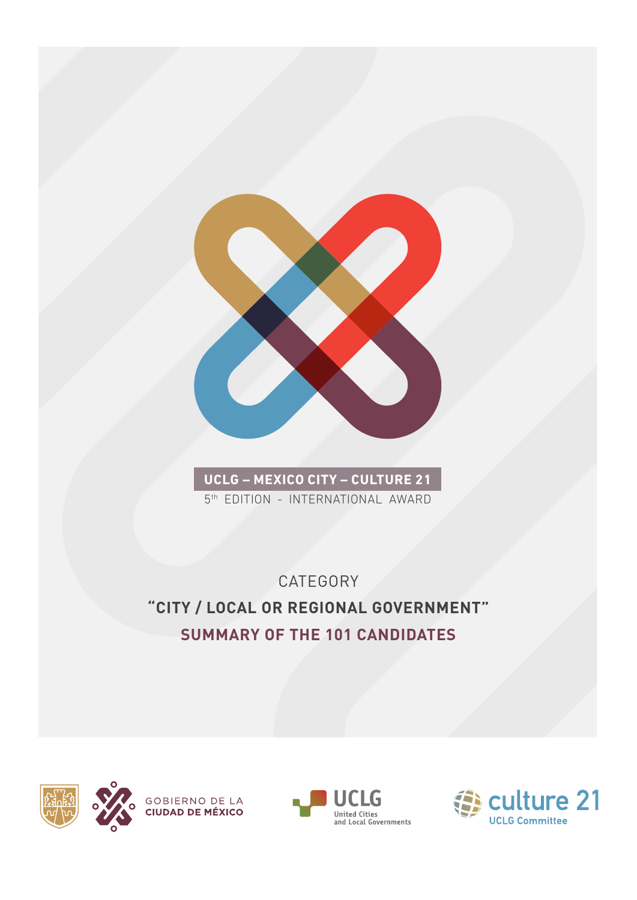**UCLG – MEXICO CITY – CULTURE 21**

5th EDITION - INTERNATIONAL AWARD

CATEGORY

# "CITY / LOCAL OR REGIONAL GOVERNMENT"

## SUMMARY OF THE 101 CANDIDATES

GOBIERNO DE LA **CIUDAD DE MÉXICO**

UCLG United Cities and Local Governments

culture 21 UCLG Committee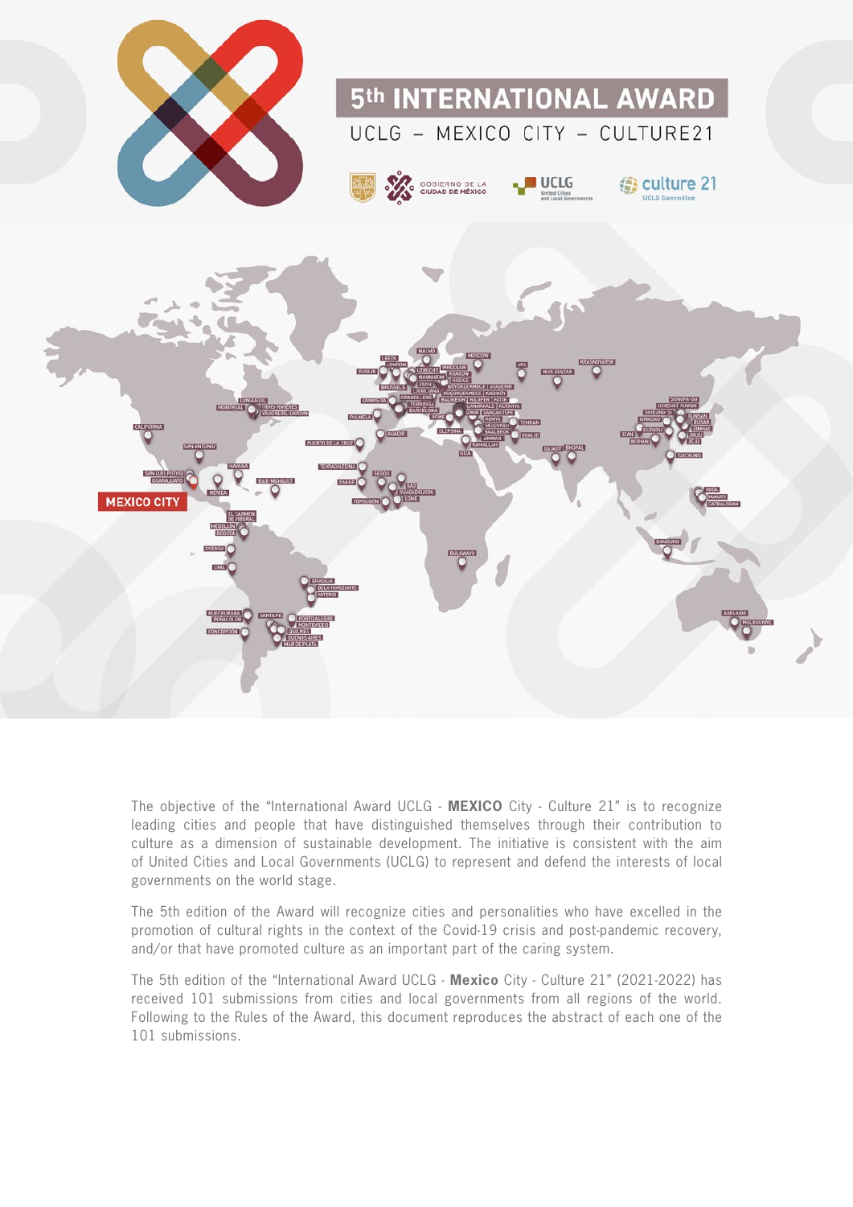# 5th INTERNATIONAL AWARD

UCLG – MEXICO CITY – CULTURE21

The objective of the "International Award UCLG - **MEXICO** City - Culture 21" is to recognize leading cities and people that have distinguished themselves through their contribution to culture as a dimension of sustainable development. The initiative is consistent with the aim of United Cities and Local Governments (UCLG) to represent and defend the interests of local governments on the world stage.

The 5th edition of the Award will recognize cities and personalities who have excelled in the promotion of cultural rights in the context of the Covid-19 crisis and post-pandemic recovery, and/or that have promoted culture as an important part of the caring system.

The 5th edition of the "International Award UCLG - **Mexico** City - Culture 21" (2021-2022) has received 101 submissions from cities and local governments from all regions of the world. Following to the Rules of the Award, this document reproduces the abstract of each one of the 101 submissions.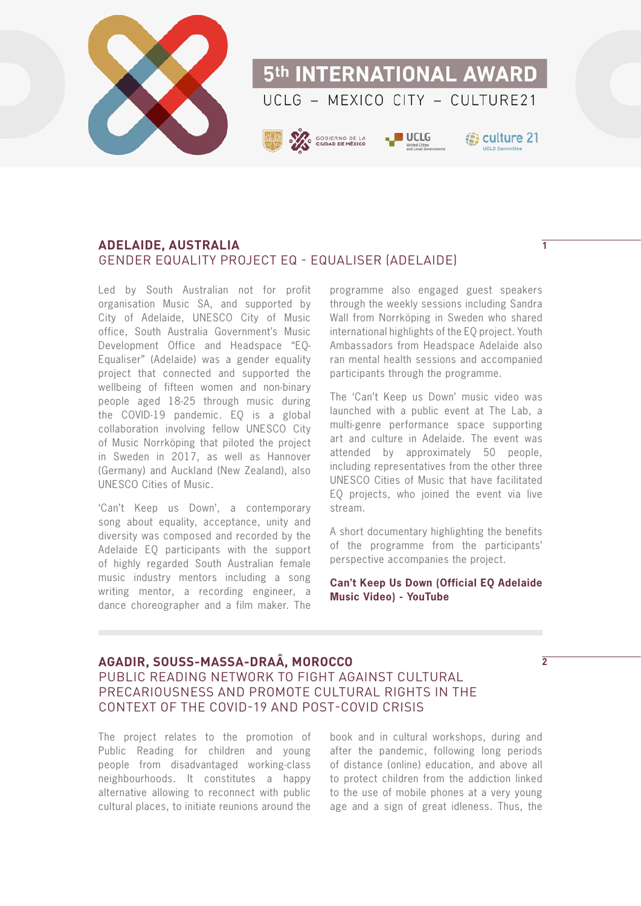## ADELAIDE, AUSTRALIA

### GENDER EQUALITY PROJECT EQ - EQUALISER (ADELAIDE)

Led by South Australian not for profit organisation Music SA, and supported by City of Adelaide, UNESCO City of Music office, South Australia Government's Music Development Office and Headspace "EQ-Equaliser" (Adelaide) was a gender equality project that connected and supported the wellbeing of fifteen women and non-binary people aged 18-25 through music during the COVID-19 pandemic. EQ is a global collaboration involving fellow UNESCO City of Music Norrköping that piloted the project in Sweden in 2017, as well as Hannover (Germany) and Auckland (New Zealand), also UNESCO Cities of Music.

'Can't Keep us Down', a contemporary song about equality, acceptance, unity and diversity was composed and recorded by the Adelaide EQ participants with the support of highly regarded South Australian female music industry mentors including a song writing mentor, a recording engineer, a dance choreographer and a film maker. The programme also engaged guest speakers through the weekly sessions including Sandra Wall from Norrköping in Sweden who shared international highlights of the EQ project. Youth Ambassadors from Headspace Adelaide also ran mental health sessions and accompanied participants through the programme.

The 'Can't Keep us Down' music video was launched with a public event at The Lab, a multi-genre performance space supporting art and culture in Adelaide. The event was attended by approximately 50 people, including representatives from the other three UNESCO Cities of Music that have facilitated EQ projects, who joined the event via live stream.

A short documentary highlighting the benefits of the programme from the participants' perspective accompanies the project.

**Can't Keep Us Down (Official EQ Adelaide Music Video) - YouTube**

## AGADIR, SOUSS-MASSA-DRAÂ, MOROCCO

### PUBLIC READING NETWORK TO FIGHT AGAINST CULTURAL PRECARIOUSNESS AND PROMOTE CULTURAL RIGHTS IN THE CONTEXT OF THE COVID-19 AND POST-COVID CRISIS

The project relates to the promotion of Public Reading for children and young people from disadvantaged working-class neighbourhoods. It constitutes a happy alternative allowing to reconnect with public cultural places, to initiate reunions around the book and in cultural workshops, during and after the pandemic, following long periods of distance (online) education, and above all to protect children from the addiction linked to the use of mobile phones at a very young age and a sign of great idleness. Thus, the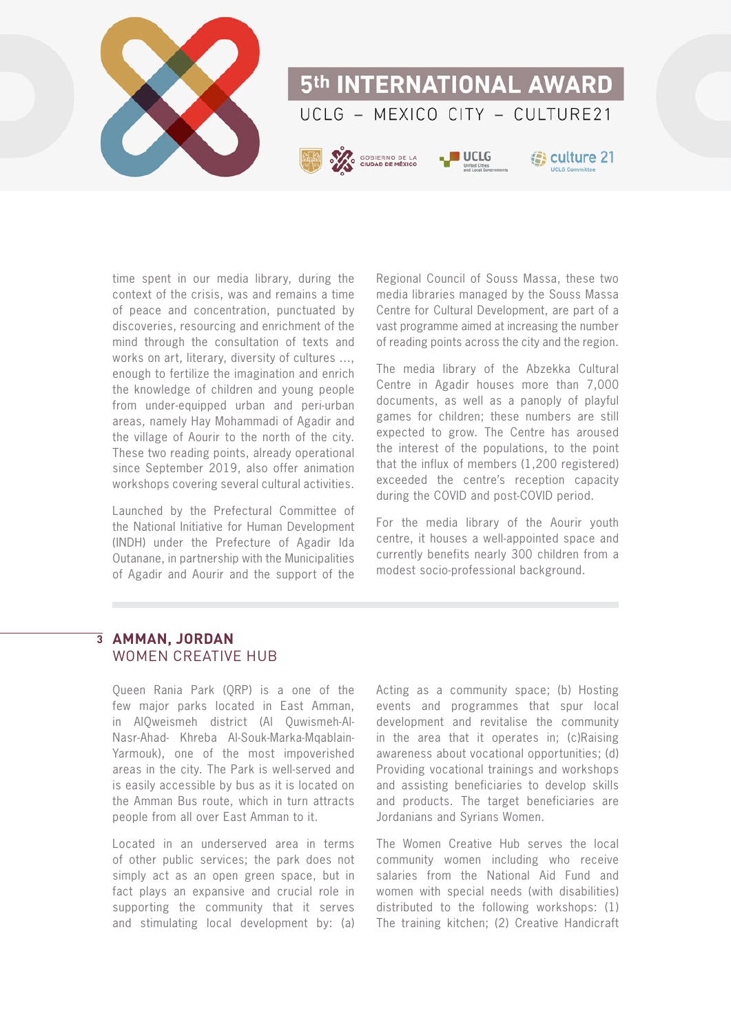time spent in our media library, during the context of the crisis, was and remains a time of peace and concentration, punctuated by discoveries, resourcing and enrichment of the mind through the consultation of texts and works on art, literary, diversity of cultures ..., enough to fertilize the imagination and enrich the knowledge of children and young people from under-equipped urban and peri-urban areas, namely Hay Mohammadi of Agadir and the village of Aourir to the north of the city. These two reading points, already operational since September 2019, also offer animation workshops covering several cultural activities.

Launched by the Prefectural Committee of the National Initiative for Human Development (INDH) under the Prefecture of Agadir Ida Outanane, in partnership with the Municipalities of Agadir and Aourir and the support of the Regional Council of Souss Massa, these two media libraries managed by the Souss Massa Centre for Cultural Development, are part of a vast programme aimed at increasing the number of reading points across the city and the region.

The media library of the Abzekka Cultural Centre in Agadir houses more than 7,000 documents, as well as a panoply of playful games for children; these numbers are still expected to grow. The Centre has aroused the interest of the populations, to the point that the influx of members (1,200 registered) exceeded the centre's reception capacity during the COVID and post-COVID period.

For the media library of the Aourir youth centre, it houses a well-appointed space and currently benefits nearly 300 children from a modest socio-professional background.

## 3 AMMAN, JORDAN
### WOMEN CREATIVE HUB

Queen Rania Park (QRP) is a one of the few major parks located in East Amman, in AlQweismeh district (Al Quwismeh-Al-Nasr-Ahad- Khreba Al-Souk-Marka-Mqablain-Yarmouk), one of the most impoverished areas in the city. The Park is well-served and is easily accessible by bus as it is located on the Amman Bus route, which in turn attracts people from all over East Amman to it.

Located in an underserved area in terms of other public services; the park does not simply act as an open green space, but in fact plays an expansive and crucial role in supporting the community that it serves and stimulating local development by: (a) Acting as a community space; (b) Hosting events and programmes that spur local development and revitalise the community in the area that it operates in; (c)Raising awareness about vocational opportunities; (d) Providing vocational trainings and workshops and assisting beneficiaries to develop skills and products. The target beneficiaries are Jordanians and Syrians Women.

The Women Creative Hub serves the local community women including who receive salaries from the National Aid Fund and women with special needs (with disabilities) distributed to the following workshops: (1) The training kitchen; (2) Creative Handicraft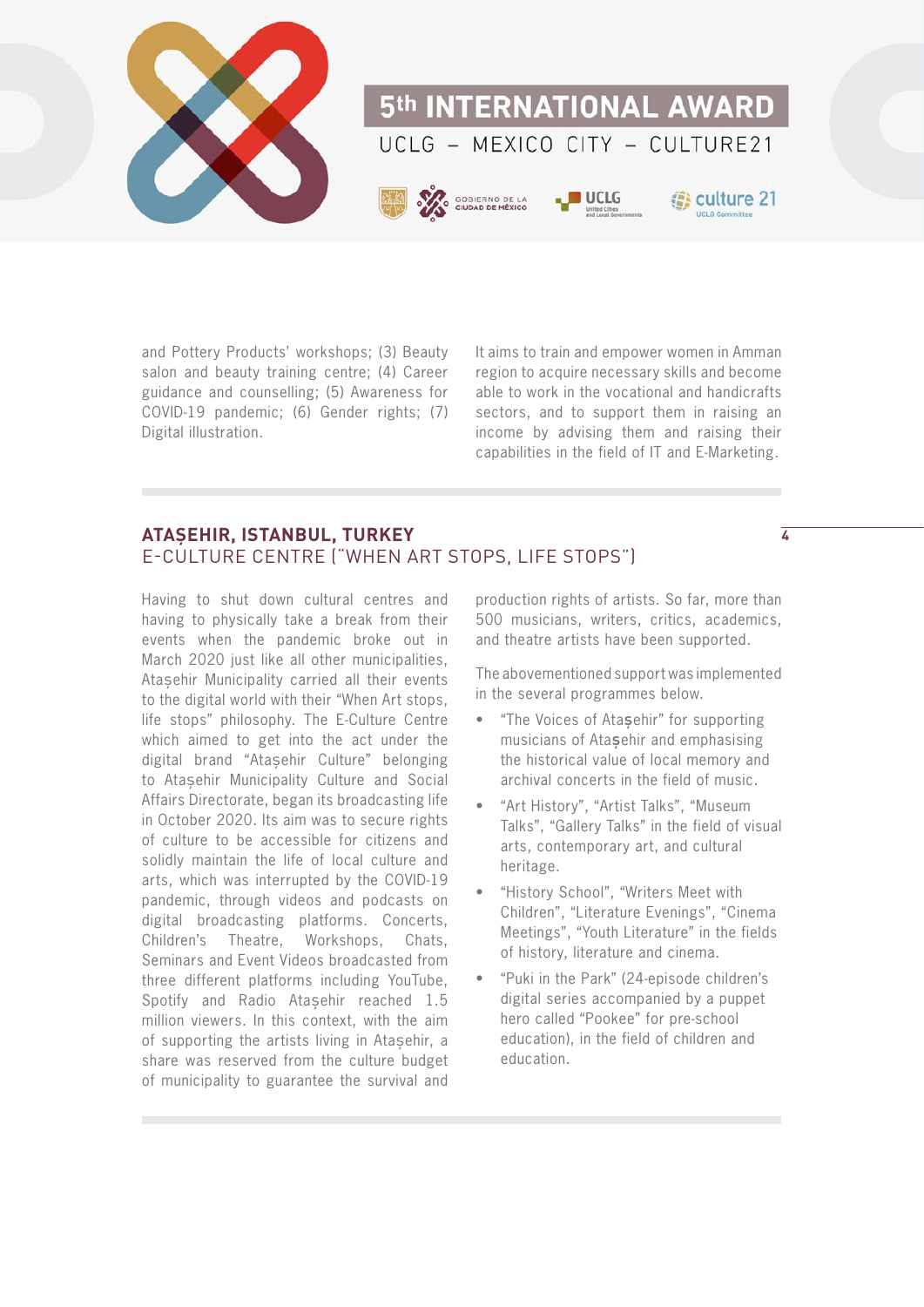and Pottery Products' workshops; (3) Beauty salon and beauty training centre; (4) Career guidance and counselling; (5) Awareness for COVID-19 pandemic; (6) Gender rights; (7) Digital illustration.

It aims to train and empower women in Amman region to acquire necessary skills and become able to work in the vocational and handicrafts sectors, and to support them in raising an income by advising them and raising their capabilities in the field of IT and E-Marketing.

## ATAŞEHIR, ISTANBUL, TURKEY
### E-CULTURE CENTRE ("WHEN ART STOPS, LIFE STOPS")

Having to shut down cultural centres and having to physically take a break from their events when the pandemic broke out in March 2020 just like all other municipalities, Ataşehir Municipality carried all their events to the digital world with their "When Art stops, life stops" philosophy. The E-Culture Centre which aimed to get into the act under the digital brand "Ataşehir Culture" belonging to Ataşehir Municipality Culture and Social Affairs Directorate, began its broadcasting life in October 2020. Its aim was to secure rights of culture to be accessible for citizens and solidly maintain the life of local culture and arts, which was interrupted by the COVID-19 pandemic, through videos and podcasts on digital broadcasting platforms. Concerts, Children's Theatre, Workshops, Chats, Seminars and Event Videos broadcasted from three different platforms including YouTube, Spotify and Radio Ataşehir reached 1.5 million viewers. In this context, with the aim of supporting the artists living in Ataşehir, a share was reserved from the culture budget of municipality to guarantee the survival and production rights of artists. So far, more than 500 musicians, writers, critics, academics, and theatre artists have been supported.

The abovementioned support was implemented in the several programmes below.

- "The Voices of Ataşehir" for supporting musicians of Ataşehir and emphasising the historical value of local memory and archival concerts in the field of music.
- "Art History", "Artist Talks", "Museum Talks", "Gallery Talks" in the field of visual arts, contemporary art, and cultural heritage.
- "History School", "Writers Meet with Children", "Literature Evenings", "Cinema Meetings", "Youth Literature" in the fields of history, literature and cinema.
- "Puki in the Park" (24-episode children's digital series accompanied by a puppet hero called "Pookee" for pre-school education), in the field of children and education.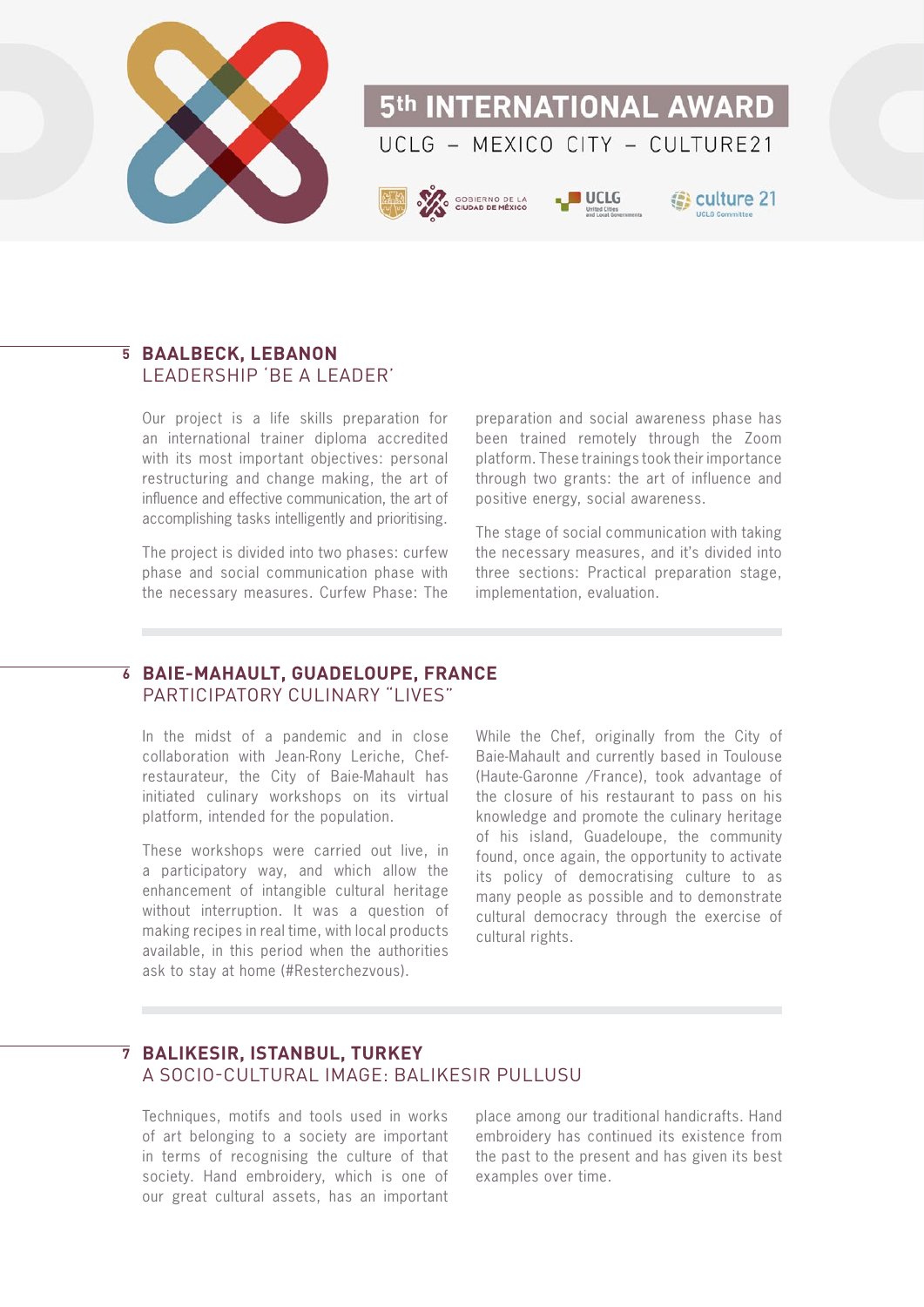## 5 BAALBECK, LEBANON

### LEADERSHIP 'BE A LEADER'

Our project is a life skills preparation for an international trainer diploma accredited with its most important objectives: personal restructuring and change making, the art of influence and effective communication, the art of accomplishing tasks intelligently and prioritising.

The project is divided into two phases: curfew phase and social communication phase with the necessary measures. Curfew Phase: The preparation and social awareness phase has been trained remotely through the Zoom platform. These trainings took their importance through two grants: the art of influence and positive energy, social awareness.

The stage of social communication with taking the necessary measures, and it's divided into three sections: Practical preparation stage, implementation, evaluation.

## 6 BAIE-MAHAULT, GUADELOUPE, FRANCE

### PARTICIPATORY CULINARY "LIVES"

In the midst of a pandemic and in close collaboration with Jean-Rony Leriche, Chef-restaurateur, the City of Baie-Mahault has initiated culinary workshops on its virtual platform, intended for the population.

These workshops were carried out live, in a participatory way, and which allow the enhancement of intangible cultural heritage without interruption. It was a question of making recipes in real time, with local products available, in this period when the authorities ask to stay at home (#Resterchezvous).

While the Chef, originally from the City of Baie-Mahault and currently based in Toulouse (Haute-Garonne /France), took advantage of the closure of his restaurant to pass on his knowledge and promote the culinary heritage of his island, Guadeloupe, the community found, once again, the opportunity to activate its policy of democratising culture to as many people as possible and to demonstrate cultural democracy through the exercise of cultural rights.

## 7 BALIKESIR, ISTANBUL, TURKEY

### A SOCIO-CULTURAL IMAGE: BALIKESIR PULLUSU

Techniques, motifs and tools used in works of art belonging to a society are important in terms of recognising the culture of that society. Hand embroidery, which is one of our great cultural assets, has an important place among our traditional handicrafts. Hand embroidery has continued its existence from the past to the present and has given its best examples over time.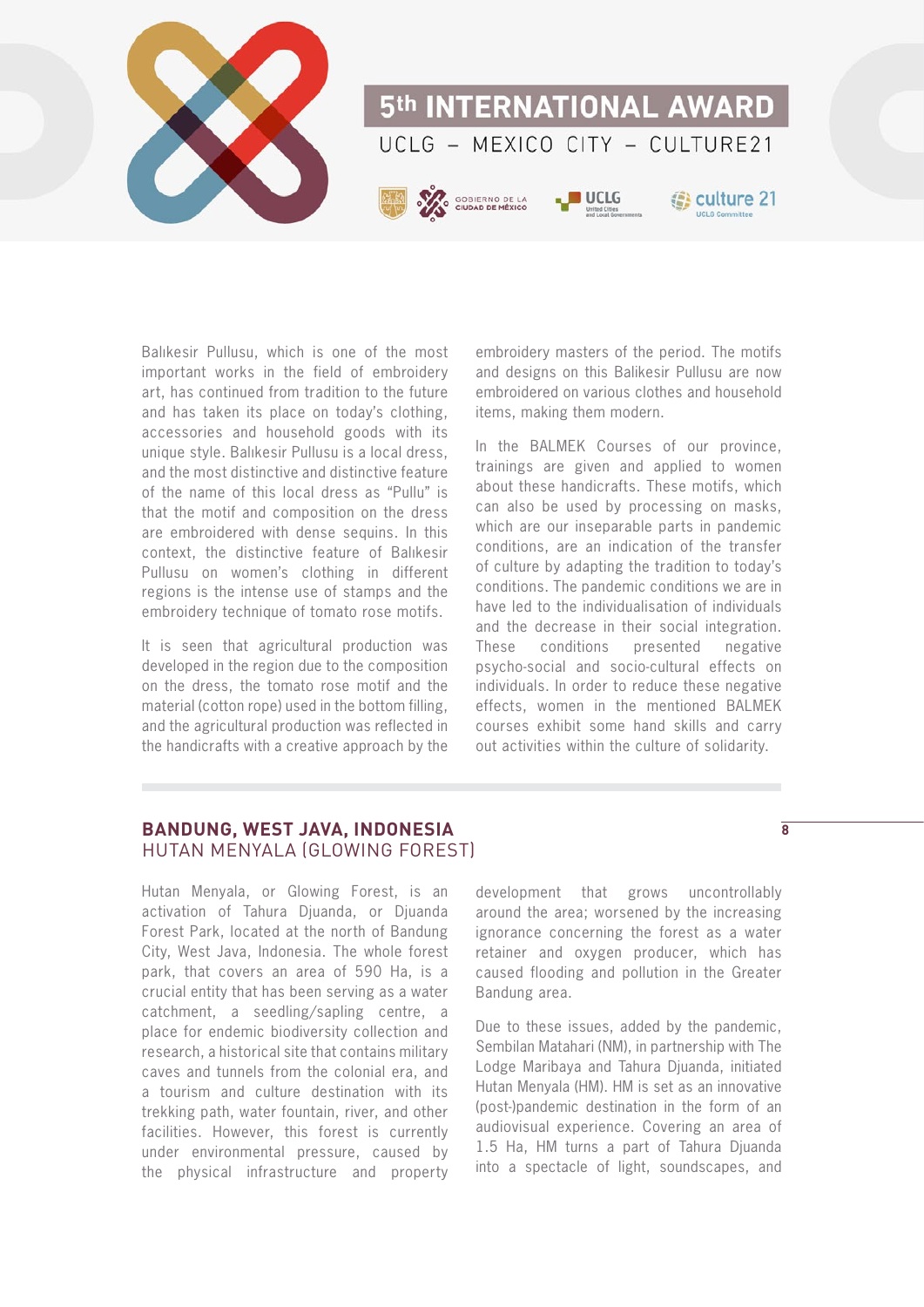Balıkesir Pullusu, which is one of the most important works in the field of embroidery art, has continued from tradition to the future and has taken its place on today's clothing, accessories and household goods with its unique style. Balıkesir Pullusu is a local dress, and the most distinctive and distinctive feature of the name of this local dress as "Pullu" is that the motif and composition on the dress are embroidered with dense sequins. In this context, the distinctive feature of Balıkesir Pullusu on women's clothing in different regions is the intense use of stamps and the embroidery technique of tomato rose motifs.

It is seen that agricultural production was developed in the region due to the composition on the dress, the tomato rose motif and the material (cotton rope) used in the bottom filling, and the agricultural production was reflected in the handicrafts with a creative approach by the embroidery masters of the period. The motifs and designs on this Balikesir Pullusu are now embroidered on various clothes and household items, making them modern.

In the BALMEK Courses of our province, trainings are given and applied to women about these handicrafts. These motifs, which can also be used by processing on masks, which are our inseparable parts in pandemic conditions, are an indication of the transfer of culture by adapting the tradition to today's conditions. The pandemic conditions we are in have led to the individualisation of individuals and the decrease in their social integration. These conditions presented negative psycho-social and socio-cultural effects on individuals. In order to reduce these negative effects, women in the mentioned BALMEK courses exhibit some hand skills and carry out activities within the culture of solidarity.

## BANDUNG, WEST JAVA, INDONESIA
HUTAN MENYALA (GLOWING FOREST)

Hutan Menyala, or Glowing Forest, is an activation of Tahura Djuanda, or Djuanda Forest Park, located at the north of Bandung City, West Java, Indonesia. The whole forest park, that covers an area of 590 Ha, is a crucial entity that has been serving as a water catchment, a seedling/sapling centre, a place for endemic biodiversity collection and research, a historical site that contains military caves and tunnels from the colonial era, and a tourism and culture destination with its trekking path, water fountain, river, and other facilities. However, this forest is currently under environmental pressure, caused by the physical infrastructure and property development that grows uncontrollably around the area; worsened by the increasing ignorance concerning the forest as a water retainer and oxygen producer, which has caused flooding and pollution in the Greater Bandung area.

Due to these issues, added by the pandemic, Sembilan Matahari (NM), in partnership with The Lodge Maribaya and Tahura Djuanda, initiated Hutan Menyala (HM). HM is set as an innovative (post-)pandemic destination in the form of an audiovisual experience. Covering an area of 1.5 Ha, HM turns a part of Tahura Djuanda into a spectacle of light, soundscapes, and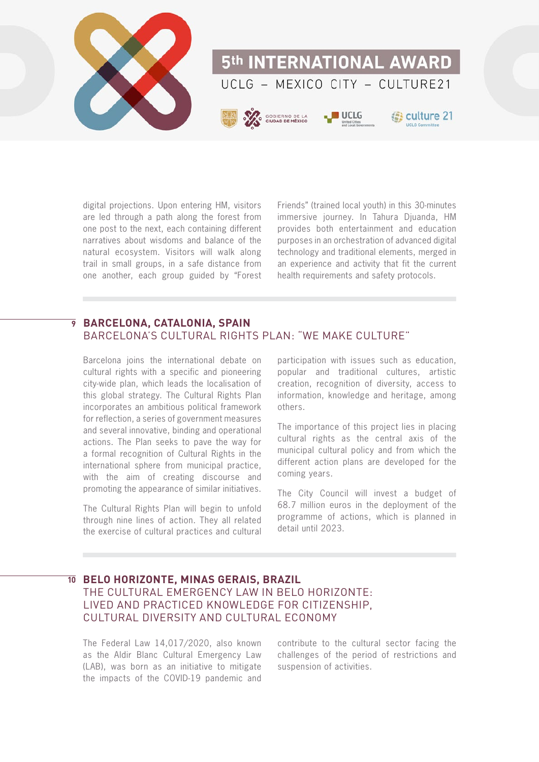digital projections. Upon entering HM, visitors are led through a path along the forest from one post to the next, each containing different narratives about wisdoms and balance of the natural ecosystem. Visitors will walk along trail in small groups, in a safe distance from one another, each group guided by "Forest Friends" (trained local youth) in this 30-minutes immersive journey. In Tahura Djuanda, HM provides both entertainment and education purposes in an orchestration of advanced digital technology and traditional elements, merged in an experience and activity that fit the current health requirements and safety protocols.

## 9 BARCELONA, CATALONIA, SPAIN
### BARCELONA'S CULTURAL RIGHTS PLAN: "WE MAKE CULTURE"

Barcelona joins the international debate on cultural rights with a specific and pioneering city-wide plan, which leads the localisation of this global strategy. The Cultural Rights Plan incorporates an ambitious political framework for reflection, a series of government measures and several innovative, binding and operational actions. The Plan seeks to pave the way for a formal recognition of Cultural Rights in the international sphere from municipal practice, with the aim of creating discourse and promoting the appearance of similar initiatives.

The Cultural Rights Plan will begin to unfold through nine lines of action. They all related the exercise of cultural practices and cultural participation with issues such as education, popular and traditional cultures, artistic creation, recognition of diversity, access to information, knowledge and heritage, among others.

The importance of this project lies in placing cultural rights as the central axis of the municipal cultural policy and from which the different action plans are developed for the coming years.

The City Council will invest a budget of 68.7 million euros in the deployment of the programme of actions, which is planned in detail until 2023.

## 10 BELO HORIZONTE, MINAS GERAIS, BRAZIL
### THE CULTURAL EMERGENCY LAW IN BELO HORIZONTE: LIVED AND PRACTICED KNOWLEDGE FOR CITIZENSHIP, CULTURAL DIVERSITY AND CULTURAL ECONOMY

The Federal Law 14,017/2020, also known as the Aldir Blanc Cultural Emergency Law (LAB), was born as an initiative to mitigate the impacts of the COVID-19 pandemic and contribute to the cultural sector facing the challenges of the period of restrictions and suspension of activities.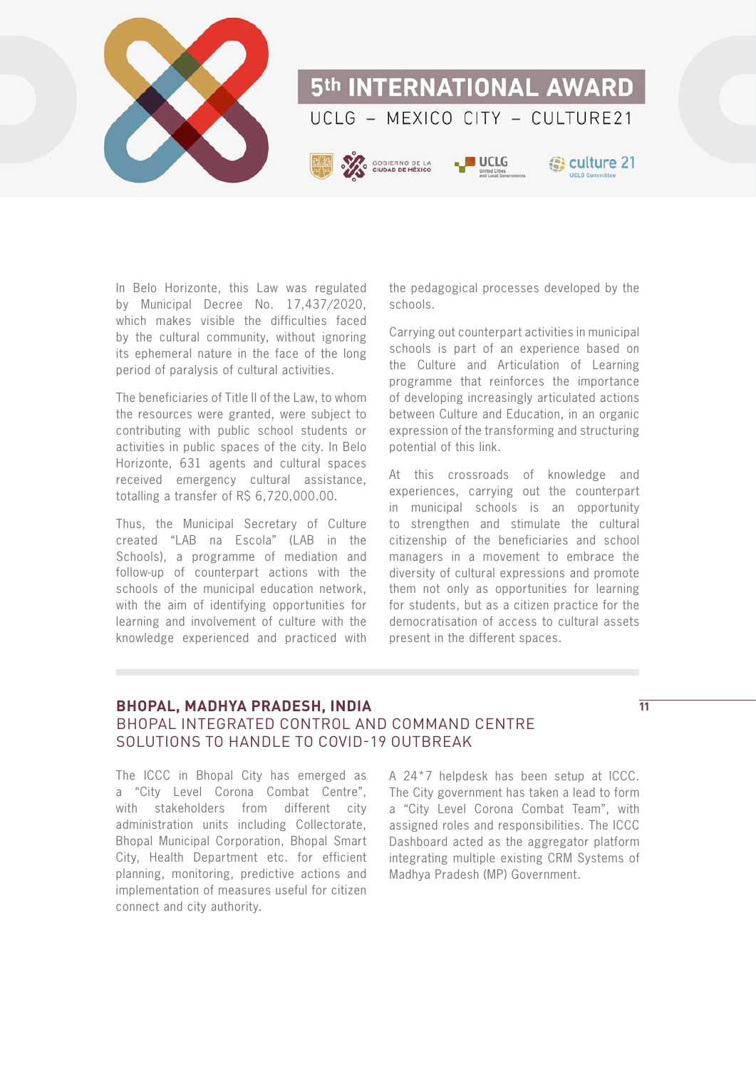In Belo Horizonte, this Law was regulated by Municipal Decree No. 17,437/2020, which makes visible the difficulties faced by the cultural community, without ignoring its ephemeral nature in the face of the long period of paralysis of cultural activities.

The beneficiaries of Title II of the Law, to whom the resources were granted, were subject to contributing with public school students or activities in public spaces of the city. In Belo Horizonte, 631 agents and cultural spaces received emergency cultural assistance, totalling a transfer of R$ 6,720,000.00.

Thus, the Municipal Secretary of Culture created "LAB na Escola" (LAB in the Schools), a programme of mediation and follow-up of counterpart actions with the schools of the municipal education network, with the aim of identifying opportunities for learning and involvement of culture with the knowledge experienced and practiced with the pedagogical processes developed by the schools.

Carrying out counterpart activities in municipal schools is part of an experience based on the Culture and Articulation of Learning programme that reinforces the importance of developing increasingly articulated actions between Culture and Education, in an organic expression of the transforming and structuring potential of this link.

At this crossroads of knowledge and experiences, carrying out the counterpart in municipal schools is an opportunity to strengthen and stimulate the cultural citizenship of the beneficiaries and school managers in a movement to embrace the diversity of cultural expressions and promote them not only as opportunities for learning for students, but as a citizen practice for the democratisation of access to cultural assets present in the different spaces.

## BHOPAL, MADHYA PRADESH, INDIA
### BHOPAL INTEGRATED CONTROL AND COMMAND CENTRE SOLUTIONS TO HANDLE TO COVID-19 OUTBREAK

The ICCC in Bhopal City has emerged as a "City Level Corona Combat Centre", with stakeholders from different city administration units including Collectorate, Bhopal Municipal Corporation, Bhopal Smart City, Health Department etc. for efficient planning, monitoring, predictive actions and implementation of measures useful for citizen connect and city authority.

A 24*7 helpdesk has been setup at ICCC. The City government has taken a lead to form a "City Level Corona Combat Team", with assigned roles and responsibilities. The ICCC Dashboard acted as the aggregator platform integrating multiple existing CRM Systems of Madhya Pradesh (MP) Government.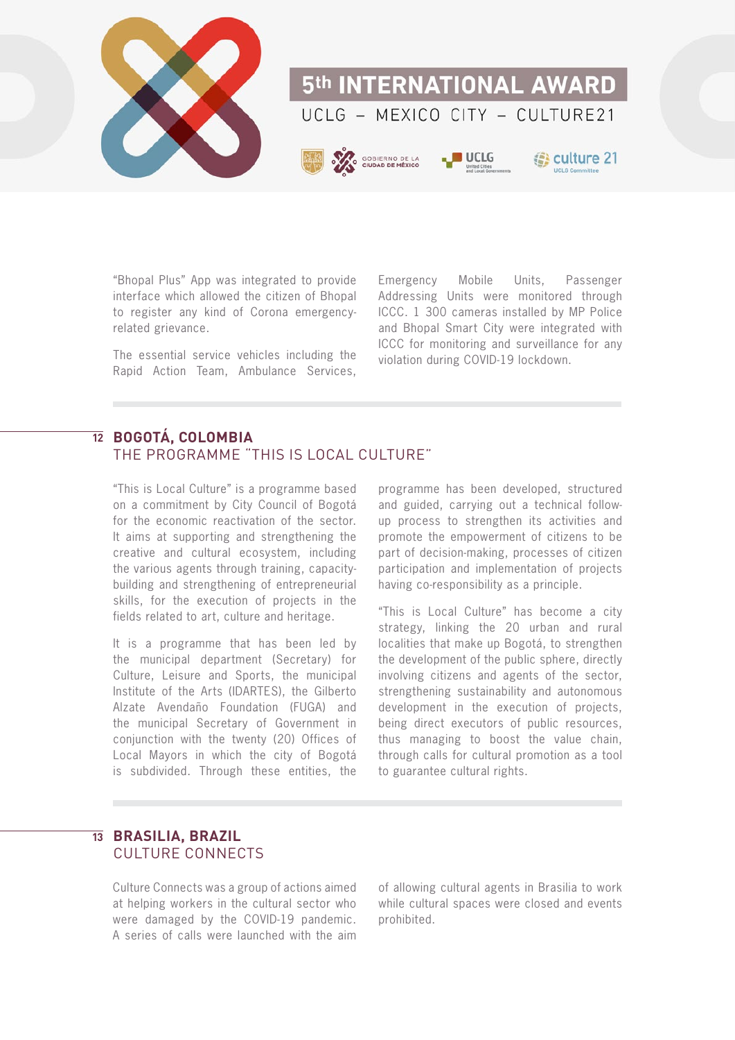"Bhopal Plus" App was integrated to provide interface which allowed the citizen of Bhopal to register any kind of Corona emergency-related grievance.

The essential service vehicles including the Rapid Action Team, Ambulance Services, Emergency Mobile Units, Passenger Addressing Units were monitored through ICCC. 1 300 cameras installed by MP Police and Bhopal Smart City were integrated with ICCC for monitoring and surveillance for any violation during COVID-19 lockdown.

## 12 BOGOTÁ, COLOMBIA
### THE PROGRAMME "THIS IS LOCAL CULTURE"

"This is Local Culture" is a programme based on a commitment by City Council of Bogotá for the economic reactivation of the sector. It aims at supporting and strengthening the creative and cultural ecosystem, including the various agents through training, capacity-building and strengthening of entrepreneurial skills, for the execution of projects in the fields related to art, culture and heritage.

It is a programme that has been led by the municipal department (Secretary) for Culture, Leisure and Sports, the municipal Institute of the Arts (IDARTES), the Gilberto Alzate Avendaño Foundation (FUGA) and the municipal Secretary of Government in conjunction with the twenty (20) Offices of Local Mayors in which the city of Bogotá is subdivided. Through these entities, the programme has been developed, structured and guided, carrying out a technical follow-up process to strengthen its activities and promote the empowerment of citizens to be part of decision-making, processes of citizen participation and implementation of projects having co-responsibility as a principle.

"This is Local Culture" has become a city strategy, linking the 20 urban and rural localities that make up Bogotá, to strengthen the development of the public sphere, directly involving citizens and agents of the sector, strengthening sustainability and autonomous development in the execution of projects, being direct executors of public resources, thus managing to boost the value chain, through calls for cultural promotion as a tool to guarantee cultural rights.

## 13 BRASILIA, BRAZIL
### CULTURE CONNECTS

Culture Connects was a group of actions aimed at helping workers in the cultural sector who were damaged by the COVID-19 pandemic. A series of calls were launched with the aim of allowing cultural agents in Brasilia to work while cultural spaces were closed and events prohibited.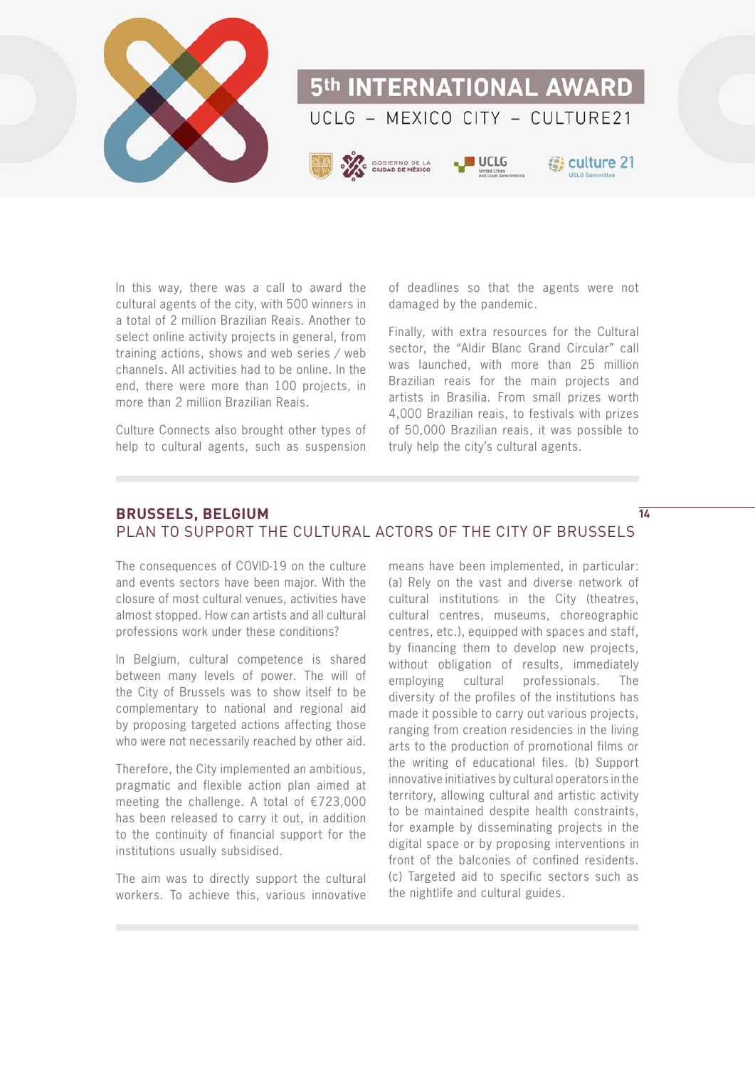In this way, there was a call to award the cultural agents of the city, with 500 winners in a total of 2 million Brazilian Reais. Another to select online activity projects in general, from training actions, shows and web series / web channels. All activities had to be online. In the end, there were more than 100 projects, in more than 2 million Brazilian Reais.

Culture Connects also brought other types of help to cultural agents, such as suspension of deadlines so that the agents were not damaged by the pandemic.

Finally, with extra resources for the Cultural sector, the "Aldir Blanc Grand Circular" call was launched, with more than 25 million Brazilian reais for the main projects and artists in Brasilia. From small prizes worth 4,000 Brazilian reais, to festivals with prizes of 50,000 Brazilian reais, it was possible to truly help the city's cultural agents.

## BRUSSELS, BELGIUM
### PLAN TO SUPPORT THE CULTURAL ACTORS OF THE CITY OF BRUSSELS

The consequences of COVID-19 on the culture and events sectors have been major. With the closure of most cultural venues, activities have almost stopped. How can artists and all cultural professions work under these conditions?

In Belgium, cultural competence is shared between many levels of power. The will of the City of Brussels was to show itself to be complementary to national and regional aid by proposing targeted actions affecting those who were not necessarily reached by other aid.

Therefore, the City implemented an ambitious, pragmatic and flexible action plan aimed at meeting the challenge. A total of €723,000 has been released to carry it out, in addition to the continuity of financial support for the institutions usually subsidised.

The aim was to directly support the cultural workers. To achieve this, various innovative means have been implemented, in particular: (a) Rely on the vast and diverse network of cultural institutions in the City (theatres, cultural centres, museums, choreographic centres, etc.), equipped with spaces and staff, by financing them to develop new projects, without obligation of results, immediately employing cultural professionals. The diversity of the profiles of the institutions has made it possible to carry out various projects, ranging from creation residencies in the living arts to the production of promotional films or the writing of educational files. (b) Support innovative initiatives by cultural operators in the territory, allowing cultural and artistic activity to be maintained despite health constraints, for example by disseminating projects in the digital space or by proposing interventions in front of the balconies of confined residents. (c) Targeted aid to specific sectors such as the nightlife and cultural guides.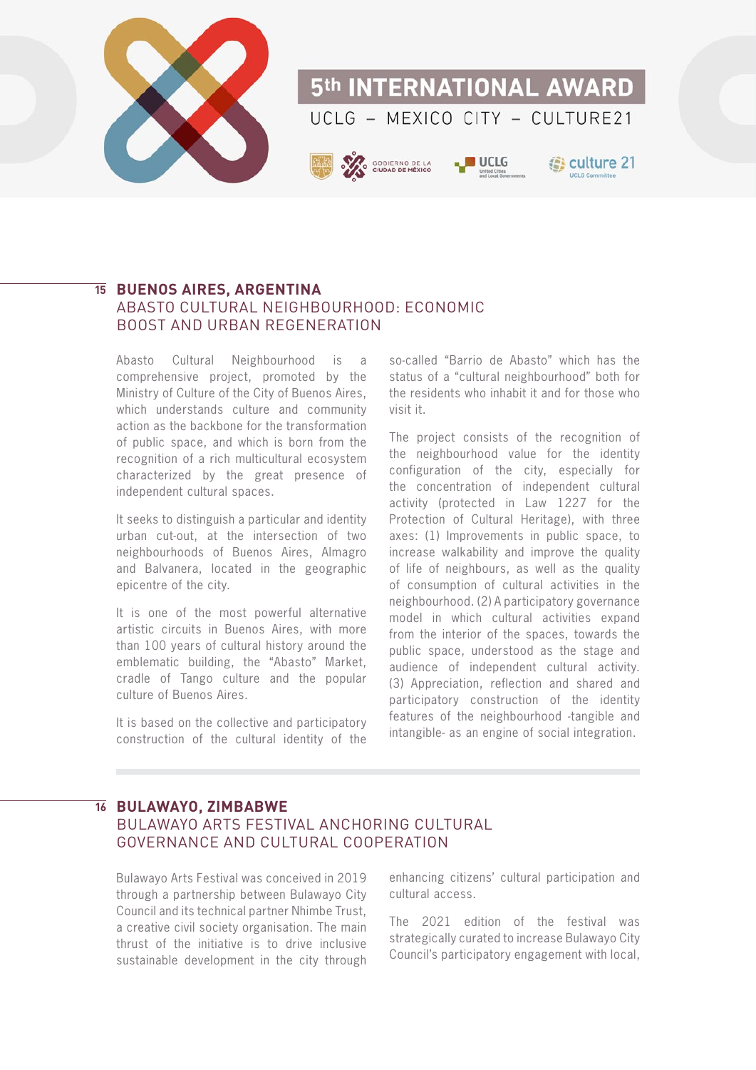## 15 BUENOS AIRES, ARGENTINA

### ABASTO CULTURAL NEIGHBOURHOOD: ECONOMIC BOOST AND URBAN REGENERATION

Abasto Cultural Neighbourhood is a comprehensive project, promoted by the Ministry of Culture of the City of Buenos Aires, which understands culture and community action as the backbone for the transformation of public space, and which is born from the recognition of a rich multicultural ecosystem characterized by the great presence of independent cultural spaces.

It seeks to distinguish a particular and identity urban cut-out, at the intersection of two neighbourhoods of Buenos Aires, Almagro and Balvanera, located in the geographic epicentre of the city.

It is one of the most powerful alternative artistic circuits in Buenos Aires, with more than 100 years of cultural history around the emblematic building, the "Abasto" Market, cradle of Tango culture and the popular culture of Buenos Aires.

It is based on the collective and participatory construction of the cultural identity of the so-called "Barrio de Abasto" which has the status of a "cultural neighbourhood" both for the residents who inhabit it and for those who visit it.

The project consists of the recognition of the neighbourhood value for the identity configuration of the city, especially for the concentration of independent cultural activity (protected in Law 1227 for the Protection of Cultural Heritage), with three axes: (1) Improvements in public space, to increase walkability and improve the quality of life of neighbours, as well as the quality of consumption of cultural activities in the neighbourhood. (2) A participatory governance model in which cultural activities expand from the interior of the spaces, towards the public space, understood as the stage and audience of independent cultural activity. (3) Appreciation, reflection and shared and participatory construction of the identity features of the neighbourhood -tangible and intangible- as an engine of social integration.

## 16 BULAWAYO, ZIMBABWE

### BULAWAYO ARTS FESTIVAL ANCHORING CULTURAL GOVERNANCE AND CULTURAL COOPERATION

Bulawayo Arts Festival was conceived in 2019 through a partnership between Bulawayo City Council and its technical partner Nhimbe Trust, a creative civil society organisation. The main thrust of the initiative is to drive inclusive sustainable development in the city through enhancing citizens' cultural participation and cultural access.

The 2021 edition of the festival was strategically curated to increase Bulawayo City Council's participatory engagement with local,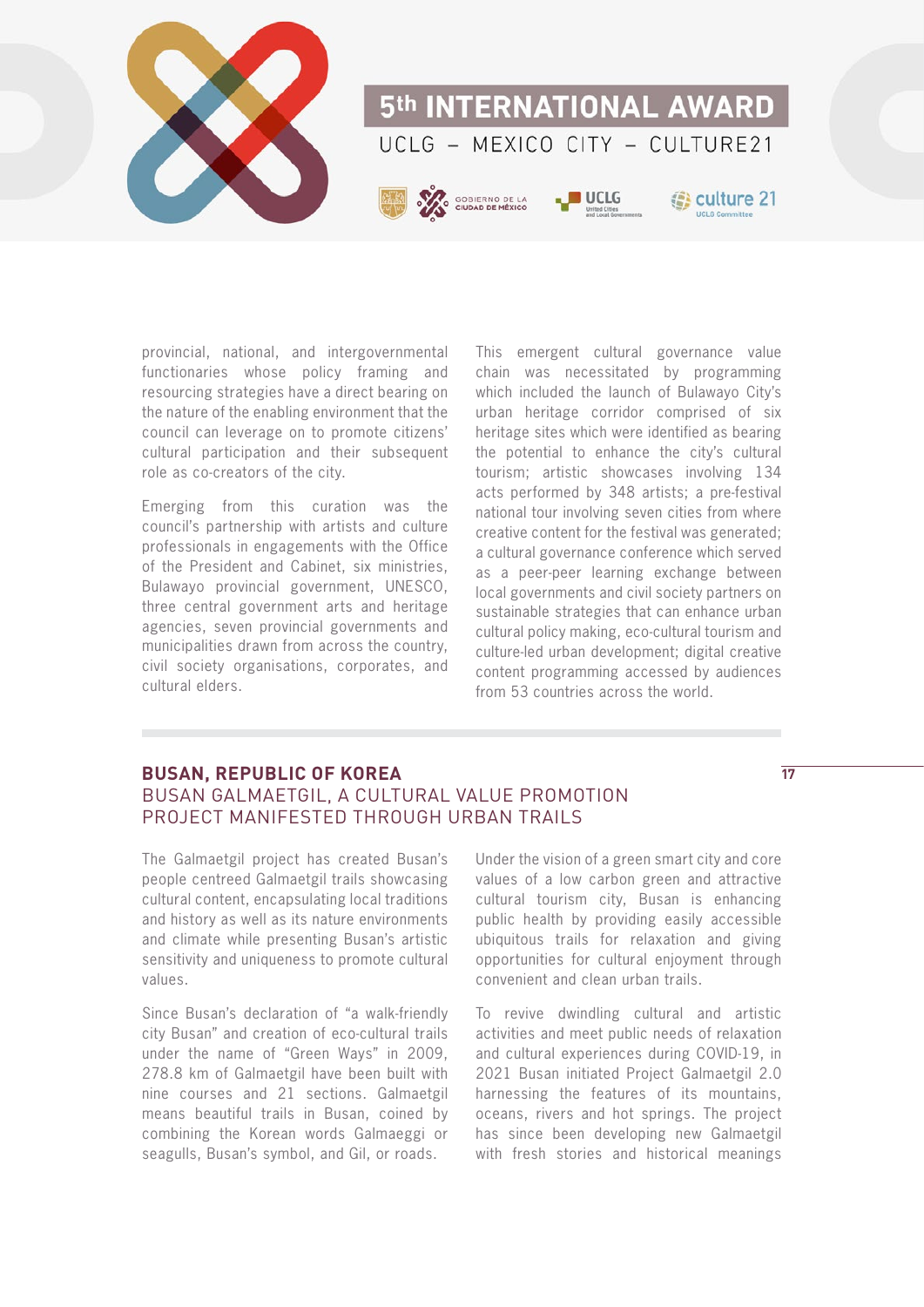provincial, national, and intergovernmental functionaries whose policy framing and resourcing strategies have a direct bearing on the nature of the enabling environment that the council can leverage on to promote citizens' cultural participation and their subsequent role as co-creators of the city.

Emerging from this curation was the council's partnership with artists and culture professionals in engagements with the Office of the President and Cabinet, six ministries, Bulawayo provincial government, UNESCO, three central government arts and heritage agencies, seven provincial governments and municipalities drawn from across the country, civil society organisations, corporates, and cultural elders.

This emergent cultural governance value chain was necessitated by programming which included the launch of Bulawayo City's urban heritage corridor comprised of six heritage sites which were identified as bearing the potential to enhance the city's cultural tourism; artistic showcases involving 134 acts performed by 348 artists; a pre-festival national tour involving seven cities from where creative content for the festival was generated; a cultural governance conference which served as a peer-peer learning exchange between local governments and civil society partners on sustainable strategies that can enhance urban cultural policy making, eco-cultural tourism and culture-led urban development; digital creative content programming accessed by audiences from 53 countries across the world.

## BUSAN, REPUBLIC OF KOREA

### BUSAN GALMAETGIL, A CULTURAL VALUE PROMOTION PROJECT MANIFESTED THROUGH URBAN TRAILS

The Galmaetgil project has created Busan's people centreed Galmaetgil trails showcasing cultural content, encapsulating local traditions and history as well as its nature environments and climate while presenting Busan's artistic sensitivity and uniqueness to promote cultural values.

Since Busan's declaration of "a walk-friendly city Busan" and creation of eco-cultural trails under the name of "Green Ways" in 2009, 278.8 km of Galmaetgil have been built with nine courses and 21 sections. Galmaetgil means beautiful trails in Busan, coined by combining the Korean words Galmaeggi or seagulls, Busan's symbol, and Gil, or roads.

Under the vision of a green smart city and core values of a low carbon green and attractive cultural tourism city, Busan is enhancing public health by providing easily accessible ubiquitous trails for relaxation and giving opportunities for cultural enjoyment through convenient and clean urban trails.

To revive dwindling cultural and artistic activities and meet public needs of relaxation and cultural experiences during COVID-19, in 2021 Busan initiated Project Galmaetgil 2.0 harnessing the features of its mountains, oceans, rivers and hot springs. The project has since been developing new Galmaetgil with fresh stories and historical meanings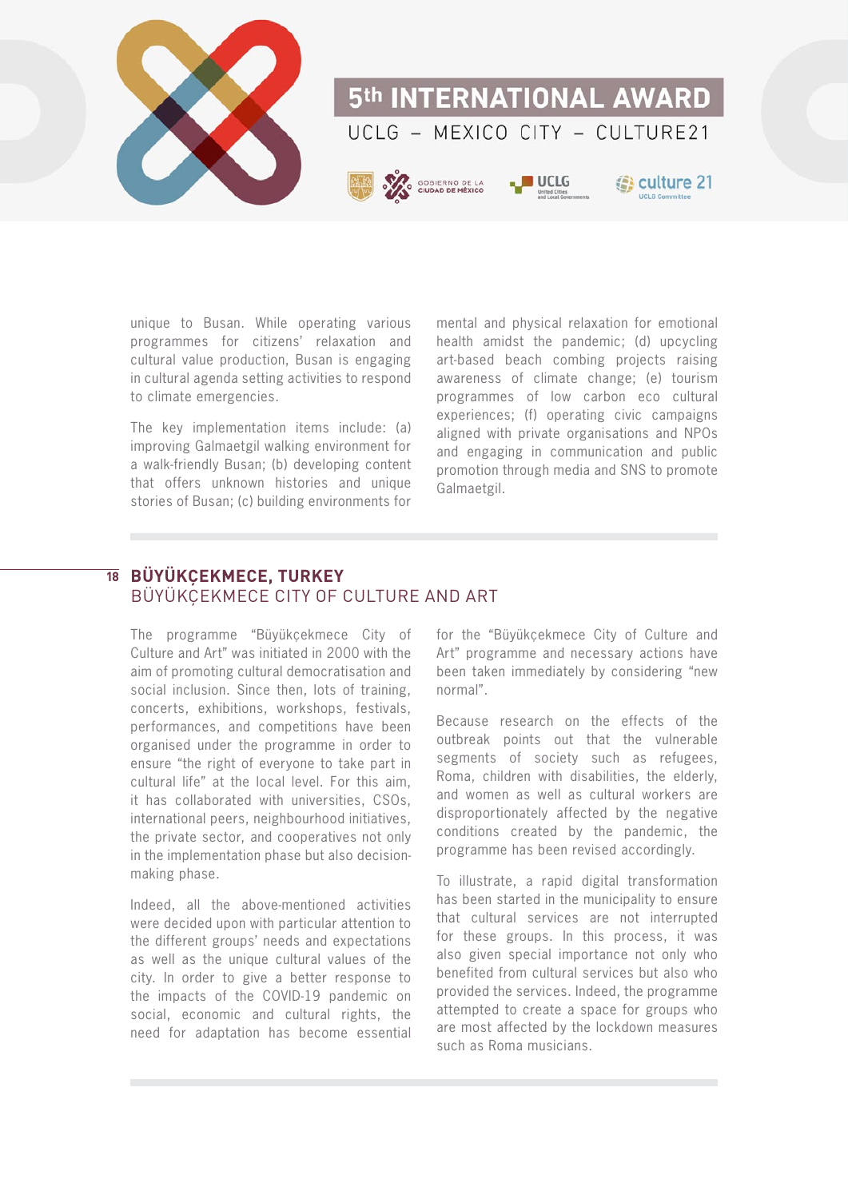unique to Busan. While operating various programmes for citizens' relaxation and cultural value production, Busan is engaging in cultural agenda setting activities to respond to climate emergencies.

The key implementation items include: (a) improving Galmaetgil walking environment for a walk-friendly Busan; (b) developing content that offers unknown histories and unique stories of Busan; (c) building environments for mental and physical relaxation for emotional health amidst the pandemic; (d) upcycling art-based beach combing projects raising awareness of climate change; (e) tourism programmes of low carbon eco cultural experiences; (f) operating civic campaigns aligned with private organisations and NPOs and engaging in communication and public promotion through media and SNS to promote Galmaetgil.

## 18 BÜYÜKÇEKMECE, TURKEY
### BÜYÜKÇEKMECE CITY OF CULTURE AND ART

The programme "Büyükçekmece City of Culture and Art" was initiated in 2000 with the aim of promoting cultural democratisation and social inclusion. Since then, lots of training, concerts, exhibitions, workshops, festivals, performances, and competitions have been organised under the programme in order to ensure "the right of everyone to take part in cultural life" at the local level. For this aim, it has collaborated with universities, CSOs, international peers, neighbourhood initiatives, the private sector, and cooperatives not only in the implementation phase but also decision-making phase.

Indeed, all the above-mentioned activities were decided upon with particular attention to the different groups' needs and expectations as well as the unique cultural values of the city. In order to give a better response to the impacts of the COVID-19 pandemic on social, economic and cultural rights, the need for adaptation has become essential for the "Büyükçekmece City of Culture and Art" programme and necessary actions have been taken immediately by considering "new normal".

Because research on the effects of the outbreak points out that the vulnerable segments of society such as refugees, Roma, children with disabilities, the elderly, and women as well as cultural workers are disproportionately affected by the negative conditions created by the pandemic, the programme has been revised accordingly.

To illustrate, a rapid digital transformation has been started in the municipality to ensure that cultural services are not interrupted for these groups. In this process, it was also given special importance not only who benefited from cultural services but also who provided the services. Indeed, the programme attempted to create a space for groups who are most affected by the lockdown measures such as Roma musicians.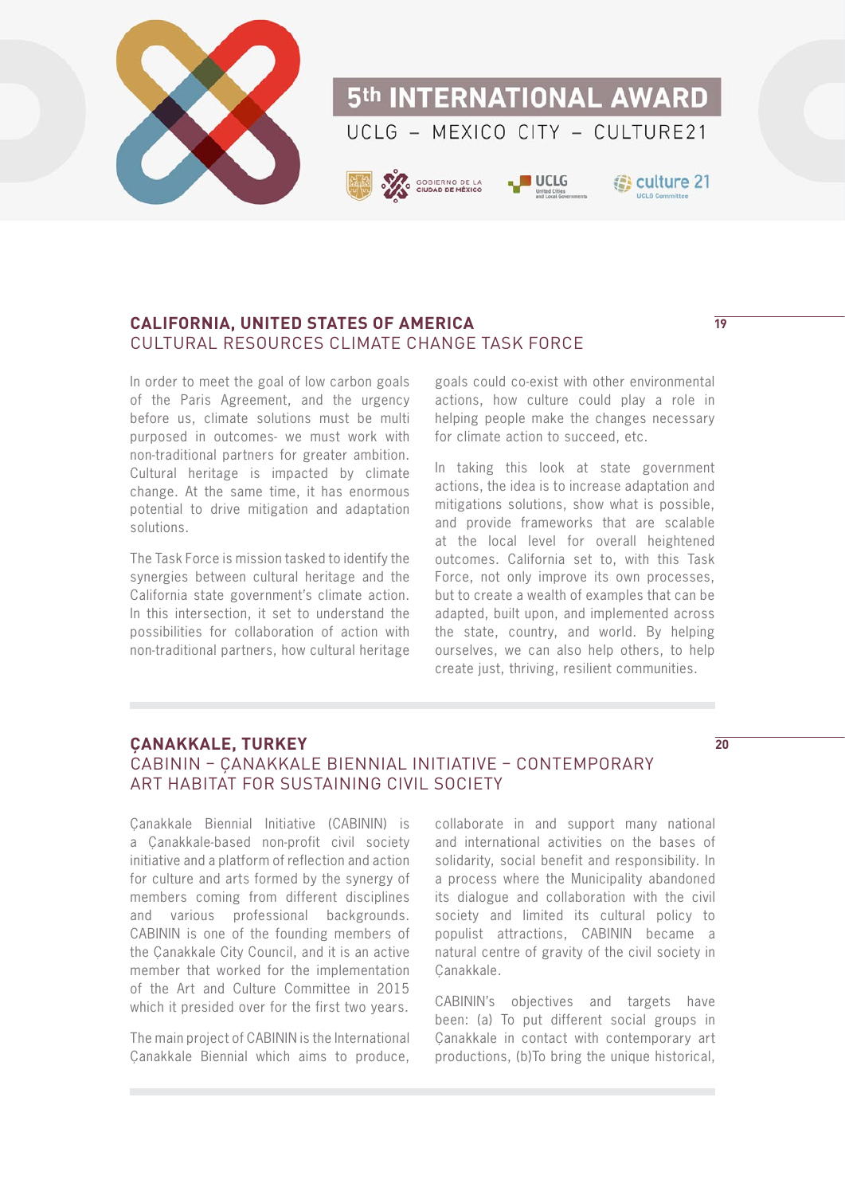## CALIFORNIA, UNITED STATES OF AMERICA
CULTURAL RESOURCES CLIMATE CHANGE TASK FORCE

19

In order to meet the goal of low carbon goals of the Paris Agreement, and the urgency before us, climate solutions must be multi purposed in outcomes- we must work with non-traditional partners for greater ambition. Cultural heritage is impacted by climate change. At the same time, it has enormous potential to drive mitigation and adaptation solutions.

The Task Force is mission tasked to identify the synergies between cultural heritage and the California state government's climate action. In this intersection, it set to understand the possibilities for collaboration of action with non-traditional partners, how cultural heritage goals could co-exist with other environmental actions, how culture could play a role in helping people make the changes necessary for climate action to succeed, etc.

In taking this look at state government actions, the idea is to increase adaptation and mitigations solutions, show what is possible, and provide frameworks that are scalable at the local level for overall heightened outcomes. California set to, with this Task Force, not only improve its own processes, but to create a wealth of examples that can be adapted, built upon, and implemented across the state, country, and world. By helping ourselves, we can also help others, to help create just, thriving, resilient communities.

## ÇANAKKALE, TURKEY
CABININ – ÇANAKKALE BIENNIAL INITIATIVE – CONTEMPORARY ART HABITAT FOR SUSTAINING CIVIL SOCIETY

20

Çanakkale Biennial Initiative (CABININ) is a Çanakkale-based non-profit civil society initiative and a platform of reflection and action for culture and arts formed by the synergy of members coming from different disciplines and various professional backgrounds. CABININ is one of the founding members of the Çanakkale City Council, and it is an active member that worked for the implementation of the Art and Culture Committee in 2015 which it presided over for the first two years.

The main project of CABININ is the International Çanakkale Biennial which aims to produce, collaborate in and support many national and international activities on the bases of solidarity, social benefit and responsibility. In a process where the Municipality abandoned its dialogue and collaboration with the civil society and limited its cultural policy to populist attractions, CABININ became a natural centre of gravity of the civil society in Çanakkale.

CABININ'S objectives and targets have been: (a) To put different social groups in Çanakkale in contact with contemporary art productions, (b)To bring the unique historical,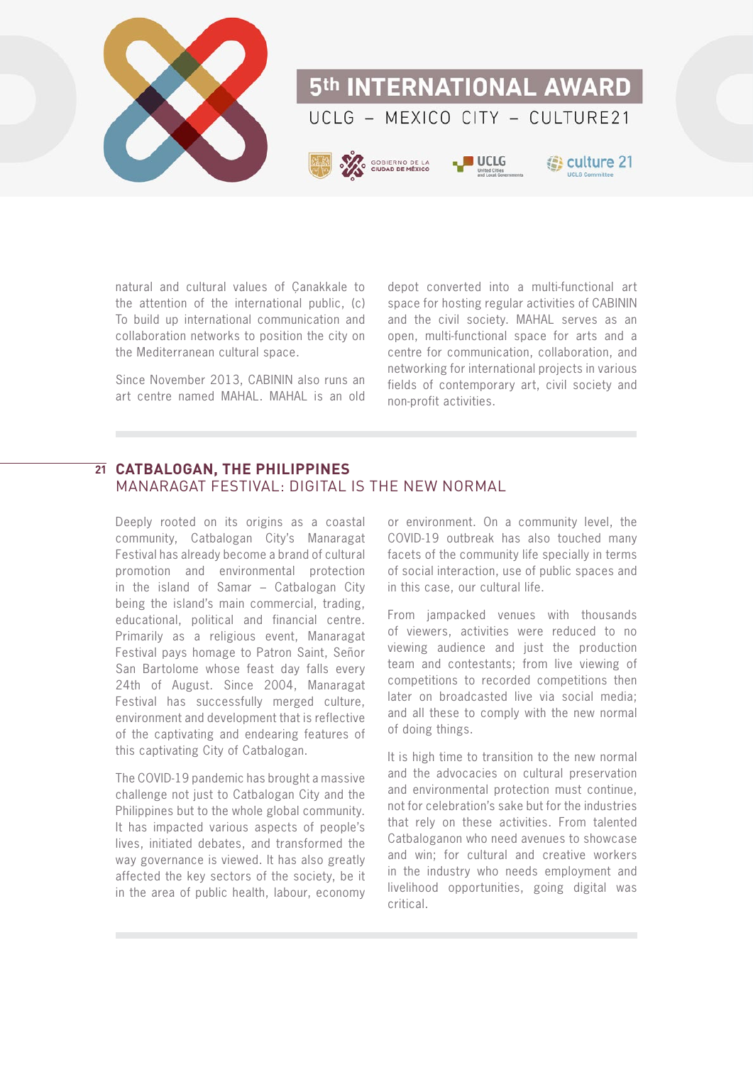natural and cultural values of Çanakkale to the attention of the international public, (c) To build up international communication and collaboration networks to position the city on the Mediterranean cultural space.

Since November 2013, CABININ also runs an art centre named MAHAL. MAHAL is an old depot converted into a multi-functional art space for hosting regular activities of CABININ and the civil society. MAHAL serves as an open, multi-functional space for arts and a centre for communication, collaboration, and networking for international projects in various fields of contemporary art, civil society and non-profit activities.

## 21 CATBALOGAN, THE PHILIPPINES
### MANARAGAT FESTIVAL: DIGITAL IS THE NEW NORMAL

Deeply rooted on its origins as a coastal community, Catbalogan City's Manaragat Festival has already become a brand of cultural promotion and environmental protection in the island of Samar – Catbalogan City being the island's main commercial, trading, educational, political and financial centre. Primarily as a religious event, Manaragat Festival pays homage to Patron Saint, Señor San Bartolome whose feast day falls every 24th of August. Since 2004, Manaragat Festival has successfully merged culture, environment and development that is reflective of the captivating and endearing features of this captivating City of Catbalogan.

The COVID-19 pandemic has brought a massive challenge not just to Catbalogan City and the Philippines but to the whole global community. It has impacted various aspects of people's lives, initiated debates, and transformed the way governance is viewed. It has also greatly affected the key sectors of the society, be it in the area of public health, labour, economy or environment. On a community level, the COVID-19 outbreak has also touched many facets of the community life specially in terms of social interaction, use of public spaces and in this case, our cultural life.

From jampacked venues with thousands of viewers, activities were reduced to no viewing audience and just the production team and contestants; from live viewing of competitions to recorded competitions then later on broadcasted live via social media; and all these to comply with the new normal of doing things.

It is high time to transition to the new normal and the advocacies on cultural preservation and environmental protection must continue, not for celebration's sake but for the industries that rely on these activities. From talented Catbaloganon who need avenues to showcase and win; for cultural and creative workers in the industry who needs employment and livelihood opportunities, going digital was critical.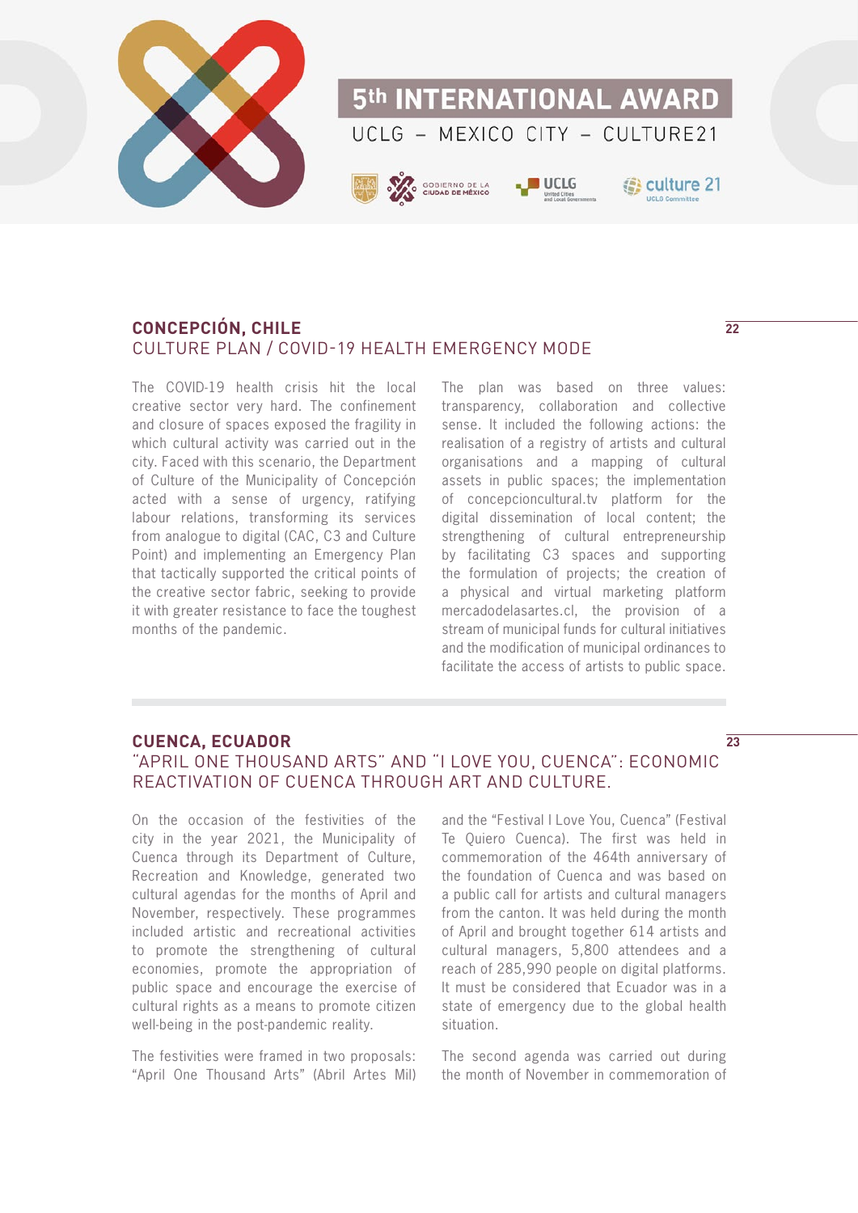## CONCEPCIÓN, CHILE
### CULTURE PLAN / COVID-19 HEALTH EMERGENCY MODE

The COVID-19 health crisis hit the local creative sector very hard. The confinement and closure of spaces exposed the fragility in which cultural activity was carried out in the city. Faced with this scenario, the Department of Culture of the Municipality of Concepción acted with a sense of urgency, ratifying labour relations, transforming its services from analogue to digital (CAC, C3 and Culture Point) and implementing an Emergency Plan that tactically supported the critical points of the creative sector fabric, seeking to provide it with greater resistance to face the toughest months of the pandemic.

The plan was based on three values: transparency, collaboration and collective sense. It included the following actions: the realisation of a registry of artists and cultural organisations and a mapping of cultural assets in public spaces; the implementation of concepcioncultural.tv platform for the digital dissemination of local content; the strengthening of cultural entrepreneurship by facilitating C3 spaces and supporting the formulation of projects; the creation of a physical and virtual marketing platform mercadodelasartes.cl, the provision of a stream of municipal funds for cultural initiatives and the modification of municipal ordinances to facilitate the access of artists to public space.

## CUENCA, ECUADOR
### "APRIL ONE THOUSAND ARTS" AND "I LOVE YOU, CUENCA": ECONOMIC REACTIVATION OF CUENCA THROUGH ART AND CULTURE.

On the occasion of the festivities of the city in the year 2021, the Municipality of Cuenca through its Department of Culture, Recreation and Knowledge, generated two cultural agendas for the months of April and November, respectively. These programmes included artistic and recreational activities to promote the strengthening of cultural economies, promote the appropriation of public space and encourage the exercise of cultural rights as a means to promote citizen well-being in the post-pandemic reality.

The festivities were framed in two proposals: "April One Thousand Arts" (Abril Artes Mil) and the "Festival I Love You, Cuenca" (Festival Te Quiero Cuenca). The first was held in commemoration of the 464th anniversary of the foundation of Cuenca and was based on a public call for artists and cultural managers from the canton. It was held during the month of April and brought together 614 artists and cultural managers, 5,800 attendees and a reach of 285,990 people on digital platforms. It must be considered that Ecuador was in a state of emergency due to the global health situation.

The second agenda was carried out during the month of November in commemoration of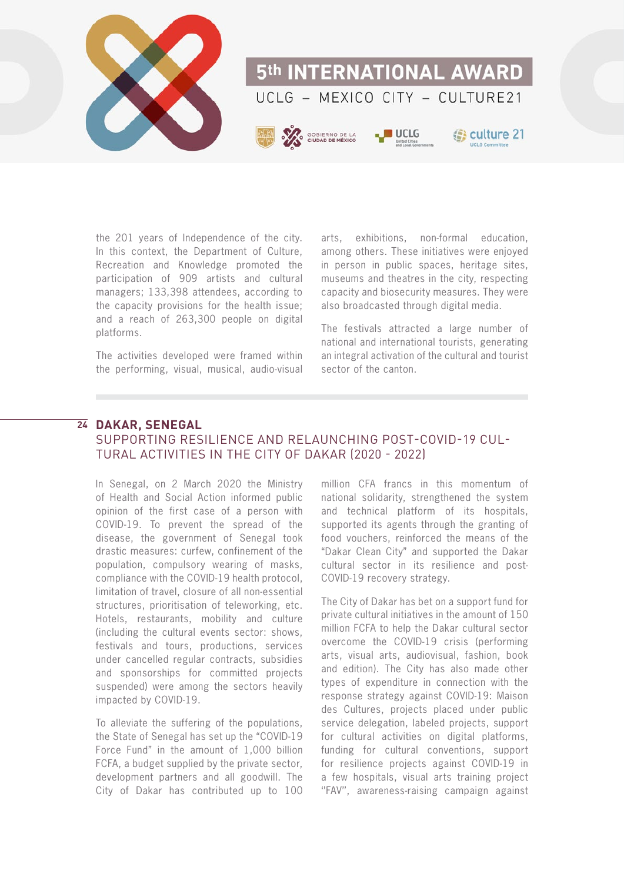the 201 years of Independence of the city. In this context, the Department of Culture, Recreation and Knowledge promoted the participation of 909 artists and cultural managers; 133,398 attendees, according to the capacity provisions for the health issue; and a reach of 263,300 people on digital platforms.

The activities developed were framed within the performing, visual, musical, audio-visual arts, exhibitions, non-formal education, among others. These initiatives were enjoyed in person in public spaces, heritage sites, museums and theatres in the city, respecting capacity and biosecurity measures. They were also broadcasted through digital media.

The festivals attracted a large number of national and international tourists, generating an integral activation of the cultural and tourist sector of the canton.

## 24 DAKAR, SENEGAL

### SUPPORTING RESILIENCE AND RELAUNCHING POST-COVID-19 CULTURAL ACTIVITIES IN THE CITY OF DAKAR (2020 - 2022)

In Senegal, on 2 March 2020 the Ministry of Health and Social Action informed public opinion of the first case of a person with COVID-19. To prevent the spread of the disease, the government of Senegal took drastic measures: curfew, confinement of the population, compulsory wearing of masks, compliance with the COVID-19 health protocol, limitation of travel, closure of all non-essential structures, prioritisation of teleworking, etc. Hotels, restaurants, mobility and culture (including the cultural events sector: shows, festivals and tours, productions, services under cancelled regular contracts, subsidies and sponsorships for committed projects suspended) were among the sectors heavily impacted by COVID-19.

To alleviate the suffering of the populations, the State of Senegal has set up the "COVID-19 Force Fund" in the amount of 1,000 billion FCFA, a budget supplied by the private sector, development partners and all goodwill. The City of Dakar has contributed up to 100 million CFA francs in this momentum of national solidarity, strengthened the system and technical platform of its hospitals, supported its agents through the granting of food vouchers, reinforced the means of the "Dakar Clean City" and supported the Dakar cultural sector in its resilience and post-COVID-19 recovery strategy.

The City of Dakar has bet on a support fund for private cultural initiatives in the amount of 150 million FCFA to help the Dakar cultural sector overcome the COVID-19 crisis (performing arts, visual arts, audiovisual, fashion, book and edition). The City has also made other types of expenditure in connection with the response strategy against COVID-19: Maison des Cultures, projects placed under public service delegation, labeled projects, support for cultural activities on digital platforms, funding for cultural conventions, support for resilience projects against COVID-19 in a few hospitals, visual arts training project "FAV", awareness-raising campaign against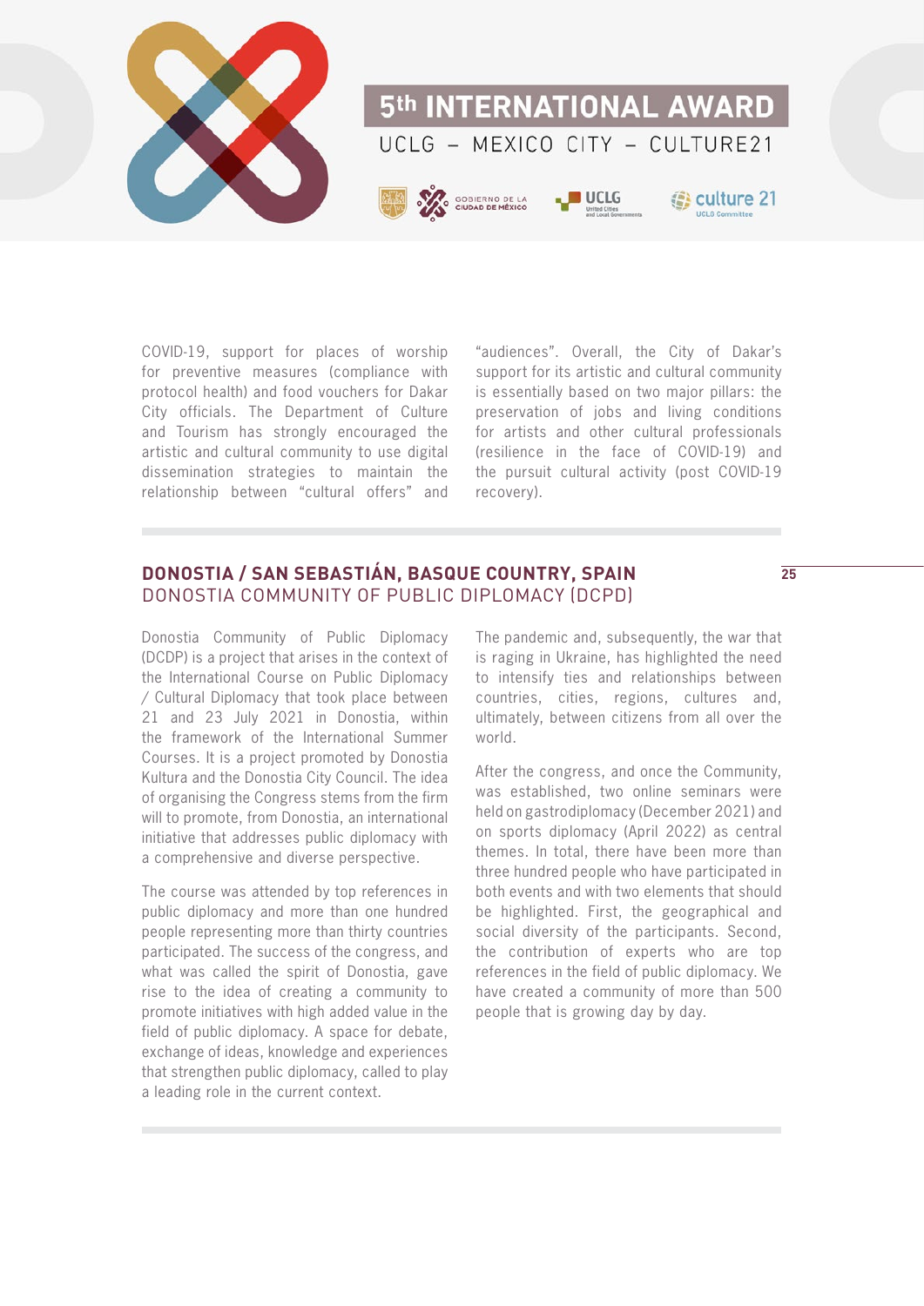COVID-19, support for places of worship for preventive measures (compliance with protocol health) and food vouchers for Dakar City officials. The Department of Culture and Tourism has strongly encouraged the artistic and cultural community to use digital dissemination strategies to maintain the relationship between "cultural offers" and "audiences". Overall, the City of Dakar's support for its artistic and cultural community is essentially based on two major pillars: the preservation of jobs and living conditions for artists and other cultural professionals (resilience in the face of COVID-19) and the pursuit cultural activity (post COVID-19 recovery).

## DONOSTIA / SAN SEBASTIÁN, BASQUE COUNTRY, SPAIN
DONOSTIA COMMUNITY OF PUBLIC DIPLOMACY (DCPD)

Donostia Community of Public Diplomacy (DCDP) is a project that arises in the context of the International Course on Public Diplomacy / Cultural Diplomacy that took place between 21 and 23 July 2021 in Donostia, within the framework of the International Summer Courses. It is a project promoted by Donostia Kultura and the Donostia City Council. The idea of organising the Congress stems from the firm will to promote, from Donostia, an international initiative that addresses public diplomacy with a comprehensive and diverse perspective.

The course was attended by top references in public diplomacy and more than one hundred people representing more than thirty countries participated. The success of the congress, and what was called the spirit of Donostia, gave rise to the idea of creating a community to promote initiatives with high added value in the field of public diplomacy. A space for debate, exchange of ideas, knowledge and experiences that strengthen public diplomacy, called to play a leading role in the current context.

The pandemic and, subsequently, the war that is raging in Ukraine, has highlighted the need to intensify ties and relationships between countries, cities, regions, cultures and, ultimately, between citizens from all over the world.

After the congress, and once the Community, was established, two online seminars were held on gastrodiplomacy (December 2021) and on sports diplomacy (April 2022) as central themes. In total, there have been more than three hundred people who have participated in both events and with two elements that should be highlighted. First, the geographical and social diversity of the participants. Second, the contribution of experts who are top references in the field of public diplomacy. We have created a community of more than 500 people that is growing day by day.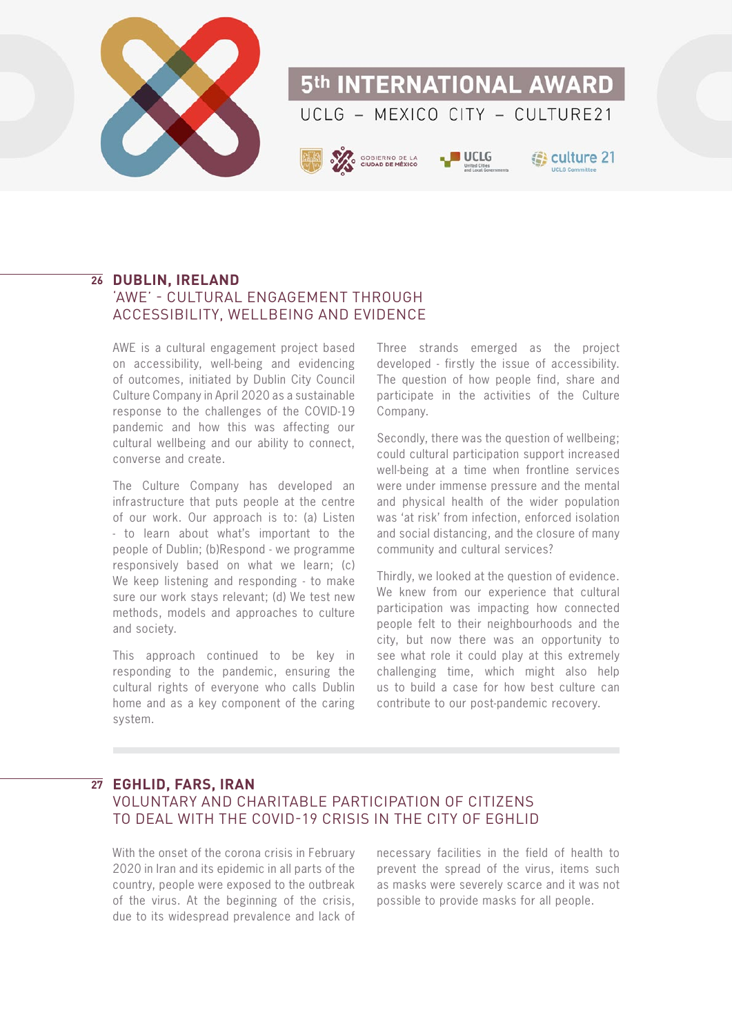## 26 DUBLIN, IRELAND

### 'AWE' - CULTURAL ENGAGEMENT THROUGH ACCESSIBILITY, WELLBEING AND EVIDENCE

AWE is a cultural engagement project based on accessibility, well-being and evidencing of outcomes, initiated by Dublin City Council Culture Company in April 2020 as a sustainable response to the challenges of the COVID-19 pandemic and how this was affecting our cultural wellbeing and our ability to connect, converse and create.

The Culture Company has developed an infrastructure that puts people at the centre of our work. Our approach is to: (a) Listen - to learn about what's important to the people of Dublin; (b)Respond - we programme responsively based on what we learn; (c) We keep listening and responding - to make sure our work stays relevant; (d) We test new methods, models and approaches to culture and society.

This approach continued to be key in responding to the pandemic, ensuring the cultural rights of everyone who calls Dublin home and as a key component of the caring system.

Three strands emerged as the project developed - firstly the issue of accessibility. The question of how people find, share and participate in the activities of the Culture Company.

Secondly, there was the question of wellbeing; could cultural participation support increased well-being at a time when frontline services were under immense pressure and the mental and physical health of the wider population was 'at risk' from infection, enforced isolation and social distancing, and the closure of many community and cultural services?

Thirdly, we looked at the question of evidence. We knew from our experience that cultural participation was impacting how connected people felt to their neighbourhoods and the city, but now there was an opportunity to see what role it could play at this extremely challenging time, which might also help us to build a case for how best culture can contribute to our post-pandemic recovery.

## 27 EGHLID, FARS, IRAN

### VOLUNTARY AND CHARITABLE PARTICIPATION OF CITIZENS TO DEAL WITH THE COVID-19 CRISIS IN THE CITY OF EGHLID

With the onset of the corona crisis in February 2020 in Iran and its epidemic in all parts of the country, people were exposed to the outbreak of the virus. At the beginning of the crisis, due to its widespread prevalence and lack of necessary facilities in the field of health to prevent the spread of the virus, items such as masks were severely scarce and it was not possible to provide masks for all people.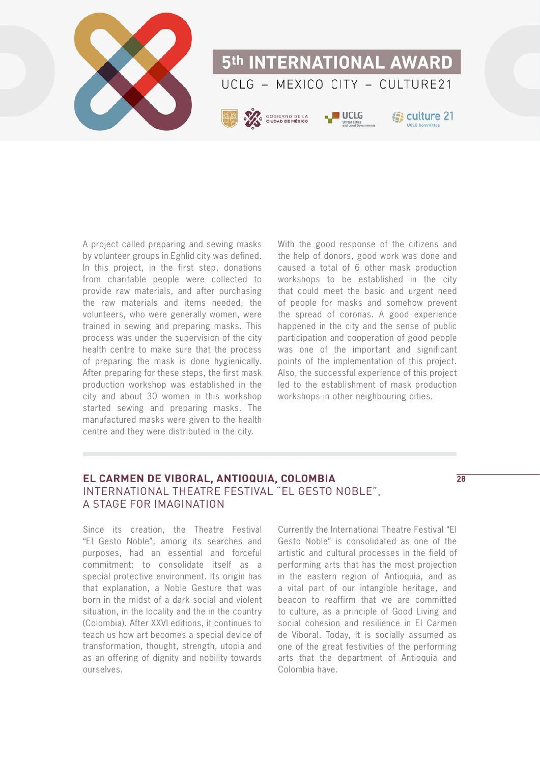A project called preparing and sewing masks by volunteer groups in Eghlid city was defined. In this project, in the first step, donations from charitable people were collected to provide raw materials, and after purchasing the raw materials and items needed, the volunteers, who were generally women, were trained in sewing and preparing masks. This process was under the supervision of the city health centre to make sure that the process of preparing the mask is done hygienically. After preparing for these steps, the first mask production workshop was established in the city and about 30 women in this workshop started sewing and preparing masks. The manufactured masks were given to the health centre and they were distributed in the city.

With the good response of the citizens and the help of donors, good work was done and caused a total of 6 other mask production workshops to be established in the city that could meet the basic and urgent need of people for masks and somehow prevent the spread of coronas. A good experience happened in the city and the sense of public participation and cooperation of good people was one of the important and significant points of the implementation of this project. Also, the successful experience of this project led to the establishment of mask production workshops in other neighbouring cities.

## EL CARMEN DE VIBORAL, ANTIOQUIA, COLOMBIA
### INTERNATIONAL THEATRE FESTIVAL "EL GESTO NOBLE", A STAGE FOR IMAGINATION

Since its creation, the Theatre Festival "El Gesto Noble", among its searches and purposes, had an essential and forceful commitment: to consolidate itself as a special protective environment. Its origin has that explanation, a Noble Gesture that was born in the midst of a dark social and violent situation, in the locality and the in the country (Colombia). After XXVI editions, it continues to teach us how art becomes a special device of transformation, thought, strength, utopia and as an offering of dignity and nobility towards ourselves.

Currently the International Theatre Festival "El Gesto Noble" is consolidated as one of the artistic and cultural processes in the field of performing arts that has the most projection in the eastern region of Antioquia, and as a vital part of our intangible heritage, and beacon to reaffirm that we are committed to culture, as a principle of Good Living and social cohesion and resilience in El Carmen de Viboral. Today, it is socially assumed as one of the great festivities of the performing arts that the department of Antioquia and Colombia have.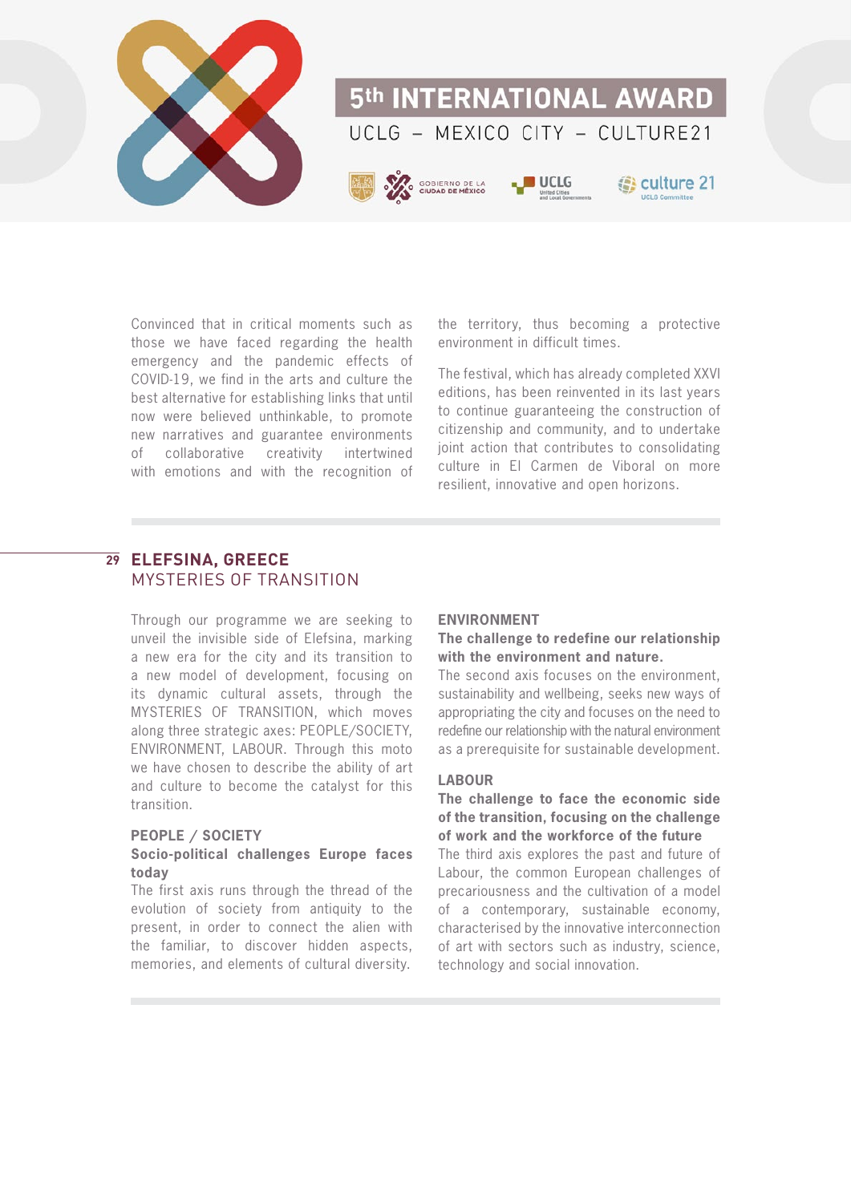Convinced that in critical moments such as those we have faced regarding the health emergency and the pandemic effects of COVID-19, we find in the arts and culture the best alternative for establishing links that until now were believed unthinkable, to promote new narratives and guarantee environments of collaborative creativity intertwined with emotions and with the recognition of the territory, thus becoming a protective environment in difficult times.

The festival, which has already completed XXVI editions, has been reinvented in its last years to continue guaranteeing the construction of citizenship and community, and to undertake joint action that contributes to consolidating culture in El Carmen de Viboral on more resilient, innovative and open horizons.

## 29 ELEFSINA, GREECE
### MYSTERIES OF TRANSITION

Through our programme we are seeking to unveil the invisible side of Elefsina, marking a new era for the city and its transition to a new model of development, focusing on its dynamic cultural assets, through the MYSTERIES OF TRANSITION, which moves along three strategic axes: PEOPLE/SOCIETY, ENVIRONMENT, LABOUR. Through this moto we have chosen to describe the ability of art and culture to become the catalyst for this transition.

**PEOPLE / SOCIETY**

**Socio-political challenges Europe faces today**

The first axis runs through the thread of the evolution of society from antiquity to the present, in order to connect the alien with the familiar, to discover hidden aspects, memories, and elements of cultural diversity.

**ENVIRONMENT**

**The challenge to redefine our relationship with the environment and nature.**

The second axis focuses on the environment, sustainability and wellbeing, seeks new ways of appropriating the city and focuses on the need to redefine our relationship with the natural environment as a prerequisite for sustainable development.

**LABOUR**

**The challenge to face the economic side of the transition, focusing on the challenge of work and the workforce of the future**

The third axis explores the past and future of Labour, the common European challenges of precariousness and the cultivation of a model of a contemporary, sustainable economy, characterised by the innovative interconnection of art with sectors such as industry, science, technology and social innovation.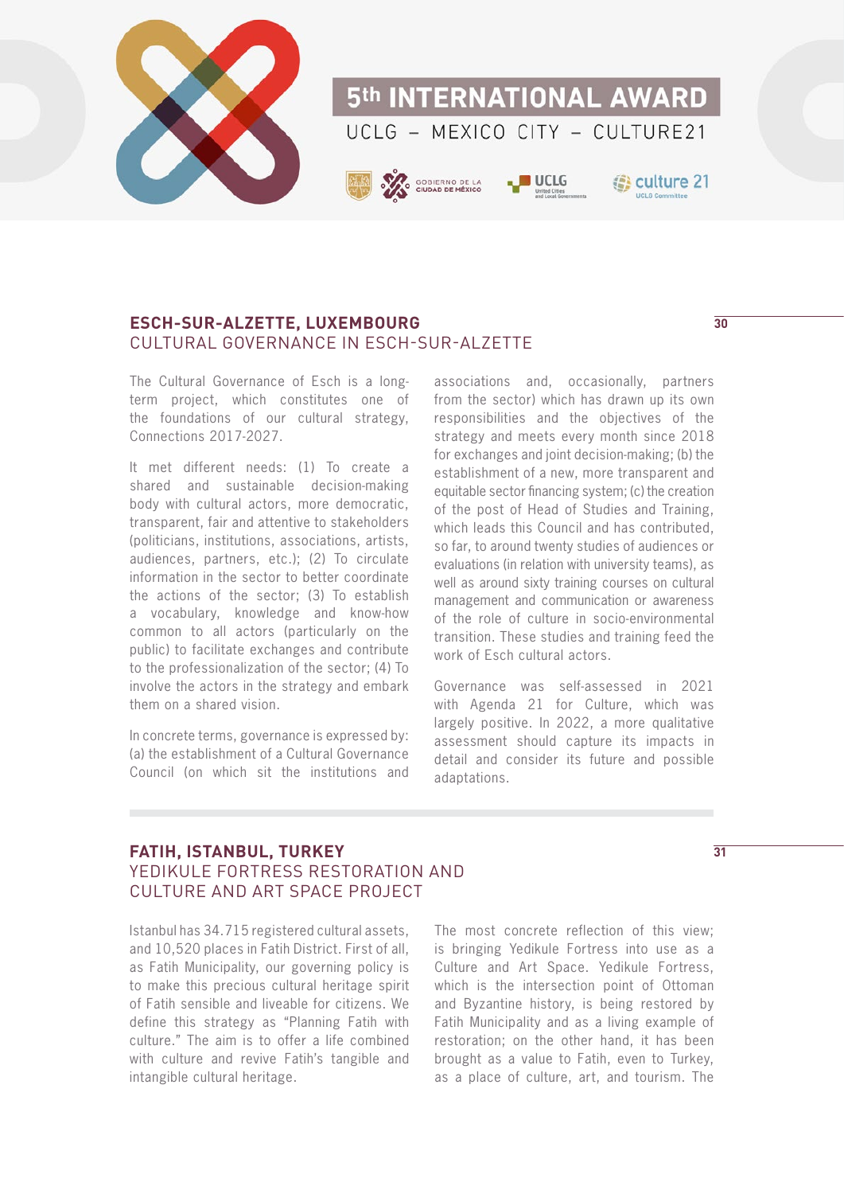## ESCH-SUR-ALZETTE, LUXEMBOURG
### CULTURAL GOVERNANCE IN ESCH-SUR-ALZETTE

30

The Cultural Governance of Esch is a long-term project, which constitutes one of the foundations of our cultural strategy, Connections 2017-2027.

It met different needs: (1) To create a shared and sustainable decision-making body with cultural actors, more democratic, transparent, fair and attentive to stakeholders (politicians, institutions, associations, artists, audiences, partners, etc.); (2) To circulate information in the sector to better coordinate the actions of the sector; (3) To establish a vocabulary, knowledge and know-how common to all actors (particularly on the public) to facilitate exchanges and contribute to the professionalization of the sector; (4) To involve the actors in the strategy and embark them on a shared vision.

In concrete terms, governance is expressed by: (a) the establishment of a Cultural Governance Council (on which sit the institutions and associations and, occasionally, partners from the sector) which has drawn up its own responsibilities and the objectives of the strategy and meets every month since 2018 for exchanges and joint decision-making; (b) the establishment of a new, more transparent and equitable sector financing system; (c) the creation of the post of Head of Studies and Training, which leads this Council and has contributed, so far, to around twenty studies of audiences or evaluations (in relation with university teams), as well as around sixty training courses on cultural management and communication or awareness of the role of culture in socio-environmental transition. These studies and training feed the work of Esch cultural actors.

Governance was self-assessed in 2021 with Agenda 21 for Culture, which was largely positive. In 2022, a more qualitative assessment should capture its impacts in detail and consider its future and possible adaptations.

## FATIH, ISTANBUL, TURKEY
### YEDIKULE FORTRESS RESTORATION AND CULTURE AND ART SPACE PROJECT

31

Istanbul has 34.715 registered cultural assets, and 10,520 places in Fatih District. First of all, as Fatih Municipality, our governing policy is to make this precious cultural heritage spirit of Fatih sensible and liveable for citizens. We define this strategy as "Planning Fatih with culture." The aim is to offer a life combined with culture and revive Fatih's tangible and intangible cultural heritage.

The most concrete reflection of this view; is bringing Yedikule Fortress into use as a Culture and Art Space. Yedikule Fortress, which is the intersection point of Ottoman and Byzantine history, is being restored by Fatih Municipality and as a living example of restoration; on the other hand, it has been brought as a value to Fatih, even to Turkey, as a place of culture, art, and tourism. The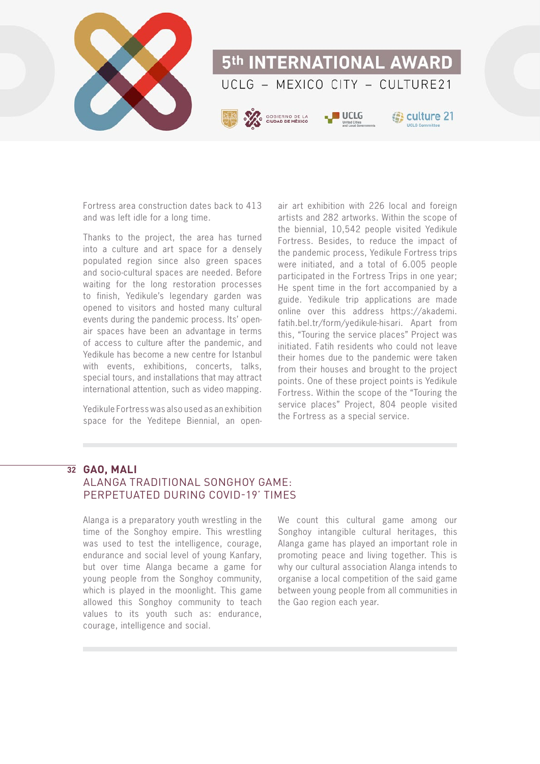Fortress area construction dates back to 413 and was left idle for a long time.

Thanks to the project, the area has turned into a culture and art space for a densely populated region since also green spaces and socio-cultural spaces are needed. Before waiting for the long restoration processes to finish, Yedikule's legendary garden was opened to visitors and hosted many cultural events during the pandemic process. Its' open-air spaces have been an advantage in terms of access to culture after the pandemic, and Yedikule has become a new centre for Istanbul with events, exhibitions, concerts, talks, special tours, and installations that may attract international attention, such as video mapping.

Yedikule Fortress was also used as an exhibition space for the Yeditepe Biennial, an open-air art exhibition with 226 local and foreign artists and 282 artworks. Within the scope of the biennial, 10,542 people visited Yedikule Fortress. Besides, to reduce the impact of the pandemic process, Yedikule Fortress trips were initiated, and a total of 6.005 people participated in the Fortress Trips in one year; He spent time in the fort accompanied by a guide. Yedikule trip applications are made online over this address https://akademi.fatih.bel.tr/form/yedikule-hisari. Apart from this, "Touring the service places" Project was initiated. Fatih residents who could not leave their homes due to the pandemic were taken from their houses and brought to the project points. One of these project points is Yedikule Fortress. Within the scope of the "Touring the service places" Project, 804 people visited the Fortress as a special service.

## 32 GAO, MALI
### ALANGA TRADITIONAL SONGHOY GAME: PERPETUATED DURING COVID-19' TIMES

Alanga is a preparatory youth wrestling in the time of the Songhoy empire. This wrestling was used to test the intelligence, courage, endurance and social level of young Kanfary, but over time Alanga became a game for young people from the Songhoy community, which is played in the moonlight. This game allowed this Songhoy community to teach values to its youth such as: endurance, courage, intelligence and social.

We count this cultural game among our Songhoy intangible cultural heritages, this Alanga game has played an important role in promoting peace and living together. This is why our cultural association Alanga intends to organise a local competition of the said game between young people from all communities in the Gao region each year.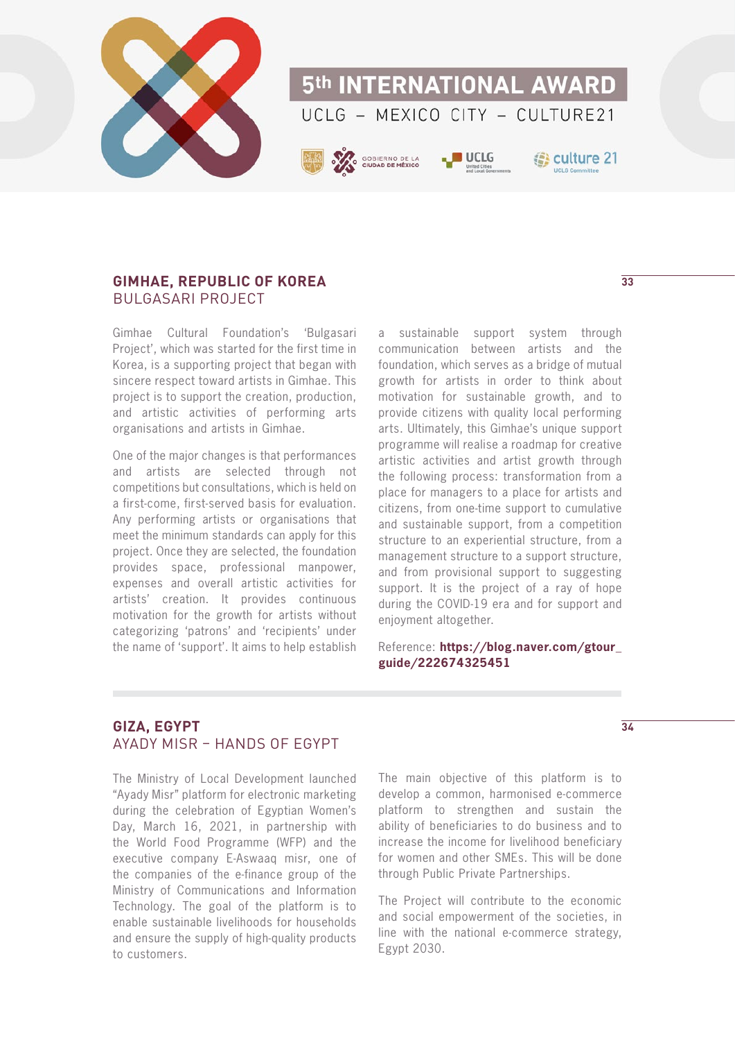## GIMHAE, REPUBLIC OF KOREA

### BULGASARI PROJECT

Gimhae Cultural Foundation's 'Bulgasari Project', which was started for the first time in Korea, is a supporting project that began with sincere respect toward artists in Gimhae. This project is to support the creation, production, and artistic activities of performing arts organisations and artists in Gimhae.

One of the major changes is that performances and artists are selected through not competitions but consultations, which is held on a first-come, first-served basis for evaluation. Any performing artists or organisations that meet the minimum standards can apply for this project. Once they are selected, the foundation provides space, professional manpower, expenses and overall artistic activities for artists' creation. It provides continuous motivation for the growth for artists without categorizing 'patrons' and 'recipients' under the name of 'support'. It aims to help establish a sustainable support system through communication between artists and the foundation, which serves as a bridge of mutual growth for artists in order to think about motivation for sustainable growth, and to provide citizens with quality local performing arts. Ultimately, this Gimhae's unique support programme will realise a roadmap for creative artistic activities and artist growth through the following process: transformation from a place for managers to a place for artists and citizens, from one-time support to cumulative and sustainable support, from a competition structure to an experiential structure, from a management structure to a support structure, and from provisional support to suggesting support. It is the project of a ray of hope during the COVID-19 era and for support and enjoyment altogether.

Reference: **https://blog.naver.com/gtour_guide/222674325451**

## GIZA, EGYPT

### AYADY MISR – HANDS OF EGYPT

The Ministry of Local Development launched "Ayady Misr" platform for electronic marketing during the celebration of Egyptian Women's Day, March 16, 2021, in partnership with the World Food Programme (WFP) and the executive company E-Aswaaq misr, one of the companies of the e-finance group of the Ministry of Communications and Information Technology. The goal of the platform is to enable sustainable livelihoods for households and ensure the supply of high-quality products to customers.

The main objective of this platform is to develop a common, harmonised e-commerce platform to strengthen and sustain the ability of beneficiaries to do business and to increase the income for livelihood beneficiary for women and other SMEs. This will be done through Public Private Partnerships.

The Project will contribute to the economic and social empowerment of the societies, in line with the national e-commerce strategy, Egypt 2030.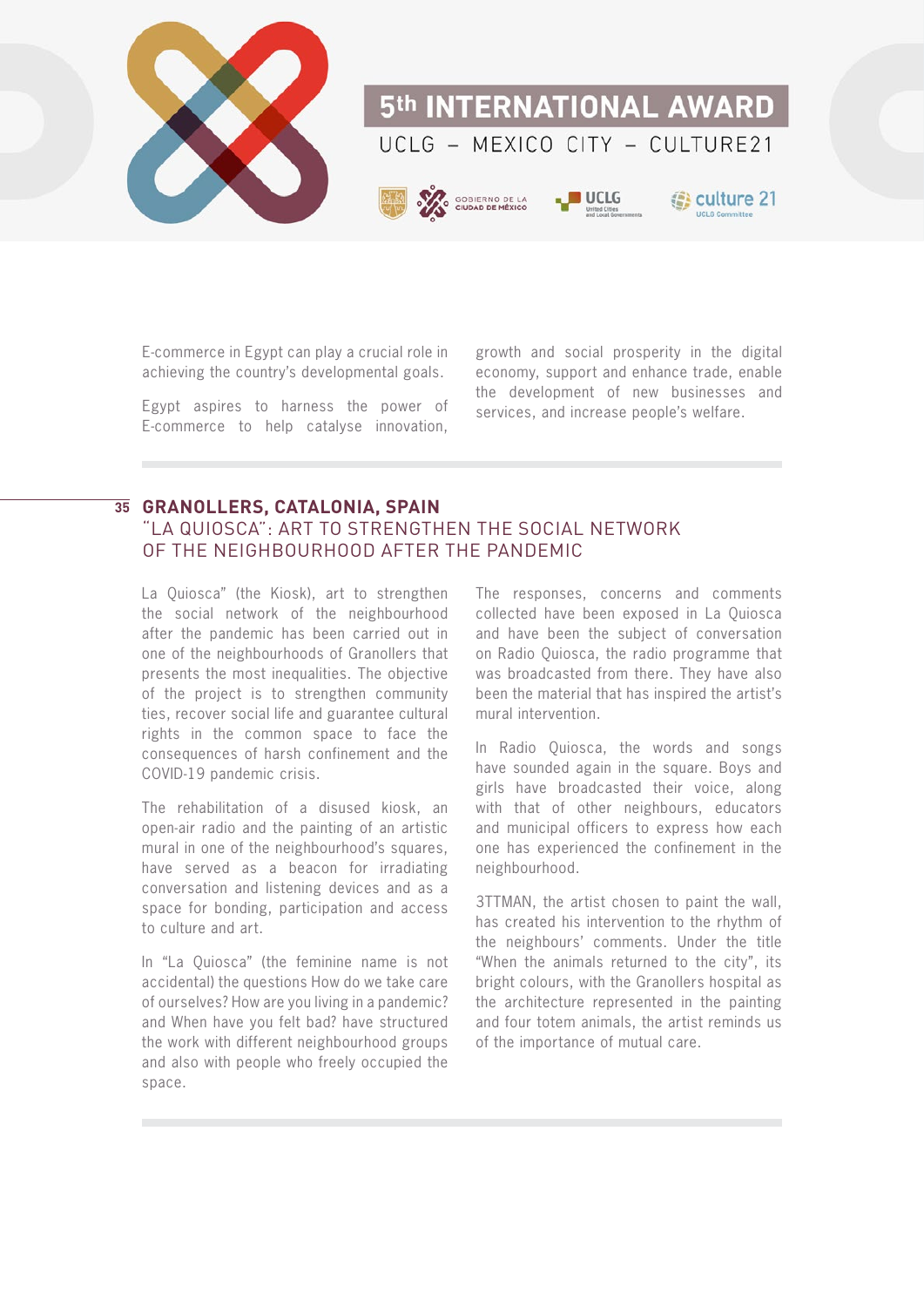E-commerce in Egypt can play a crucial role in achieving the country's developmental goals.

Egypt aspires to harness the power of E-commerce to help catalyse innovation, growth and social prosperity in the digital economy, support and enhance trade, enable the development of new businesses and services, and increase people's welfare.

## 35 GRANOLLERS, CATALONIA, SPAIN

### "LA QUIOSCA": ART TO STRENGTHEN THE SOCIAL NETWORK OF THE NEIGHBOURHOOD AFTER THE PANDEMIC

La Quiosca" (the Kiosk), art to strengthen the social network of the neighbourhood after the pandemic has been carried out in one of the neighbourhoods of Granollers that presents the most inequalities. The objective of the project is to strengthen community ties, recover social life and guarantee cultural rights in the common space to face the consequences of harsh confinement and the COVID-19 pandemic crisis.

The rehabilitation of a disused kiosk, an open-air radio and the painting of an artistic mural in one of the neighbourhood's squares, have served as a beacon for irradiating conversation and listening devices and as a space for bonding, participation and access to culture and art.

In "La Quiosca" (the feminine name is not accidental) the questions How do we take care of ourselves? How are you living in a pandemic? and When have you felt bad? have structured the work with different neighbourhood groups and also with people who freely occupied the space.

The responses, concerns and comments collected have been exposed in La Quiosca and have been the subject of conversation on Radio Quiosca, the radio programme that was broadcasted from there. They have also been the material that has inspired the artist's mural intervention.

In Radio Quiosca, the words and songs have sounded again in the square. Boys and girls have broadcasted their voice, along with that of other neighbours, educators and municipal officers to express how each one has experienced the confinement in the neighbourhood.

3TTMAN, the artist chosen to paint the wall, has created his intervention to the rhythm of the neighbours' comments. Under the title "When the animals returned to the city", its bright colours, with the Granollers hospital as the architecture represented in the painting and four totem animals, the artist reminds us of the importance of mutual care.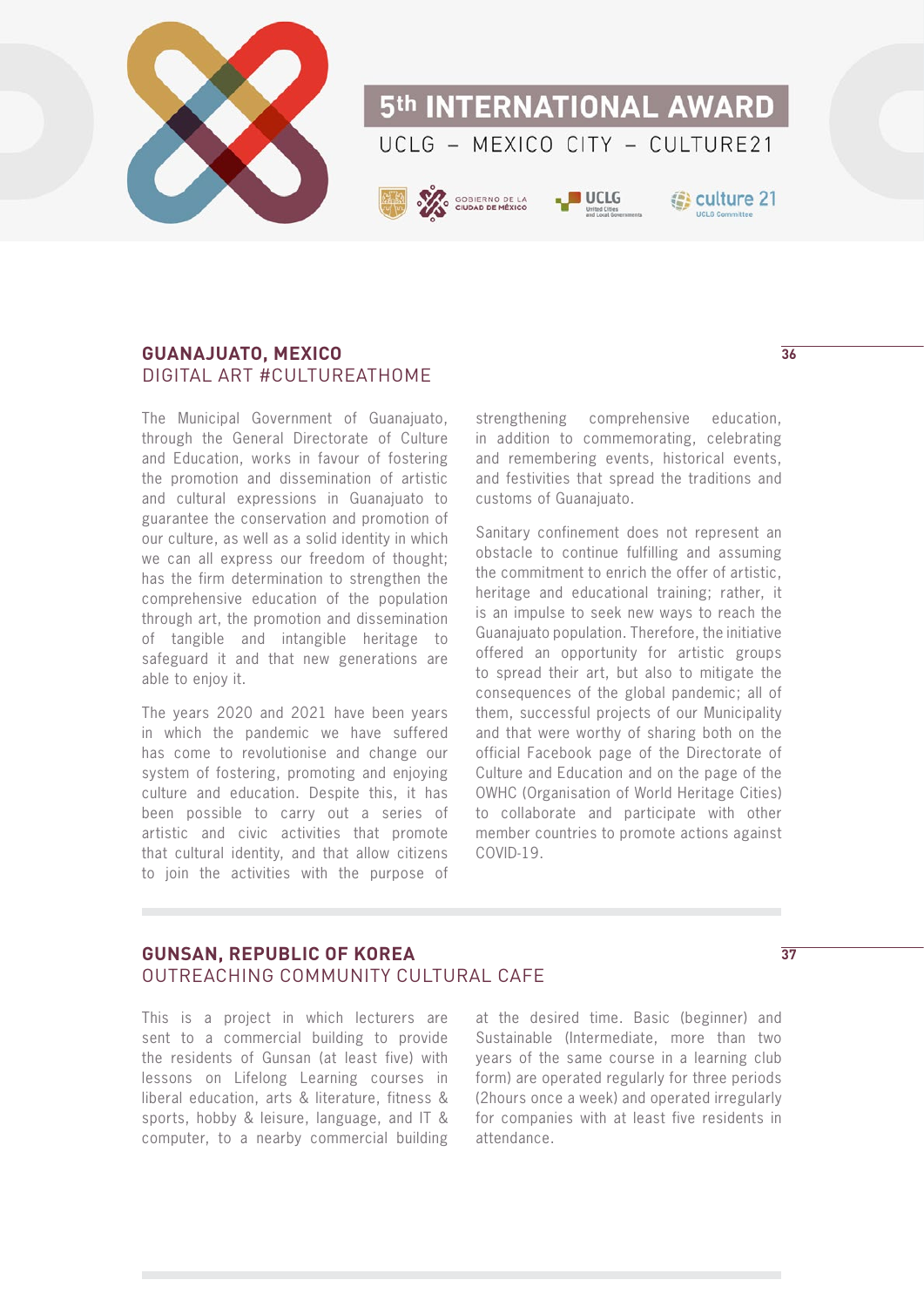## GUANAJUATO, MEXICO
### DIGITAL ART #CULTUREATHOME

The Municipal Government of Guanajuato, through the General Directorate of Culture and Education, works in favour of fostering the promotion and dissemination of artistic and cultural expressions in Guanajuato to guarantee the conservation and promotion of our culture, as well as a solid identity in which we can all express our freedom of thought; has the firm determination to strengthen the comprehensive education of the population through art, the promotion and dissemination of tangible and intangible heritage to safeguard it and that new generations are able to enjoy it.

The years 2020 and 2021 have been years in which the pandemic we have suffered has come to revolutionise and change our system of fostering, promoting and enjoying culture and education. Despite this, it has been possible to carry out a series of artistic and civic activities that promote that cultural identity, and that allow citizens to join the activities with the purpose of strengthening comprehensive education, in addition to commemorating, celebrating and remembering events, historical events, and festivities that spread the traditions and customs of Guanajuato.

Sanitary confinement does not represent an obstacle to continue fulfilling and assuming the commitment to enrich the offer of artistic, heritage and educational training; rather, it is an impulse to seek new ways to reach the Guanajuato population. Therefore, the initiative offered an opportunity for artistic groups to spread their art, but also to mitigate the consequences of the global pandemic; all of them, successful projects of our Municipality and that were worthy of sharing both on the official Facebook page of the Directorate of Culture and Education and on the page of the OWHC (Organisation of World Heritage Cities) to collaborate and participate with other member countries to promote actions against COVID-19.

## GUNSAN, REPUBLIC OF KOREA
### OUTREACHING COMMUNITY CULTURAL CAFE

This is a project in which lecturers are sent to a commercial building to provide the residents of Gunsan (at least five) with lessons on Lifelong Learning courses in liberal education, arts & literature, fitness & sports, hobby & leisure, language, and IT & computer, to a nearby commercial building at the desired time. Basic (beginner) and Sustainable (Intermediate, more than two years of the same course in a learning club form) are operated regularly for three periods (2hours once a week) and operated irregularly for companies with at least five residents in attendance.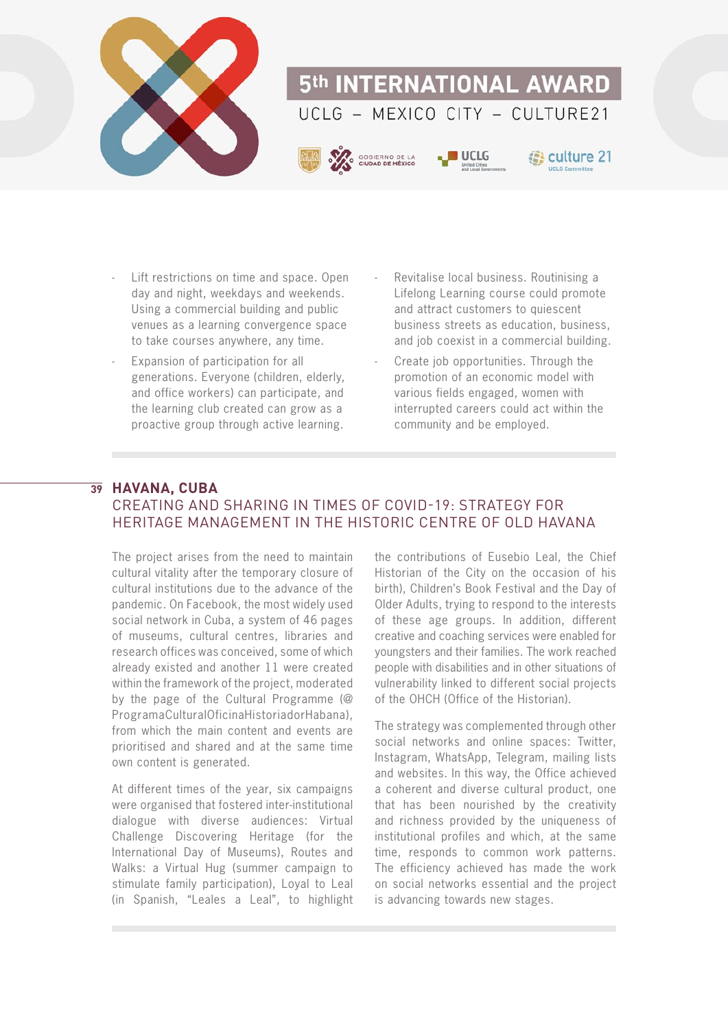- Lift restrictions on time and space. Open day and night, weekdays and weekends. Using a commercial building and public venues as a learning convergence space to take courses anywhere, any time.
- Expansion of participation for all generations. Everyone (children, elderly, and office workers) can participate, and the learning club created can grow as a proactive group through active learning.
- Revitalise local business. Routinising a Lifelong Learning course could promote and attract customers to quiescent business streets as education, business, and job coexist in a commercial building.
- Create job opportunities. Through the promotion of an economic model with various fields engaged, women with interrupted careers could act within the community and be employed.

## 39 HAVANA, CUBA

### CREATING AND SHARING IN TIMES OF COVID-19: STRATEGY FOR HERITAGE MANAGEMENT IN THE HISTORIC CENTRE OF OLD HAVANA

The project arises from the need to maintain cultural vitality after the temporary closure of cultural institutions due to the advance of the pandemic. On Facebook, the most widely used social network in Cuba, a system of 46 pages of museums, cultural centres, libraries and research offices was conceived, some of which already existed and another 11 were created within the framework of the project, moderated by the page of the Cultural Programme (@ProgramaCulturalOficinaHistoriadorHabana), from which the main content and events are prioritised and shared and at the same time own content is generated.

At different times of the year, six campaigns were organised that fostered inter-institutional dialogue with diverse audiences: Virtual Challenge Discovering Heritage (for the International Day of Museums), Routes and Walks: a Virtual Hug (summer campaign to stimulate family participation), Loyal to Leal (in Spanish, "Leales a Leal", to highlight the contributions of Eusebio Leal, the Chief Historian of the City on the occasion of his birth), Children's Book Festival and the Day of Older Adults, trying to respond to the interests of these age groups. In addition, different creative and coaching services were enabled for youngsters and their families. The work reached people with disabilities and in other situations of vulnerability linked to different social projects of the OHCH (Office of the Historian).

The strategy was complemented through other social networks and online spaces: Twitter, Instagram, WhatsApp, Telegram, mailing lists and websites. In this way, the Office achieved a coherent and diverse cultural product, one that has been nourished by the creativity and richness provided by the uniqueness of institutional profiles and which, at the same time, responds to common work patterns. The efficiency achieved has made the work on social networks essential and the project is advancing towards new stages.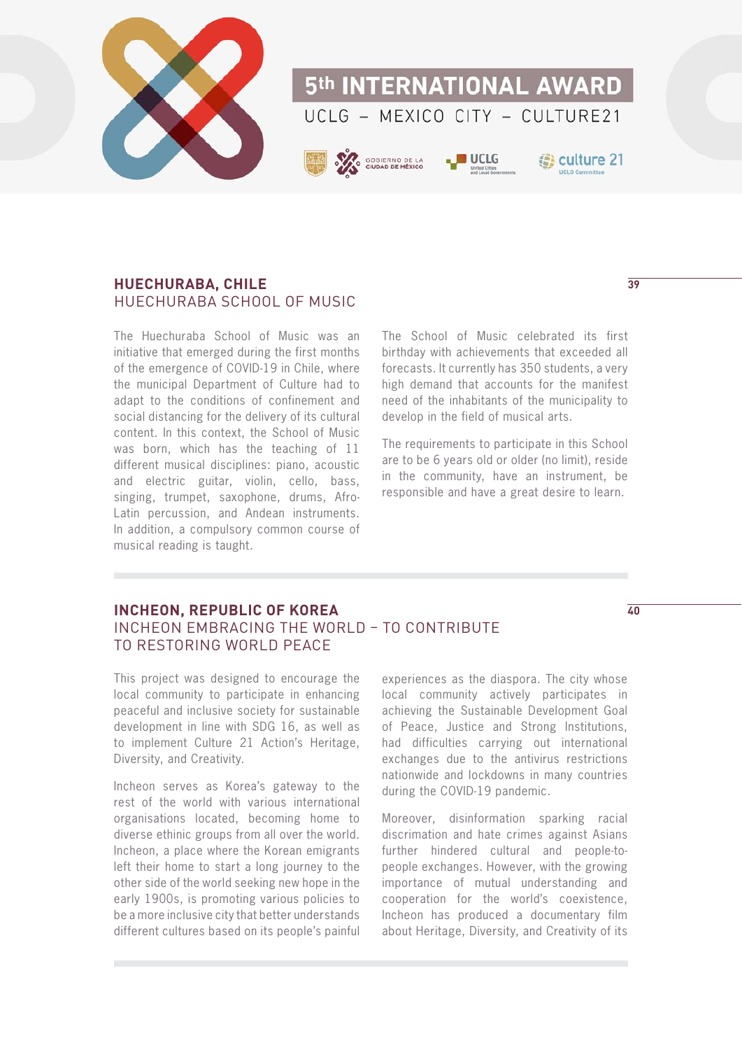## HUECHURABA, CHILE
### HUECHURABA SCHOOL OF MUSIC

The Huechuraba School of Music was an initiative that emerged during the first months of the emergence of COVID-19 in Chile, where the municipal Department of Culture had to adapt to the conditions of confinement and social distancing for the delivery of its cultural content. In this context, the School of Music was born, which has the teaching of 11 different musical disciplines: piano, acoustic and electric guitar, violin, cello, bass, singing, trumpet, saxophone, drums, Afro-Latin percussion, and Andean instruments. In addition, a compulsory common course of musical reading is taught.

The School of Music celebrated its first birthday with achievements that exceeded all forecasts. It currently has 350 students, a very high demand that accounts for the manifest need of the inhabitants of the municipality to develop in the field of musical arts.

The requirements to participate in this School are to be 6 years old or older (no limit), reside in the community, have an instrument, be responsible and have a great desire to learn.

## INCHEON, REPUBLIC OF KOREA
### INCHEON EMBRACING THE WORLD – TO CONTRIBUTE TO RESTORING WORLD PEACE

This project was designed to encourage the local community to participate in enhancing peaceful and inclusive society for sustainable development in line with SDG 16, as well as to implement Culture 21 Action's Heritage, Diversity, and Creativity.

Incheon serves as Korea's gateway to the rest of the world with various international organisations located, becoming home to diverse ethnic groups from all over the world. Incheon, a place where the Korean emigrants left their home to start a long journey to the other side of the world seeking new hope in the early 1900s, is promoting various policies to be a more inclusive city that better understands different cultures based on its people's painful experiences as the diaspora. The city whose local community actively participates in achieving the Sustainable Development Goal of Peace, Justice and Strong Institutions, had difficulties carrying out international exchanges due to the antivirus restrictions nationwide and lockdowns in many countries during the COVID-19 pandemic.

Moreover, disinformation sparking racial discrimination and hate crimes against Asians further hindered cultural and people-to-people exchanges. However, with the growing importance of mutual understanding and cooperation for the world's coexistence, Incheon has produced a documentary film about Heritage, Diversity, and Creativity of its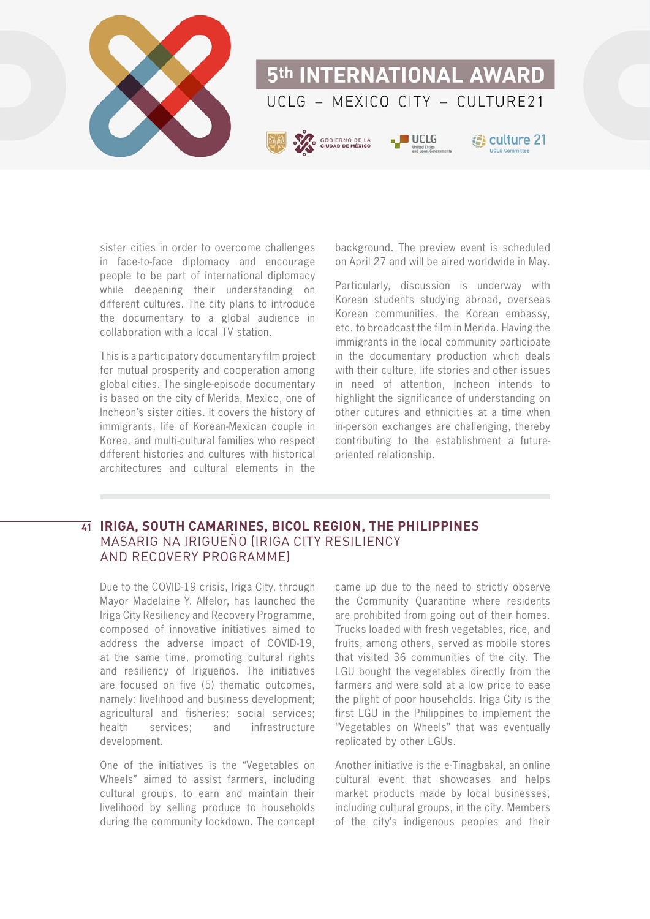sister cities in order to overcome challenges in face-to-face diplomacy and encourage people to be part of international diplomacy while deepening their understanding on different cultures. The city plans to introduce the documentary to a global audience in collaboration with a local TV station.

This is a participatory documentary film project for mutual prosperity and cooperation among global cities. The single-episode documentary is based on the city of Merida, Mexico, one of Incheon's sister cities. It covers the history of immigrants, life of Korean-Mexican couple in Korea, and multi-cultural families who respect different histories and cultures with historical architectures and cultural elements in the background. The preview event is scheduled on April 27 and will be aired worldwide in May.

Particularly, discussion is underway with Korean students studying abroad, overseas Korean communities, the Korean embassy, etc. to broadcast the film in Merida. Having the immigrants in the local community participate in the documentary production which deals with their culture, life stories and other issues in need of attention, Incheon intends to highlight the significance of understanding on other cutures and ethnicities at a time when in-person exchanges are challenging, thereby contributing to the establishment a future-oriented relationship.

## 41 IRIGA, SOUTH CAMARINES, BICOL REGION, THE PHILIPPINES

### MASARIG NA IRIGUEÑO (IRIGA CITY RESILIENCY AND RECOVERY PROGRAMME)

Due to the COVID-19 crisis, Iriga City, through Mayor Madelaine Y. Alfelor, has launched the Iriga City Resiliency and Recovery Programme, composed of innovative initiatives aimed to address the adverse impact of COVID-19, at the same time, promoting cultural rights and resiliency of Irigueños. The initiatives are focused on five (5) thematic outcomes, namely: livelihood and business development; agricultural and fisheries; social services; health services; and infrastructure development.

One of the initiatives is the "Vegetables on Wheels" aimed to assist farmers, including cultural groups, to earn and maintain their livelihood by selling produce to households during the community lockdown. The concept came up due to the need to strictly observe the Community Quarantine where residents are prohibited from going out of their homes. Trucks loaded with fresh vegetables, rice, and fruits, among others, served as mobile stores that visited 36 communities of the city. The LGU bought the vegetables directly from the farmers and were sold at a low price to ease the plight of poor households. Iriga City is the first LGU in the Philippines to implement the "Vegetables on Wheels" that was eventually replicated by other LGUs.

Another initiative is the e-Tinagbakal, an online cultural event that showcases and helps market products made by local businesses, including cultural groups, in the city. Members of the city's indigenous peoples and their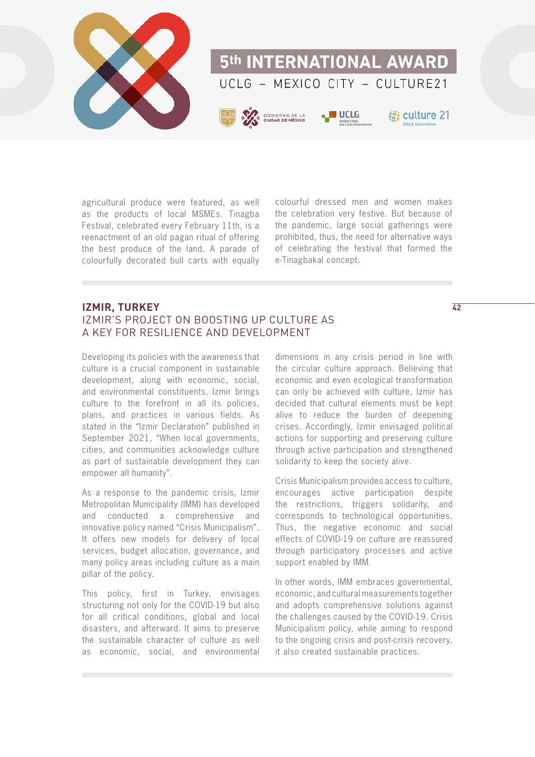agricultural produce were featured, as well as the products of local MSMEs. Tinagba Festival, celebrated every February 11th, is a reenactment of an old pagan ritual of offering the best produce of the land. A parade of colourfully decorated bull carts with equally colourful dressed men and women makes the celebration very festive. But because of the pandemic, large social gatherings were prohibited, thus, the need for alternative ways of celebrating the festival that formed the e-Tinagbakal concept.

## IZMIR, TURKEY

### IZMIR'S PROJECT ON BOOSTING UP CULTURE AS A KEY FOR RESILIENCE AND DEVELOPMENT

Developing its policies with the awareness that culture is a crucial component in sustainable development, along with economic, social, and environmental constituents, Izmir brings culture to the forefront in all its policies, plans, and practices in various fields. As stated in the "Izmir Declaration" published in September 2021, "When local governments, cities, and communities acknowledge culture as part of sustainable development they can empower all humanity".

As a response to the pandemic crisis, Izmir Metropolitan Municipality (IMM) has developed and conducted a comprehensive and innovative policy named "Crisis Municipalism". It offers new models for delivery of local services, budget allocation, governance, and many policy areas including culture as a main pillar of the policy.

This policy, first in Turkey, envisages structuring not only for the COVID-19 but also for all critical conditions, global and local disasters, and afterward. It aims to preserve the sustainable character of culture as well as economic, social, and environmental dimensions in any crisis period in line with the circular culture approach. Believing that economic and even ecological transformation can only be achieved with culture, Izmir has decided that cultural elements must be kept alive to reduce the burden of deepening crises. Accordingly, Izmir envisaged political actions for supporting and preserving culture through active participation and strengthened solidarity to keep the society alive.

Crisis Municipalism provides access to culture, encourages active participation despite the restrictions, triggers solidarity, and corresponds to technological opportunities. Thus, the negative economic and social effects of COVID-19 on culture are reassured through participatory processes and active support enabled by IMM.

In other words, IMM embraces governmental, economic, and cultural measurements together and adopts comprehensive solutions against the challenges caused by the COVID-19. Crisis Municipalism policy, while aiming to respond to the ongoing crisis and post-crisis recovery, it also created sustainable practices.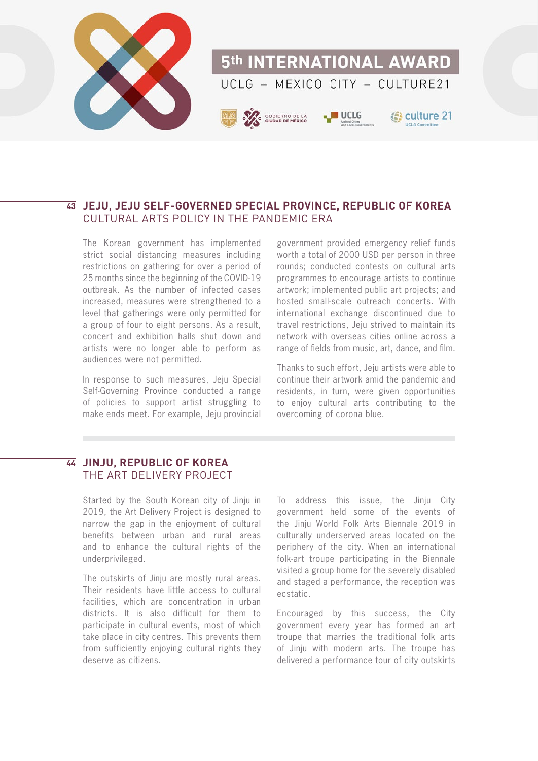## 43 JEJU, JEJU SELF-GOVERNED SPECIAL PROVINCE, REPUBLIC OF KOREA
### CULTURAL ARTS POLICY IN THE PANDEMIC ERA

The Korean government has implemented strict social distancing measures including restrictions on gathering for over a period of 25 months since the beginning of the COVID-19 outbreak. As the number of infected cases increased, measures were strengthened to a level that gatherings were only permitted for a group of four to eight persons. As a result, concert and exhibition halls shut down and artists were no longer able to perform as audiences were not permitted.

In response to such measures, Jeju Special Self-Governing Province conducted a range of policies to support artist struggling to make ends meet. For example, Jeju provincial government provided emergency relief funds worth a total of 2000 USD per person in three rounds; conducted contests on cultural arts programmes to encourage artists to continue artwork; implemented public art projects; and hosted small-scale outreach concerts. With international exchange discontinued due to travel restrictions, Jeju strived to maintain its network with overseas cities online across a range of fields from music, art, dance, and film.

Thanks to such effort, Jeju artists were able to continue their artwork amid the pandemic and residents, in turn, were given opportunities to enjoy cultural arts contributing to the overcoming of corona blue.

## 44 JINJU, REPUBLIC OF KOREA
### THE ART DELIVERY PROJECT

Started by the South Korean city of Jinju in 2019, the Art Delivery Project is designed to narrow the gap in the enjoyment of cultural benefits between urban and rural areas and to enhance the cultural rights of the underprivileged.

The outskirts of Jinju are mostly rural areas. Their residents have little access to cultural facilities, which are concentration in urban districts. It is also difficult for them to participate in cultural events, most of which take place in city centres. This prevents them from sufficiently enjoying cultural rights they deserve as citizens.

To address this issue, the Jinju City government held some of the events of the Jinju World Folk Arts Biennale 2019 in culturally underserved areas located on the periphery of the city. When an international folk-art troupe participating in the Biennale visited a group home for the severely disabled and staged a performance, the reception was ecstatic.

Encouraged by this success, the City government every year has formed an art troupe that marries the traditional folk arts of Jinju with modern arts. The troupe has delivered a performance tour of city outskirts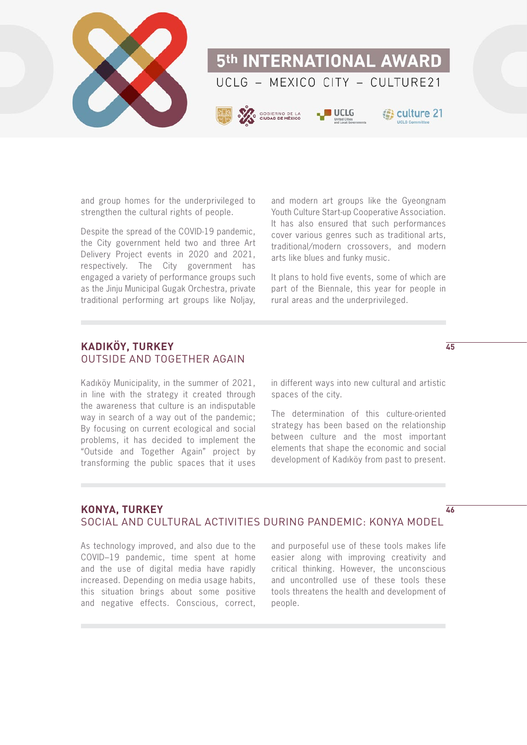and group homes for the underprivileged to strengthen the cultural rights of people.

Despite the spread of the COVID-19 pandemic, the City government held two and three Art Delivery Project events in 2020 and 2021, respectively. The City government has engaged a variety of performance groups such as the Jinju Municipal Gugak Orchestra, private traditional performing art groups like Noljay, and modern art groups like the Gyeongnam Youth Culture Start-up Cooperative Association. It has also ensured that such performances cover various genres such as traditional arts, traditional/modern crossovers, and modern arts like blues and funky music.

It plans to hold five events, some of which are part of the Biennale, this year for people in rural areas and the underprivileged.

## KADIKÖY, TURKEY
### OUTSIDE AND TOGETHER AGAIN

45

Kadıköy Municipality, in the summer of 2021, in line with the strategy it created through the awareness that culture is an indisputable way in search of a way out of the pandemic; By focusing on current ecological and social problems, it has decided to implement the "Outside and Together Again" project by transforming the public spaces that it uses in different ways into new cultural and artistic spaces of the city.

The determination of this culture-oriented strategy has been based on the relationship between culture and the most important elements that shape the economic and social development of Kadıköy from past to present.

## KONYA, TURKEY
### SOCIAL AND CULTURAL ACTIVITIES DURING PANDEMIC: KONYA MODEL

46

As technology improved, and also due to the COVID–19 pandemic, time spent at home and the use of digital media have rapidly increased. Depending on media usage habits, this situation brings about some positive and negative effects. Conscious, correct, and purposeful use of these tools makes life easier along with improving creativity and critical thinking. However, the unconscious and uncontrolled use of these tools these tools threatens the health and development of people.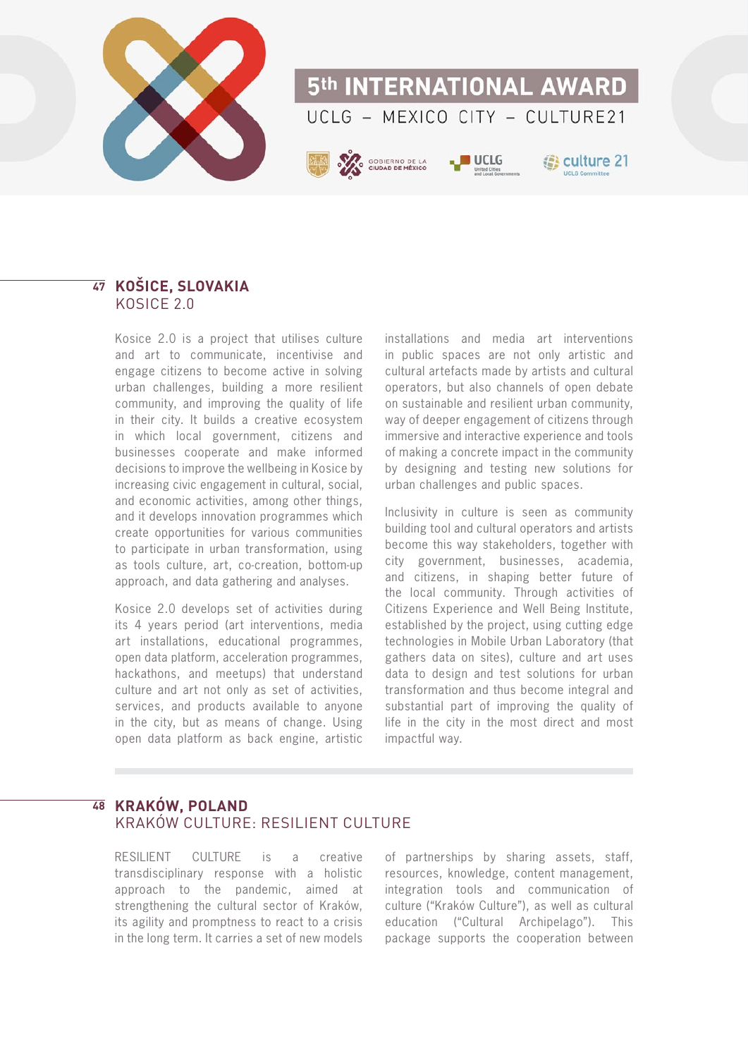## 47 KOŠICE, SLOVAKIA
### KOSICE 2.0

Kosice 2.0 is a project that utilises culture and art to communicate, incentivise and engage citizens to become active in solving urban challenges, building a more resilient community, and improving the quality of life in their city. It builds a creative ecosystem in which local government, citizens and businesses cooperate and make informed decisions to improve the wellbeing in Kosice by increasing civic engagement in cultural, social, and economic activities, among other things, and it develops innovation programmes which create opportunities for various communities to participate in urban transformation, using as tools culture, art, co-creation, bottom-up approach, and data gathering and analyses.

Kosice 2.0 develops set of activities during its 4 years period (art interventions, media art installations, educational programmes, open data platform, acceleration programmes, hackathons, and meetups) that understand culture and art not only as set of activities, services, and products available to anyone in the city, but as means of change. Using open data platform as back engine, artistic installations and media art interventions in public spaces are not only artistic and cultural artefacts made by artists and cultural operators, but also channels of open debate on sustainable and resilient urban community, way of deeper engagement of citizens through immersive and interactive experience and tools of making a concrete impact in the community by designing and testing new solutions for urban challenges and public spaces.

Inclusivity in culture is seen as community building tool and cultural operators and artists become this way stakeholders, together with city government, businesses, academia, and citizens, in shaping better future of the local community. Through activities of Citizens Experience and Well Being Institute, established by the project, using cutting edge technologies in Mobile Urban Laboratory (that gathers data on sites), culture and art uses data to design and test solutions for urban transformation and thus become integral and substantial part of improving the quality of life in the city in the most direct and most impactful way.

## 48 KRAKÓW, POLAND
### KRAKÓW CULTURE: RESILIENT CULTURE

RESILIENT CULTURE is a creative transdisciplinary response with a holistic approach to the pandemic, aimed at strengthening the cultural sector of Kraków, its agility and promptness to react to a crisis in the long term. It carries a set of new models of partnerships by sharing assets, staff, resources, knowledge, content management, integration tools and communication of culture ("Kraków Culture"), as well as cultural education ("Cultural Archipelago"). This package supports the cooperation between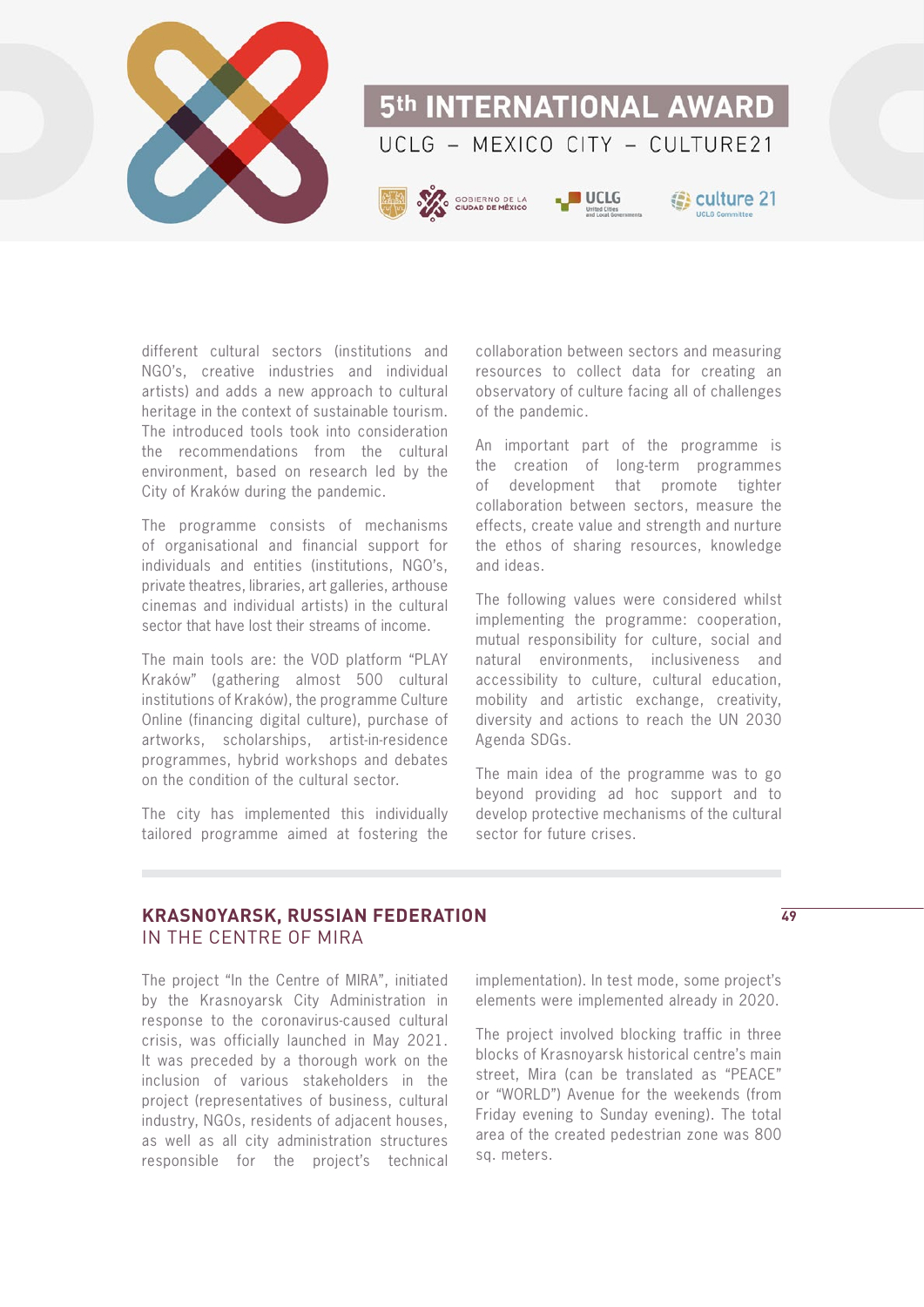different cultural sectors (institutions and NGO's, creative industries and individual artists) and adds a new approach to cultural heritage in the context of sustainable tourism. The introduced tools took into consideration the recommendations from the cultural environment, based on research led by the City of Kraków during the pandemic.

The programme consists of mechanisms of organisational and financial support for individuals and entities (institutions, NGO's, private theatres, libraries, art galleries, arthouse cinemas and individual artists) in the cultural sector that have lost their streams of income.

The main tools are: the VOD platform "PLAY Kraków" (gathering almost 500 cultural institutions of Kraków), the programme Culture Online (financing digital culture), purchase of artworks, scholarships, artist-in-residence programmes, hybrid workshops and debates on the condition of the cultural sector.

The city has implemented this individually tailored programme aimed at fostering the collaboration between sectors and measuring resources to collect data for creating an observatory of culture facing all of challenges of the pandemic.

An important part of the programme is the creation of long-term programmes of development that promote tighter collaboration between sectors, measure the effects, create value and strength and nurture the ethos of sharing resources, knowledge and ideas.

The following values were considered whilst implementing the programme: cooperation, mutual responsibility for culture, social and natural environments, inclusiveness and accessibility to culture, cultural education, mobility and artistic exchange, creativity, diversity and actions to reach the UN 2030 Agenda SDGs.

The main idea of the programme was to go beyond providing ad hoc support and to develop protective mechanisms of the cultural sector for future crises.

## KRASNOYARSK, RUSSIAN FEDERATION
## IN THE CENTRE OF MIRA

The project "In the Centre of MIRA", initiated by the Krasnoyarsk City Administration in response to the coronavirus-caused cultural crisis, was officially launched in May 2021. It was preceded by a thorough work on the inclusion of various stakeholders in the project (representatives of business, cultural industry, NGOs, residents of adjacent houses, as well as all city administration structures responsible for the project's technical implementation). In test mode, some project's elements were implemented already in 2020.

The project involved blocking traffic in three blocks of Krasnoyarsk historical centre's main street, Mira (can be translated as "PEACE" or "WORLD") Avenue for the weekends (from Friday evening to Sunday evening). The total area of the created pedestrian zone was 800 sq. meters.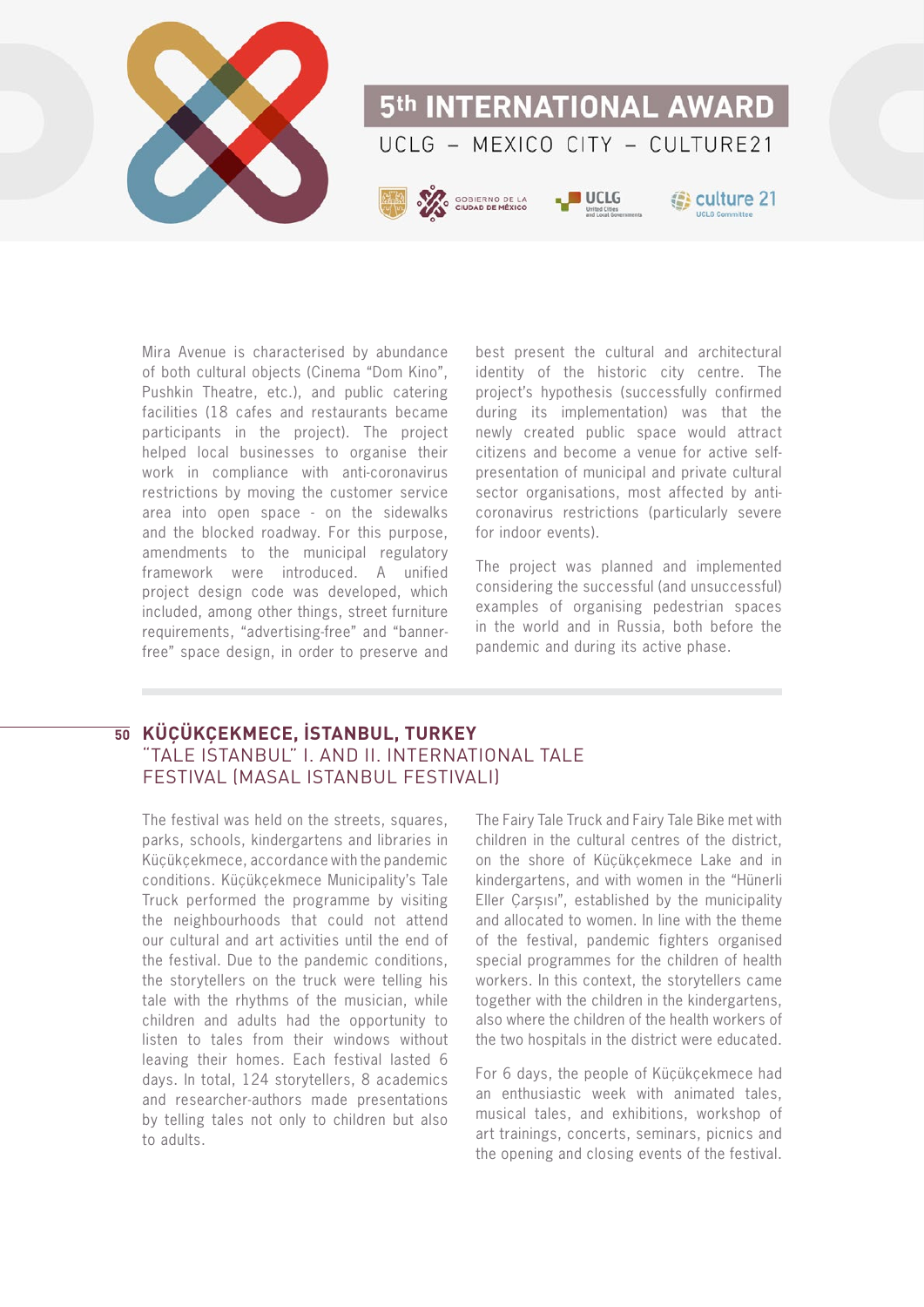Mira Avenue is characterised by abundance of both cultural objects (Cinema "Dom Kino", Pushkin Theatre, etc.), and public catering facilities (18 cafes and restaurants became participants in the project). The project helped local businesses to organise their work in compliance with anti-coronavirus restrictions by moving the customer service area into open space - on the sidewalks and the blocked roadway. For this purpose, amendments to the municipal regulatory framework were introduced. A unified project design code was developed, which included, among other things, street furniture requirements, "advertising-free" and "banner-free" space design, in order to preserve and best present the cultural and architectural identity of the historic city centre. The project's hypothesis (successfully confirmed during its implementation) was that the newly created public space would attract citizens and become a venue for active self-presentation of municipal and private cultural sector organisations, most affected by anti-coronavirus restrictions (particularly severe for indoor events).

The project was planned and implemented considering the successful (and unsuccessful) examples of organising pedestrian spaces in the world and in Russia, both before the pandemic and during its active phase.

## 50 KÜÇÜKÇEKMECE, İSTANBUL, TURKEY

### "TALE İSTANBUL" I. AND II. INTERNATIONAL TALE FESTIVAL (MASAL ISTANBUL FESTIVALI)

The festival was held on the streets, squares, parks, schools, kindergartens and libraries in Küçükçekmece, accordance with the pandemic conditions. Küçükçekmece Municipality's Tale Truck performed the programme by visiting the neighbourhoods that could not attend our cultural and art activities until the end of the festival. Due to the pandemic conditions, the storytellers on the truck were telling his tale with the rhythms of the musician, while children and adults had the opportunity to listen to tales from their windows without leaving their homes. Each festival lasted 6 days. In total, 124 storytellers, 8 academics and researcher-authors made presentations by telling tales not only to children but also to adults.

The Fairy Tale Truck and Fairy Tale Bike met with children in the cultural centres of the district, on the shore of Küçükçekmece Lake and in kindergartens, and with women in the "Hünerli Eller Çarşısı", established by the municipality and allocated to women. In line with the theme of the festival, pandemic fighters organised special programmes for the children of health workers. In this context, the storytellers came together with the children in the kindergartens, also where the children of the health workers of the two hospitals in the district were educated.

For 6 days, the people of Küçükçekmece had an enthusiastic week with animated tales, musical tales, and exhibitions, workshop of art trainings, concerts, seminars, picnics and the opening and closing events of the festival.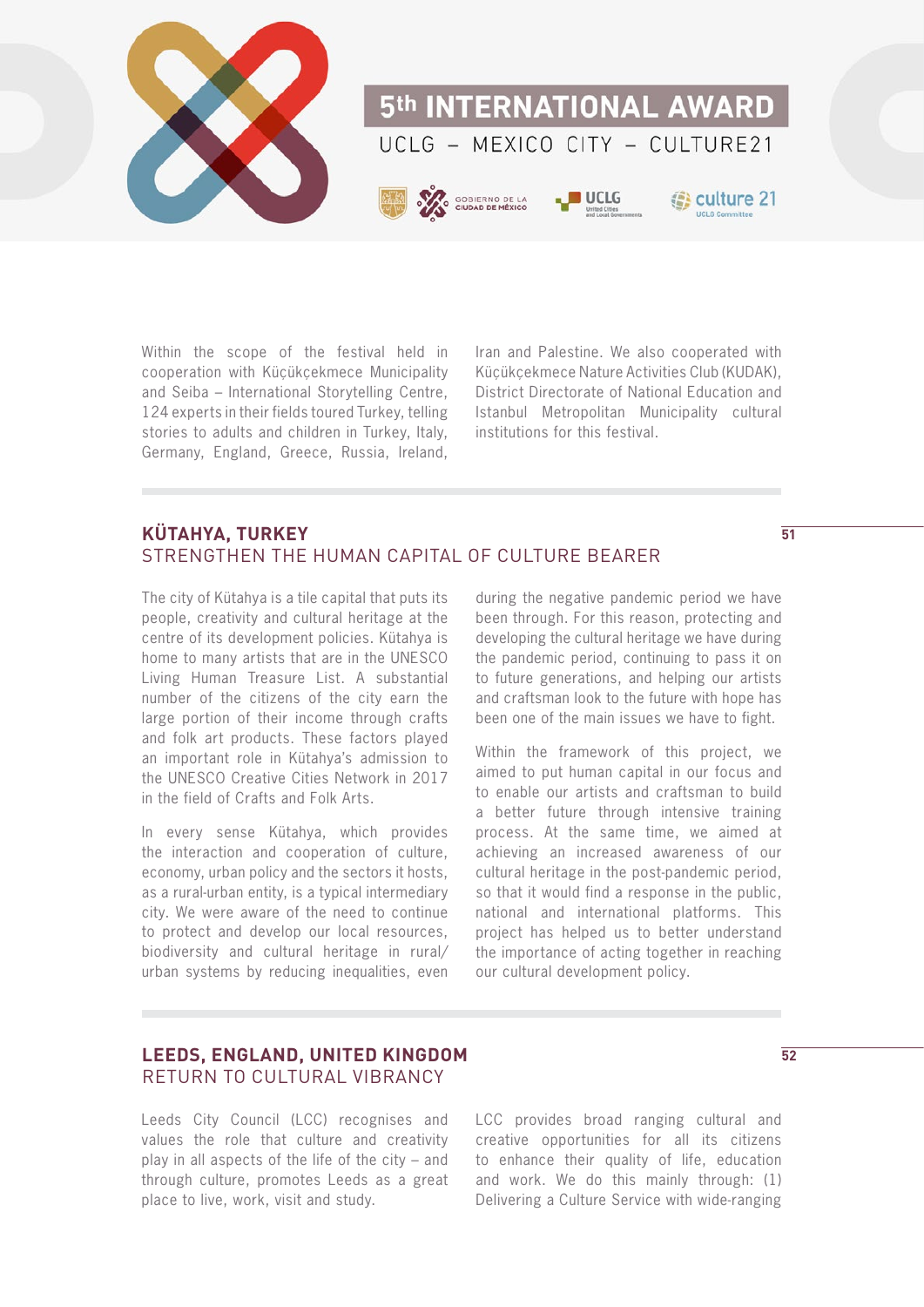Within the scope of the festival held in cooperation with Küçükçekmece Municipality and Seiba – International Storytelling Centre, 124 experts in their fields toured Turkey, telling stories to adults and children in Turkey, Italy, Germany, England, Greece, Russia, Ireland, Iran and Palestine. We also cooperated with Küçükçekmece Nature Activities Club (KUDAK), District Directorate of National Education and Istanbul Metropolitan Municipality cultural institutions for this festival.

## KÜTAHYA, TURKEY
### STRENGTHEN THE HUMAN CAPITAL OF CULTURE BEARER

51

The city of Kütahya is a tile capital that puts its people, creativity and cultural heritage at the centre of its development policies. Kütahya is home to many artists that are in the UNESCO Living Human Treasure List. A substantial number of the citizens of the city earn the large portion of their income through crafts and folk art products. These factors played an important role in Kütahya's admission to the UNESCO Creative Cities Network in 2017 in the field of Crafts and Folk Arts.

In every sense Kütahya, which provides the interaction and cooperation of culture, economy, urban policy and the sectors it hosts, as a rural-urban entity, is a typical intermediary city. We were aware of the need to continue to protect and develop our local resources, biodiversity and cultural heritage in rural/urban systems by reducing inequalities, even during the negative pandemic period we have been through. For this reason, protecting and developing the cultural heritage we have during the pandemic period, continuing to pass it on to future generations, and helping our artists and craftsman look to the future with hope has been one of the main issues we have to fight.

Within the framework of this project, we aimed to put human capital in our focus and to enable our artists and craftsman to build a better future through intensive training process. At the same time, we aimed at achieving an increased awareness of our cultural heritage in the post-pandemic period, so that it would find a response in the public, national and international platforms. This project has helped us to better understand the importance of acting together in reaching our cultural development policy.

## LEEDS, ENGLAND, UNITED KINGDOM
### RETURN TO CULTURAL VIBRANCY

52

Leeds City Council (LCC) recognises and values the role that culture and creativity play in all aspects of the life of the city – and through culture, promotes Leeds as a great place to live, work, visit and study.

LCC provides broad ranging cultural and creative opportunities for all its citizens to enhance their quality of life, education and work. We do this mainly through: (1) Delivering a Culture Service with wide-ranging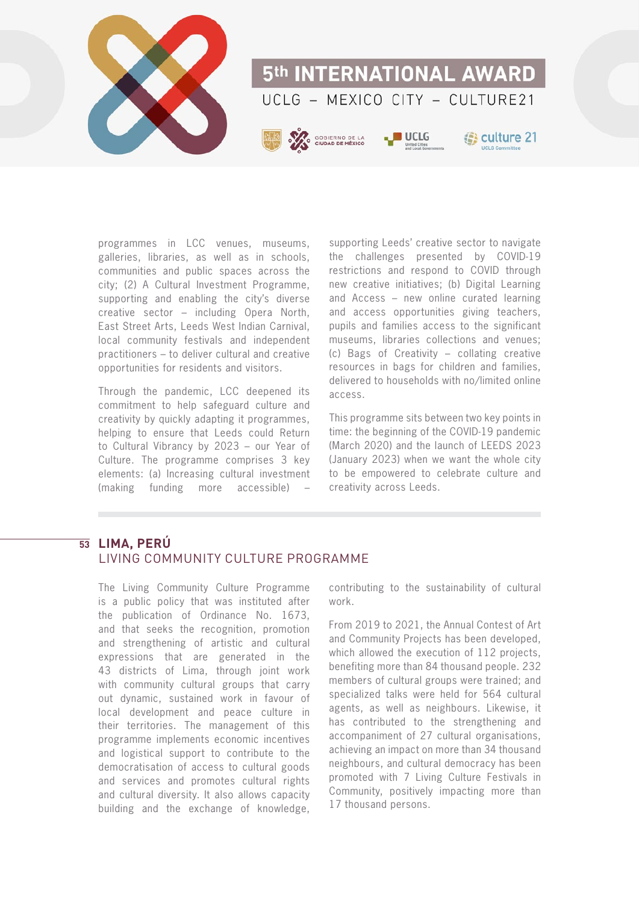programmes in LCC venues, museums, galleries, libraries, as well as in schools, communities and public spaces across the city; (2) A Cultural Investment Programme, supporting and enabling the city's diverse creative sector – including Opera North, East Street Arts, Leeds West Indian Carnival, local community festivals and independent practitioners – to deliver cultural and creative opportunities for residents and visitors.

Through the pandemic, LCC deepened its commitment to help safeguard culture and creativity by quickly adapting it programmes, helping to ensure that Leeds could Return to Cultural Vibrancy by 2023 – our Year of Culture. The programme comprises 3 key elements: (a) Increasing cultural investment (making funding more accessible) – supporting Leeds' creative sector to navigate the challenges presented by COVID-19 restrictions and respond to COVID through new creative initiatives; (b) Digital Learning and Access – new online curated learning and access opportunities giving teachers, pupils and families access to the significant museums, libraries collections and venues; (c) Bags of Creativity – collating creative resources in bags for children and families, delivered to households with no/limited online access.

This programme sits between two key points in time: the beginning of the COVID-19 pandemic (March 2020) and the launch of LEEDS 2023 (January 2023) when we want the whole city to be empowered to celebrate culture and creativity across Leeds.

## 53 LIMA, PERÚ
### LIVING COMMUNITY CULTURE PROGRAMME

The Living Community Culture Programme is a public policy that was instituted after the publication of Ordinance No. 1673, and that seeks the recognition, promotion and strengthening of artistic and cultural expressions that are generated in the 43 districts of Lima, through joint work with community cultural groups that carry out dynamic, sustained work in favour of local development and peace culture in their territories. The management of this programme implements economic incentives and logistical support to contribute to the democratisation of access to cultural goods and services and promotes cultural rights and cultural diversity. It also allows capacity building and the exchange of knowledge, contributing to the sustainability of cultural work.

From 2019 to 2021, the Annual Contest of Art and Community Projects has been developed, which allowed the execution of 112 projects, benefiting more than 84 thousand people. 232 members of cultural groups were trained; and specialized talks were held for 564 cultural agents, as well as neighbours. Likewise, it has contributed to the strengthening and accompaniment of 27 cultural organisations, achieving an impact on more than 34 thousand neighbours, and cultural democracy has been promoted with 7 Living Culture Festivals in Community, positively impacting more than 17 thousand persons.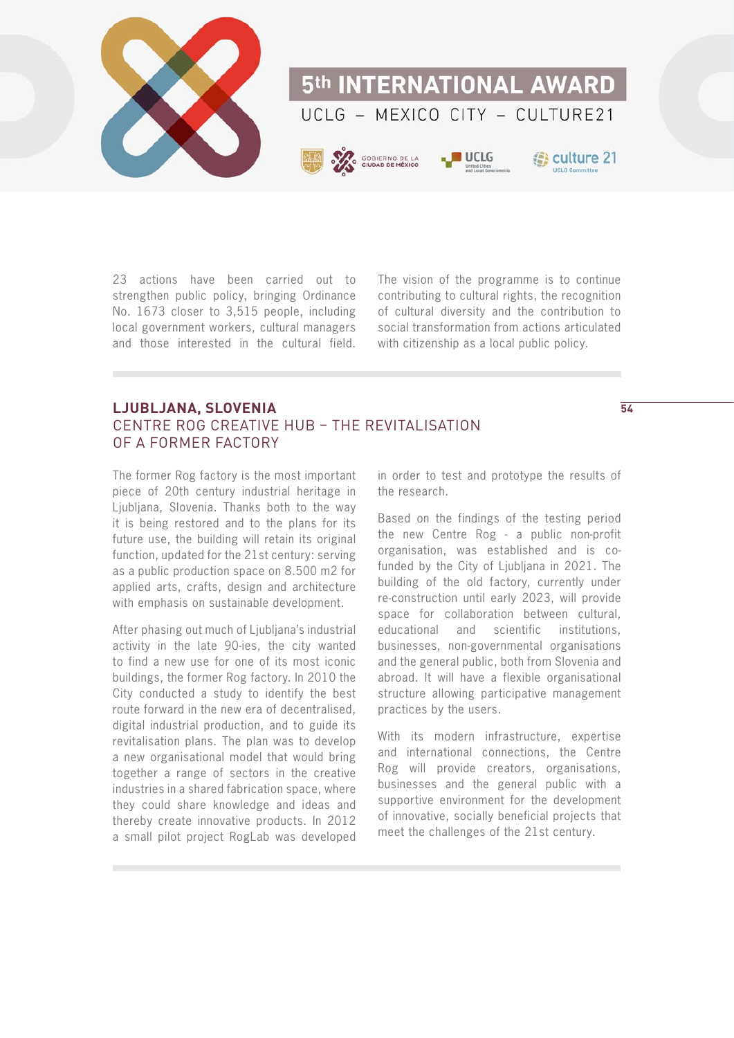23 actions have been carried out to strengthen public policy, bringing Ordinance No. 1673 closer to 3,515 people, including local government workers, cultural managers and those interested in the cultural field.

The vision of the programme is to continue contributing to cultural rights, the recognition of cultural diversity and the contribution to social transformation from actions articulated with citizenship as a local public policy.

## LJUBLJANA, SLOVENIA
### CENTRE ROG CREATIVE HUB – THE REVITALISATION OF A FORMER FACTORY

The former Rog factory is the most important piece of 20th century industrial heritage in Ljubljana, Slovenia. Thanks both to the way it is being restored and to the plans for its future use, the building will retain its original function, updated for the 21st century: serving as a public production space on 8.500 m2 for applied arts, crafts, design and architecture with emphasis on sustainable development.

After phasing out much of Ljubljana's industrial activity in the late 90-ies, the city wanted to find a new use for one of its most iconic buildings, the former Rog factory. In 2010 the City conducted a study to identify the best route forward in the new era of decentralised, digital industrial production, and to guide its revitalisation plans. The plan was to develop a new organisational model that would bring together a range of sectors in the creative industries in a shared fabrication space, where they could share knowledge and ideas and thereby create innovative products. In 2012 a small pilot project RogLab was developed in order to test and prototype the results of the research.

Based on the findings of the testing period the new Centre Rog - a public non-profit organisation, was established and is co-funded by the City of Ljubljana in 2021. The building of the old factory, currently under re-construction until early 2023, will provide space for collaboration between cultural, educational and scientific institutions, businesses, non-governmental organisations and the general public, both from Slovenia and abroad. It will have a flexible organisational structure allowing participative management practices by the users.

With its modern infrastructure, expertise and international connections, the Centre Rog will provide creators, organisations, businesses and the general public with a supportive environment for the development of innovative, socially beneficial projects that meet the challenges of the 21st century.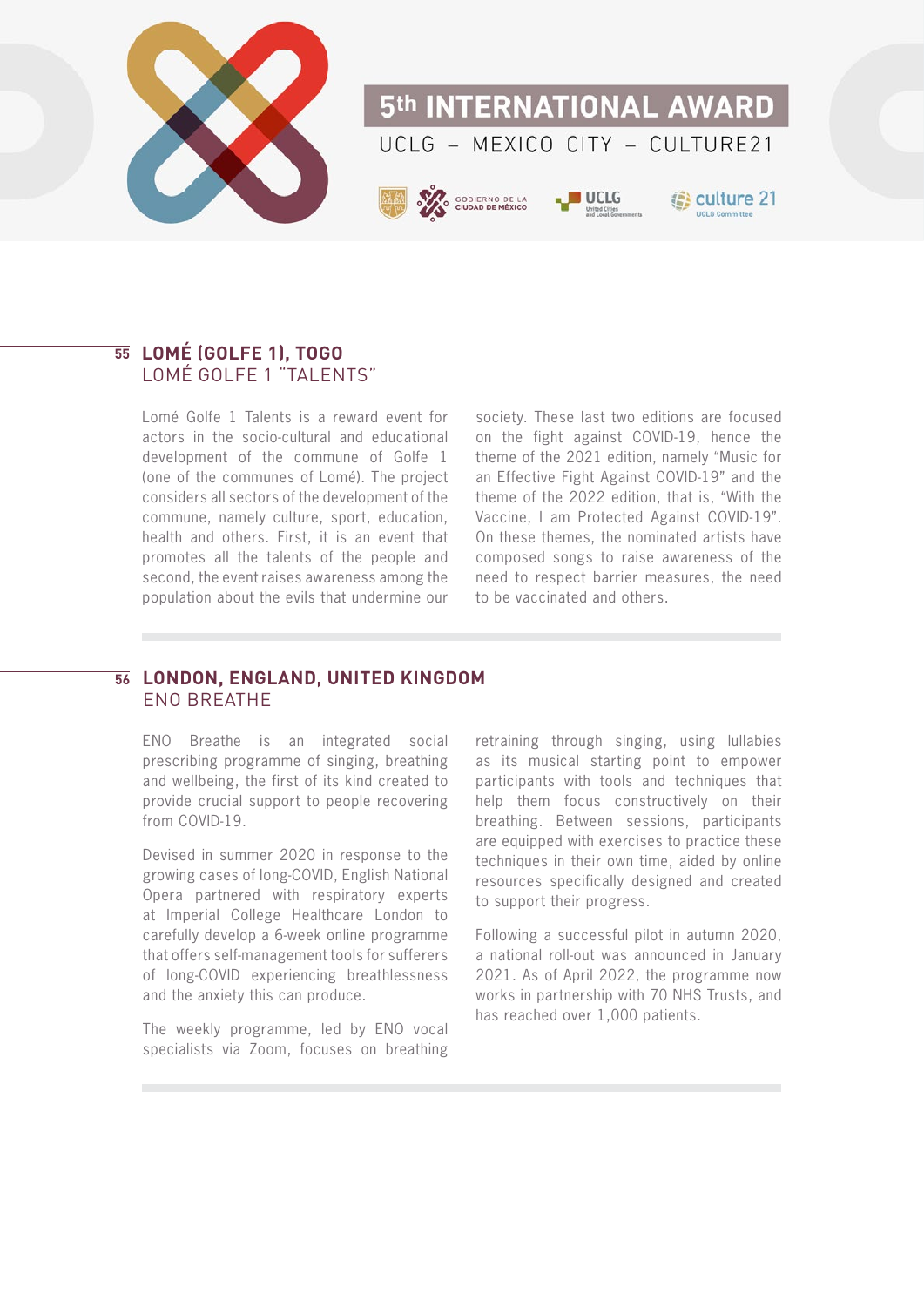## 55 LOMÉ (GOLFE 1), TOGO

### LOMÉ GOLFE 1 "TALENTS"

Lomé Golfe 1 Talents is a reward event for actors in the socio-cultural and educational development of the commune of Golfe 1 (one of the communes of Lomé). The project considers all sectors of the development of the commune, namely culture, sport, education, health and others. First, it is an event that promotes all the talents of the people and second, the event raises awareness among the population about the evils that undermine our society. These last two editions are focused on the fight against COVID-19, hence the theme of the 2021 edition, namely "Music for an Effective Fight Against COVID-19" and the theme of the 2022 edition, that is, "With the Vaccine, I am Protected Against COVID-19". On these themes, the nominated artists have composed songs to raise awareness of the need to respect barrier measures, the need to be vaccinated and others.

## 56 LONDON, ENGLAND, UNITED KINGDOM

### ENO BREATHE

ENO Breathe is an integrated social prescribing programme of singing, breathing and wellbeing, the first of its kind created to provide crucial support to people recovering from COVID-19.

Devised in summer 2020 in response to the growing cases of long-COVID, English National Opera partnered with respiratory experts at Imperial College Healthcare London to carefully develop a 6-week online programme that offers self-management tools for sufferers of long-COVID experiencing breathlessness and the anxiety this can produce.

The weekly programme, led by ENO vocal specialists via Zoom, focuses on breathing retraining through singing, using lullabies as its musical starting point to empower participants with tools and techniques that help them focus constructively on their breathing. Between sessions, participants are equipped with exercises to practice these techniques in their own time, aided by online resources specifically designed and created to support their progress.

Following a successful pilot in autumn 2020, a national roll-out was announced in January 2021. As of April 2022, the programme now works in partnership with 70 NHS Trusts, and has reached over 1,000 patients.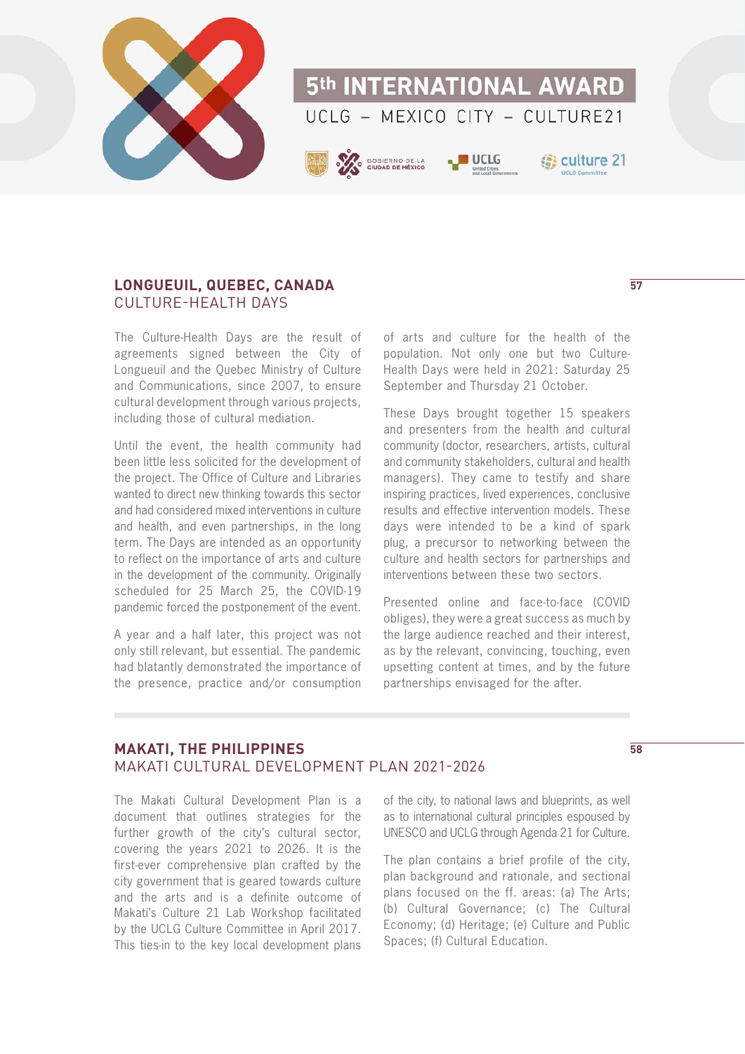## LONGUEUIL, QUEBEC, CANADA
CULTURE-HEALTH DAYS

The Culture-Health Days are the result of agreements signed between the City of Longueuil and the Quebec Ministry of Culture and Communications, since 2007, to ensure cultural development through various projects, including those of cultural mediation.

Until the event, the health community had been little less solicited for the development of the project. The Office of Culture and Libraries wanted to direct new thinking towards this sector and had considered mixed interventions in culture and health, and even partnerships, in the long term. The Days are intended as an opportunity to reflect on the importance of arts and culture in the development of the community. Originally scheduled for 25 March 25, the COVID-19 pandemic forced the postponement of the event.

A year and a half later, this project was not only still relevant, but essential. The pandemic had blatantly demonstrated the importance of the presence, practice and/or consumption of arts and culture for the health of the population. Not only one but two Culture-Health Days were held in 2021: Saturday 25 September and Thursday 21 October.

These Days brought together 15 speakers and presenters from the health and cultural community (doctor, researchers, artists, cultural and community stakeholders, cultural and health managers). They came to testify and share inspiring practices, lived experiences, conclusive results and effective intervention models. These days were intended to be a kind of spark plug, a precursor to networking between the culture and health sectors for partnerships and interventions between these two sectors.

Presented online and face-to-face (COVID obliges), they were a great success as much by the large audience reached and their interest, as by the relevant, convincing, touching, even upsetting content at times, and by the future partnerships envisaged for the after.

## MAKATI, THE PHILIPPINES
MAKATI CULTURAL DEVELOPMENT PLAN 2021-2026

The Makati Cultural Development Plan is a document that outlines strategies for the further growth of the city's cultural sector, covering the years 2021 to 2026. It is the first-ever comprehensive plan crafted by the city government that is geared towards culture and the arts and is a definite outcome of Makati's Culture 21 Lab Workshop facilitated by the UCLG Culture Committee in April 2017. This ties-in to the key local development plans of the city, to national laws and blueprints, as well as to international cultural principles espoused by UNESCO and UCLG through Agenda 21 for Culture.

The plan contains a brief profile of the city, plan background and rationale, and sectional plans focused on the ff. areas: (a) The Arts; (b) Cultural Governance; (c) The Cultural Economy; (d) Heritage; (e) Culture and Public Spaces; (f) Cultural Education.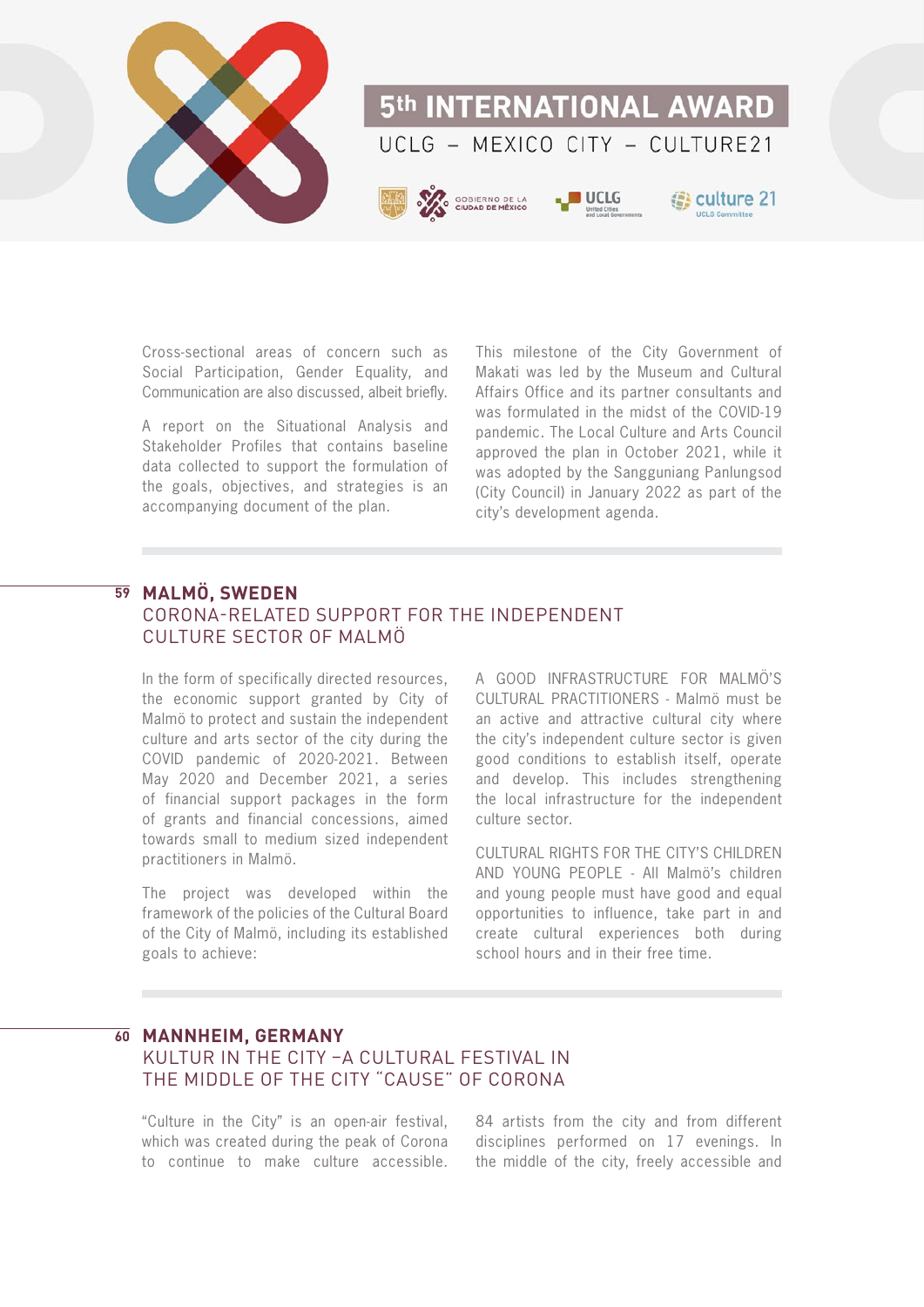Cross-sectional areas of concern such as Social Participation, Gender Equality, and Communication are also discussed, albeit briefly.

A report on the Situational Analysis and Stakeholder Profiles that contains baseline data collected to support the formulation of the goals, objectives, and strategies is an accompanying document of the plan.

This milestone of the City Government of Makati was led by the Museum and Cultural Affairs Office and its partner consultants and was formulated in the midst of the COVID-19 pandemic. The Local Culture and Arts Council approved the plan in October 2021, while it was adopted by the Sangguniang Panlungsod (City Council) in January 2022 as part of the city's development agenda.

## 59 MALMÖ, SWEDEN
### CORONA-RELATED SUPPORT FOR THE INDEPENDENT CULTURE SECTOR OF MALMÖ

In the form of specifically directed resources, the economic support granted by City of Malmö to protect and sustain the independent culture and arts sector of the city during the COVID pandemic of 2020-2021. Between May 2020 and December 2021, a series of financial support packages in the form of grants and financial concessions, aimed towards small to medium sized independent practitioners in Malmö.

The project was developed within the framework of the policies of the Cultural Board of the City of Malmö, including its established goals to achieve:

A GOOD INFRASTRUCTURE FOR MALMÖ'S CULTURAL PRACTITIONERS - Malmö must be an active and attractive cultural city where the city's independent culture sector is given good conditions to establish itself, operate and develop. This includes strengthening the local infrastructure for the independent culture sector.

CULTURAL RIGHTS FOR THE CITY'S CHILDREN AND YOUNG PEOPLE - All Malmö's children and young people must have good and equal opportunities to influence, take part in and create cultural experiences both during school hours and in their free time.

## 60 MANNHEIM, GERMANY
### KULTUR IN THE CITY –A CULTURAL FESTIVAL IN THE MIDDLE OF THE CITY "CAUSE" OF CORONA

"Culture in the City" is an open-air festival, which was created during the peak of Corona to continue to make culture accessible. 84 artists from the city and from different disciplines performed on 17 evenings. In the middle of the city, freely accessible and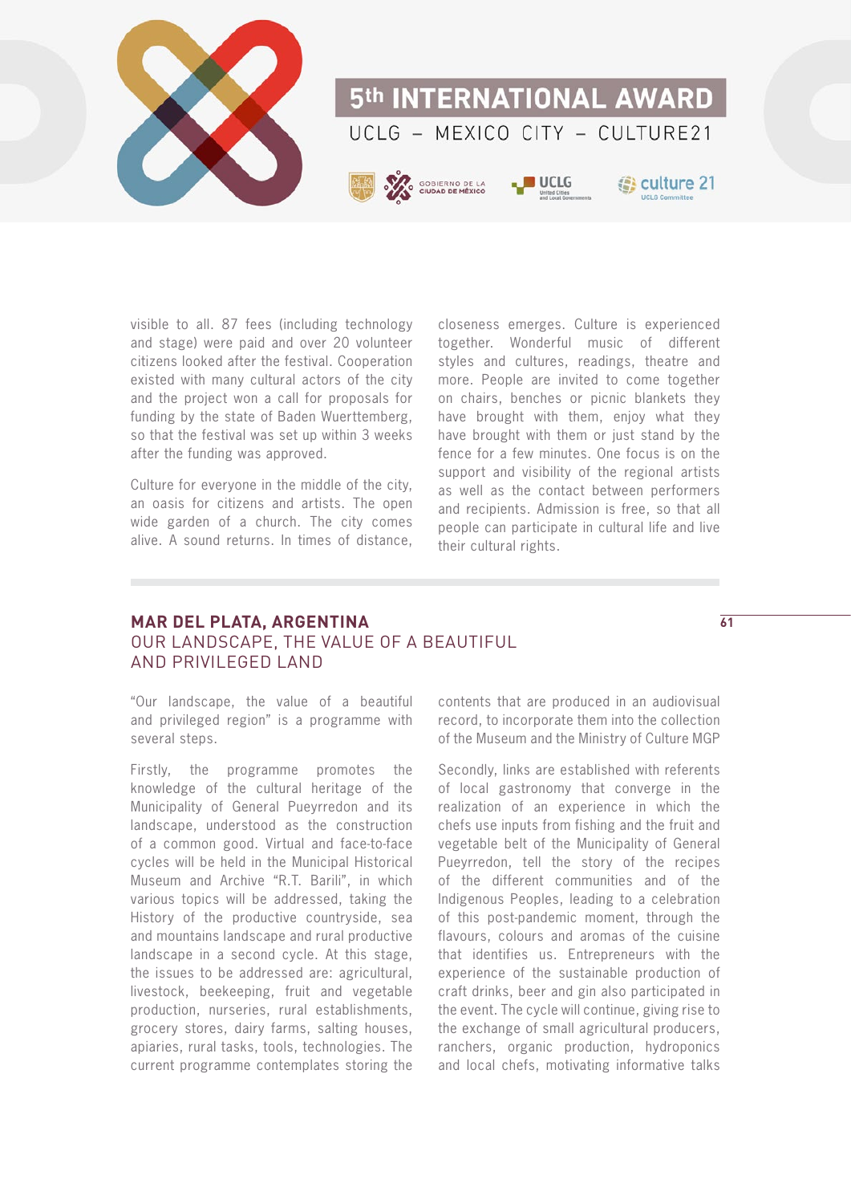visible to all. 87 fees (including technology and stage) were paid and over 20 volunteer citizens looked after the festival. Cooperation existed with many cultural actors of the city and the project won a call for proposals for funding by the state of Baden Wuerttemberg, so that the festival was set up within 3 weeks after the funding was approved.

Culture for everyone in the middle of the city, an oasis for citizens and artists. The open wide garden of a church. The city comes alive. A sound returns. In times of distance, closeness emerges. Culture is experienced together. Wonderful music of different styles and cultures, readings, theatre and more. People are invited to come together on chairs, benches or picnic blankets they have brought with them, enjoy what they have brought with them or just stand by the fence for a few minutes. One focus is on the support and visibility of the regional artists as well as the contact between performers and recipients. Admission is free, so that all people can participate in cultural life and live their cultural rights.

## MAR DEL PLATA, ARGENTINA
### OUR LANDSCAPE, THE VALUE OF A BEAUTIFUL AND PRIVILEGED LAND

"Our landscape, the value of a beautiful and privileged region" is a programme with several steps.

Firstly, the programme promotes the knowledge of the cultural heritage of the Municipality of General Pueyrredon and its landscape, understood as the construction of a common good. Virtual and face-to-face cycles will be held in the Municipal Historical Museum and Archive "R.T. Barili", in which various topics will be addressed, taking the History of the productive countryside, sea and mountains landscape and rural productive landscape in a second cycle. At this stage, the issues to be addressed are: agricultural, livestock, beekeeping, fruit and vegetable production, nurseries, rural establishments, grocery stores, dairy farms, salting houses, apiaries, rural tasks, tools, technologies. The current programme contemplates storing the contents that are produced in an audiovisual record, to incorporate them into the collection of the Museum and the Ministry of Culture MGP

Secondly, links are established with referents of local gastronomy that converge in the realization of an experience in which the chefs use inputs from fishing and the fruit and vegetable belt of the Municipality of General Pueyrredon, tell the story of the recipes of the different communities and of the Indigenous Peoples, leading to a celebration of this post-pandemic moment, through the flavours, colours and aromas of the cuisine that identifies us. Entrepreneurs with the experience of the sustainable production of craft drinks, beer and gin also participated in the event. The cycle will continue, giving rise to the exchange of small agricultural producers, ranchers, organic production, hydroponics and local chefs, motivating informative talks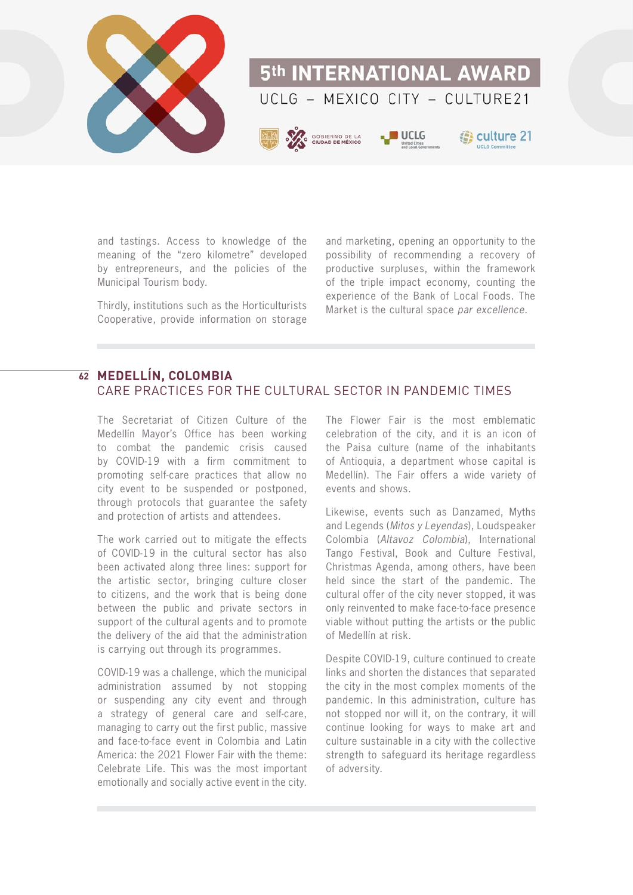and tastings. Access to knowledge of the meaning of the "zero kilometre" developed by entrepreneurs, and the policies of the Municipal Tourism body.

Thirdly, institutions such as the Horticulturists Cooperative, provide information on storage and marketing, opening an opportunity to the possibility of recommending a recovery of productive surpluses, within the framework of the triple impact economy, counting the experience of the Bank of Local Foods. The Market is the cultural space *par excellence*.

## 62 MEDELLÍN, COLOMBIA
### CARE PRACTICES FOR THE CULTURAL SECTOR IN PANDEMIC TIMES

The Secretariat of Citizen Culture of the Medellín Mayor's Office has been working to combat the pandemic crisis caused by COVID-19 with a firm commitment to promoting self-care practices that allow no city event to be suspended or postponed, through protocols that guarantee the safety and protection of artists and attendees.

The work carried out to mitigate the effects of COVID-19 in the cultural sector has also been activated along three lines: support for the artistic sector, bringing culture closer to citizens, and the work that is being done between the public and private sectors in support of the cultural agents and to promote the delivery of the aid that the administration is carrying out through its programmes.

COVID-19 was a challenge, which the municipal administration assumed by not stopping or suspending any city event and through a strategy of general care and self-care, managing to carry out the first public, massive and face-to-face event in Colombia and Latin America: the 2021 Flower Fair with the theme: Celebrate Life. This was the most important emotionally and socially active event in the city.

The Flower Fair is the most emblematic celebration of the city, and it is an icon of the Paisa culture (name of the inhabitants of Antioquia, a department whose capital is Medellín). The Fair offers a wide variety of events and shows.

Likewise, events such as Danzamed, Myths and Legends (*Mitos y Leyendas*), Loudspeaker Colombia (*Altavoz Colombia*), International Tango Festival, Book and Culture Festival, Christmas Agenda, among others, have been held since the start of the pandemic. The cultural offer of the city never stopped, it was only reinvented to make face-to-face presence viable without putting the artists or the public of Medellín at risk.

Despite COVID-19, culture continued to create links and shorten the distances that separated the city in the most complex moments of the pandemic. In this administration, culture has not stopped nor will it, on the contrary, it will continue looking for ways to make art and culture sustainable in a city with the collective strength to safeguard its heritage regardless of adversity.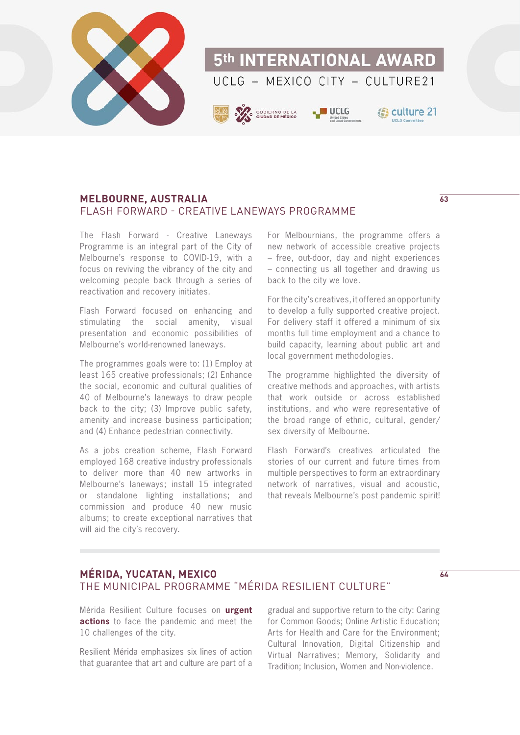## MELBOURNE, AUSTRALIA
### FLASH FORWARD - CREATIVE LANEWAYS PROGRAMME

The Flash Forward - Creative Laneways Programme is an integral part of the City of Melbourne's response to COVID-19, with a focus on reviving the vibrancy of the city and welcoming people back through a series of reactivation and recovery initiates.

Flash Forward focused on enhancing and stimulating the social amenity, visual presentation and economic possibilities of Melbourne's world-renowned laneways.

The programmes goals were to: (1) Employ at least 165 creative professionals; (2) Enhance the social, economic and cultural qualities of 40 of Melbourne's laneways to draw people back to the city; (3) Improve public safety, amenity and increase business participation; and (4) Enhance pedestrian connectivity.

As a jobs creation scheme, Flash Forward employed 168 creative industry professionals to deliver more than 40 new artworks in Melbourne's laneways; install 15 integrated or standalone lighting installations; and commission and produce 40 new music albums; to create exceptional narratives that will aid the city's recovery.

For Melbournians, the programme offers a new network of accessible creative projects – free, out-door, day and night experiences – connecting us all together and drawing us back to the city we love.

For the city's creatives, it offered an opportunity to develop a fully supported creative project. For delivery staff it offered a minimum of six months full time employment and a chance to build capacity, learning about public art and local government methodologies.

The programme highlighted the diversity of creative methods and approaches, with artists that work outside or across established institutions, and who were representative of the broad range of ethnic, cultural, gender/sex diversity of Melbourne.

Flash Forward's creatives articulated the stories of our current and future times from multiple perspectives to form an extraordinary network of narratives, visual and acoustic, that reveals Melbourne's post pandemic spirit!

## MÉRIDA, YUCATAN, MEXICO
### THE MUNICIPAL PROGRAMME "MÉRIDA RESILIENT CULTURE"

Mérida Resilient Culture focuses on **urgent actions** to face the pandemic and meet the 10 challenges of the city.

Resilient Mérida emphasizes six lines of action that guarantee that art and culture are part of a gradual and supportive return to the city: Caring for Common Goods; Online Artistic Education; Arts for Health and Care for the Environment; Cultural Innovation, Digital Citizenship and Virtual Narratives; Memory, Solidarity and Tradition; Inclusion, Women and Non-violence.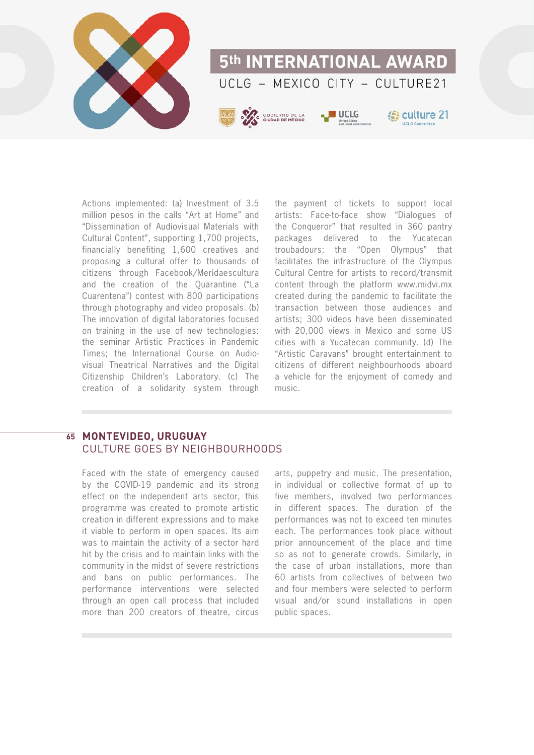Actions implemented: (a) Investment of 3.5 million pesos in the calls "Art at Home" and "Dissemination of Audiovisual Materials with Cultural Content", supporting 1,700 projects, financially benefiting 1,600 creatives and proposing a cultural offer to thousands of citizens through Facebook/Meridaescultura and the creation of the Quarantine ("La Cuarentena") contest with 800 participations through photography and video proposals. (b) The innovation of digital laboratories focused on training in the use of new technologies: the seminar Artistic Practices in Pandemic Times; the International Course on Audio-visual Theatrical Narratives and the Digital Citizenship Children's Laboratory. (c) The creation of a solidarity system through the payment of tickets to support local artists: Face-to-face show "Dialogues of the Conqueror" that resulted in 360 pantry packages delivered to the Yucatecan troubadours; the "Open Olympus" that facilitates the infrastructure of the Olympus Cultural Centre for artists to record/transmit content through the platform www.midvi.mx created during the pandemic to facilitate the transaction between those audiences and artists; 300 videos have been disseminated with 20,000 views in Mexico and some US cities with a Yucatecan community. (d) The "Artistic Caravans" brought entertainment to citizens of different neighbourhoods aboard a vehicle for the enjoyment of comedy and music.

## 65 MONTEVIDEO, URUGUAY
### CULTURE GOES BY NEIGHBOURHOODS

Faced with the state of emergency caused by the COVID-19 pandemic and its strong effect on the independent arts sector, this programme was created to promote artistic creation in different expressions and to make it viable to perform in open spaces. Its aim was to maintain the activity of a sector hard hit by the crisis and to maintain links with the community in the midst of severe restrictions and bans on public performances. The performance interventions were selected through an open call process that included more than 200 creators of theatre, circus arts, puppetry and music. The presentation, in individual or collective format of up to five members, involved two performances in different spaces. The duration of the performances was not to exceed ten minutes each. The performances took place without prior announcement of the place and time so as not to generate crowds. Similarly, in the case of urban installations, more than 60 artists from collectives of between two and four members were selected to perform visual and/or sound installations in open public spaces.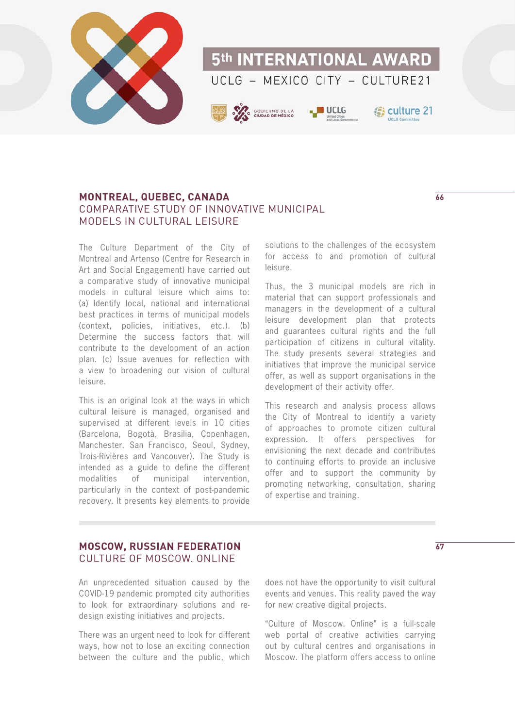## MONTREAL, QUEBEC, CANADA
### COMPARATIVE STUDY OF INNOVATIVE MUNICIPAL MODELS IN CULTURAL LEISURE

The Culture Department of the City of Montreal and Artenso (Centre for Research in Art and Social Engagement) have carried out a comparative study of innovative municipal models in cultural leisure which aims to: (a) Identify local, national and international best practices in terms of municipal models (context, policies, initiatives, etc.). (b) Determine the success factors that will contribute to the development of an action plan. (c) Issue avenues for reflection with a view to broadening our vision of cultural leisure.

This is an original look at the ways in which cultural leisure is managed, organised and supervised at different levels in 10 cities (Barcelona, Bogotà, Brasilia, Copenhagen, Manchester, San Francisco, Seoul, Sydney, Trois-Rivières and Vancouver). The Study is intended as a guide to define the different modalities of municipal intervention, particularly in the context of post-pandemic recovery. It presents key elements to provide solutions to the challenges of the ecosystem for access to and promotion of cultural leisure.

Thus, the 3 municipal models are rich in material that can support professionals and managers in the development of a cultural leisure development plan that protects and guarantees cultural rights and the full participation of citizens in cultural vitality. The study presents several strategies and initiatives that improve the municipal service offer, as well as support organisations in the development of their activity offer.

This research and analysis process allows the City of Montreal to identify a variety of approaches to promote citizen cultural expression. It offers perspectives for envisioning the next decade and contributes to continuing efforts to provide an inclusive offer and to support the community by promoting networking, consultation, sharing of expertise and training.

## MOSCOW, RUSSIAN FEDERATION
### CULTURE OF MOSCOW. ONLINE

An unprecedented situation caused by the COVID-19 pandemic prompted city authorities to look for extraordinary solutions and re-design existing initiatives and projects.

There was an urgent need to look for different ways, how not to lose an exciting connection between the culture and the public, which does not have the opportunity to visit cultural events and venues. This reality paved the way for new creative digital projects.

"Culture of Moscow. Online" is a full-scale web portal of creative activities carrying out by cultural centres and organisations in Moscow. The platform offers access to online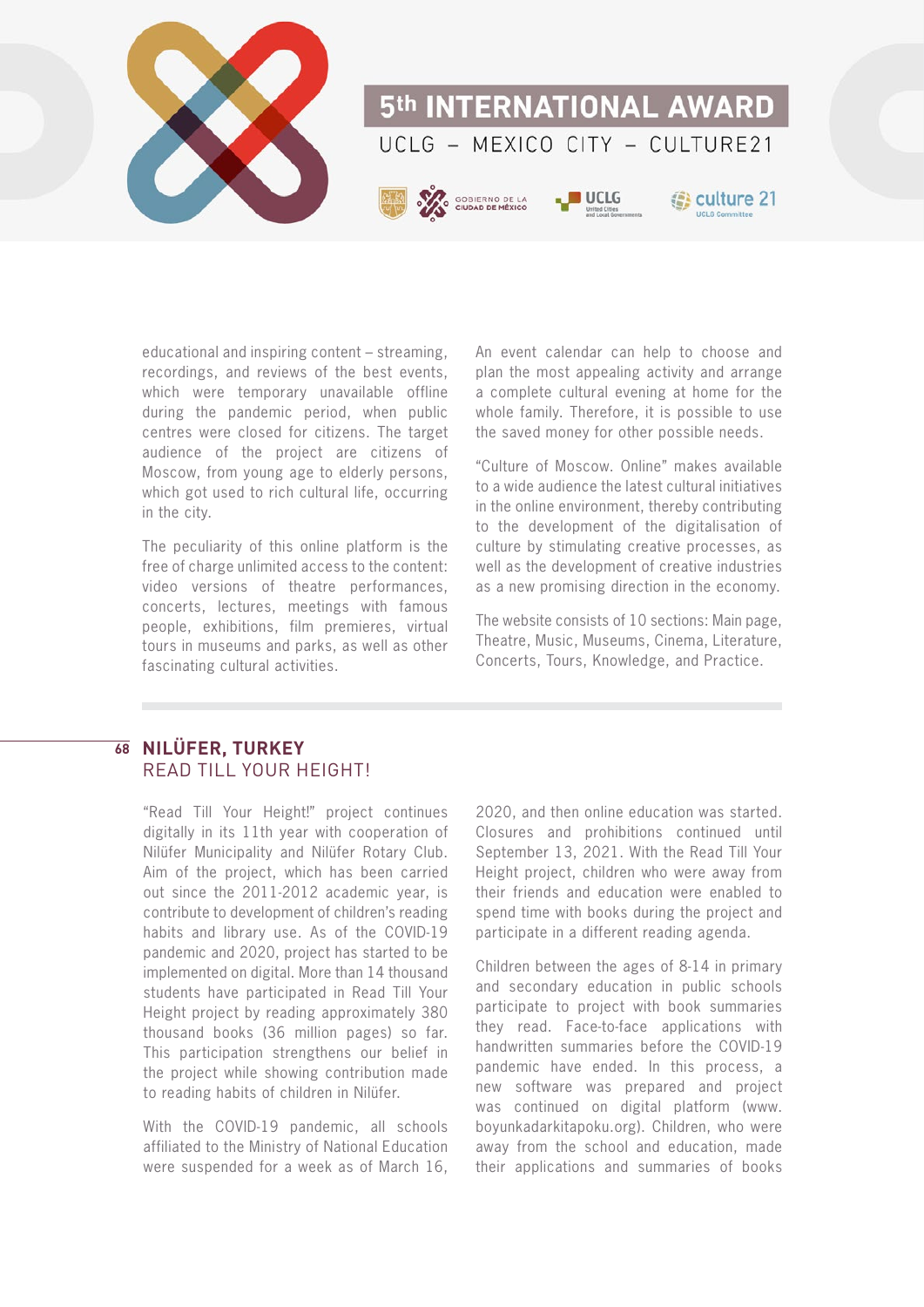educational and inspiring content – streaming, recordings, and reviews of the best events, which were temporary unavailable offline during the pandemic period, when public centres were closed for citizens. The target audience of the project are citizens of Moscow, from young age to elderly persons, which got used to rich cultural life, occurring in the city.

The peculiarity of this online platform is the free of charge unlimited access to the content: video versions of theatre performances, concerts, lectures, meetings with famous people, exhibitions, film premieres, virtual tours in museums and parks, as well as other fascinating cultural activities.

An event calendar can help to choose and plan the most appealing activity and arrange a complete cultural evening at home for the whole family. Therefore, it is possible to use the saved money for other possible needs.

"Culture of Moscow. Online" makes available to a wide audience the latest cultural initiatives in the online environment, thereby contributing to the development of the digitalisation of culture by stimulating creative processes, as well as the development of creative industries as a new promising direction in the economy.

The website consists of 10 sections: Main page, Theatre, Music, Museums, Cinema, Literature, Concerts, Tours, Knowledge, and Practice.

## 68 NILÜFER, TURKEY
### READ TILL YOUR HEIGHT!

"Read Till Your Height!" project continues digitally in its 11th year with cooperation of Nilüfer Municipality and Nilüfer Rotary Club. Aim of the project, which has been carried out since the 2011-2012 academic year, is contribute to development of children's reading habits and library use. As of the COVID-19 pandemic and 2020, project has started to be implemented on digital. More than 14 thousand students have participated in Read Till Your Height project by reading approximately 380 thousand books (36 million pages) so far. This participation strengthens our belief in the project while showing contribution made to reading habits of children in Nilüfer.

With the COVID-19 pandemic, all schools affiliated to the Ministry of National Education were suspended for a week as of March 16, 2020, and then online education was started. Closures and prohibitions continued until September 13, 2021. With the Read Till Your Height project, children who were away from their friends and education were enabled to spend time with books during the project and participate in a different reading agenda.

Children between the ages of 8-14 in primary and secondary education in public schools participate to project with book summaries they read. Face-to-face applications with handwritten summaries before the COVID-19 pandemic have ended. In this process, a new software was prepared and project was continued on digital platform (www.boyunkadarkitapoku.org). Children, who were away from the school and education, made their applications and summaries of books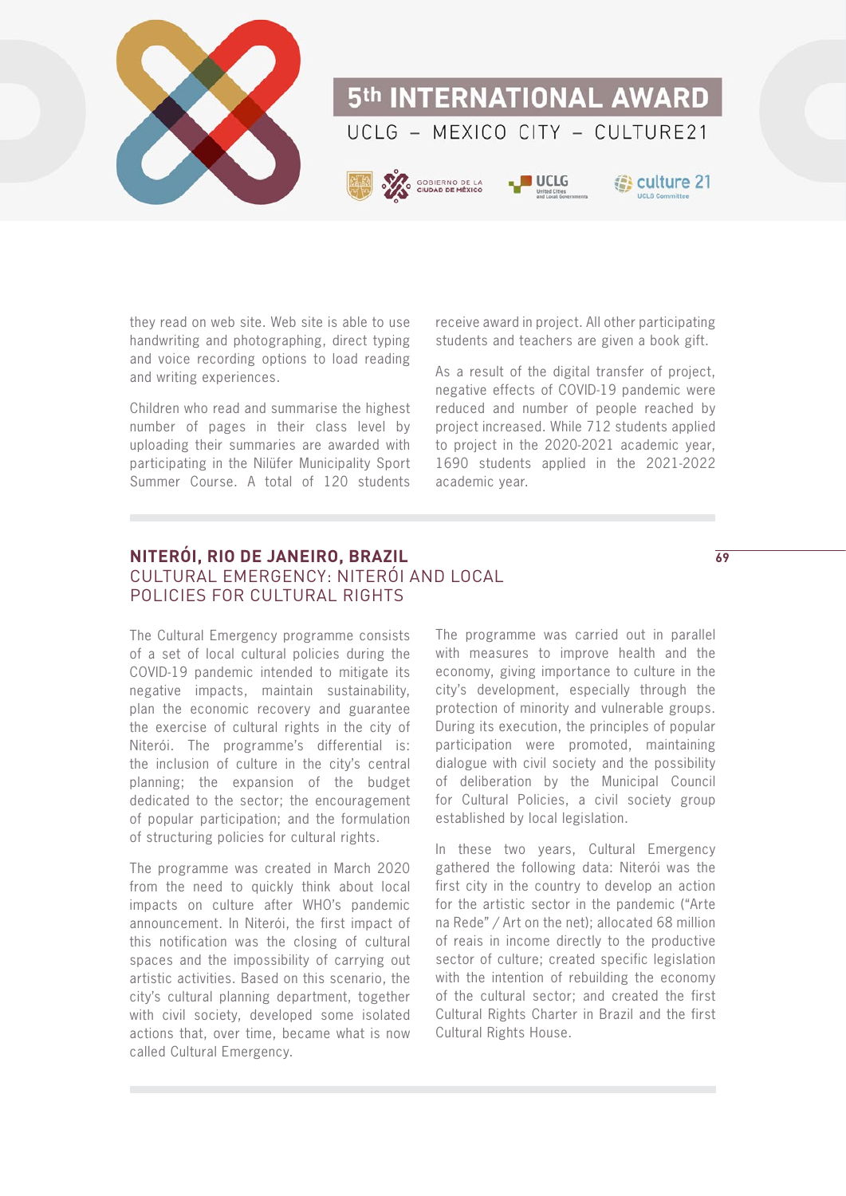they read on web site. Web site is able to use handwriting and photographing, direct typing and voice recording options to load reading and writing experiences.

Children who read and summarise the highest number of pages in their class level by uploading their summaries are awarded with participating in the Nilüfer Municipality Sport Summer Course. A total of 120 students receive award in project. All other participating students and teachers are given a book gift.

As a result of the digital transfer of project, negative effects of COVID-19 pandemic were reduced and number of people reached by project increased. While 712 students applied to project in the 2020-2021 academic year, 1690 students applied in the 2021-2022 academic year.

## NITERÓI, RIO DE JANEIRO, BRAZIL
### CULTURAL EMERGENCY: NITERÓI AND LOCAL POLICIES FOR CULTURAL RIGHTS

The Cultural Emergency programme consists of a set of local cultural policies during the COVID-19 pandemic intended to mitigate its negative impacts, maintain sustainability, plan the economic recovery and guarantee the exercise of cultural rights in the city of Niterói. The programme's differential is: the inclusion of culture in the city's central planning; the expansion of the budget dedicated to the sector; the encouragement of popular participation; and the formulation of structuring policies for cultural rights.

The programme was created in March 2020 from the need to quickly think about local impacts on culture after WHO's pandemic announcement. In Niterói, the first impact of this notification was the closing of cultural spaces and the impossibility of carrying out artistic activities. Based on this scenario, the city's cultural planning department, together with civil society, developed some isolated actions that, over time, became what is now called Cultural Emergency.

The programme was carried out in parallel with measures to improve health and the economy, giving importance to culture in the city's development, especially through the protection of minority and vulnerable groups. During its execution, the principles of popular participation were promoted, maintaining dialogue with civil society and the possibility of deliberation by the Municipal Council for Cultural Policies, a civil society group established by local legislation.

In these two years, Cultural Emergency gathered the following data: Niterói was the first city in the country to develop an action for the artistic sector in the pandemic ("Arte na Rede" / Art on the net); allocated 68 million of reais in income directly to the productive sector of culture; created specific legislation with the intention of rebuilding the economy of the cultural sector; and created the first Cultural Rights Charter in Brazil and the first Cultural Rights House.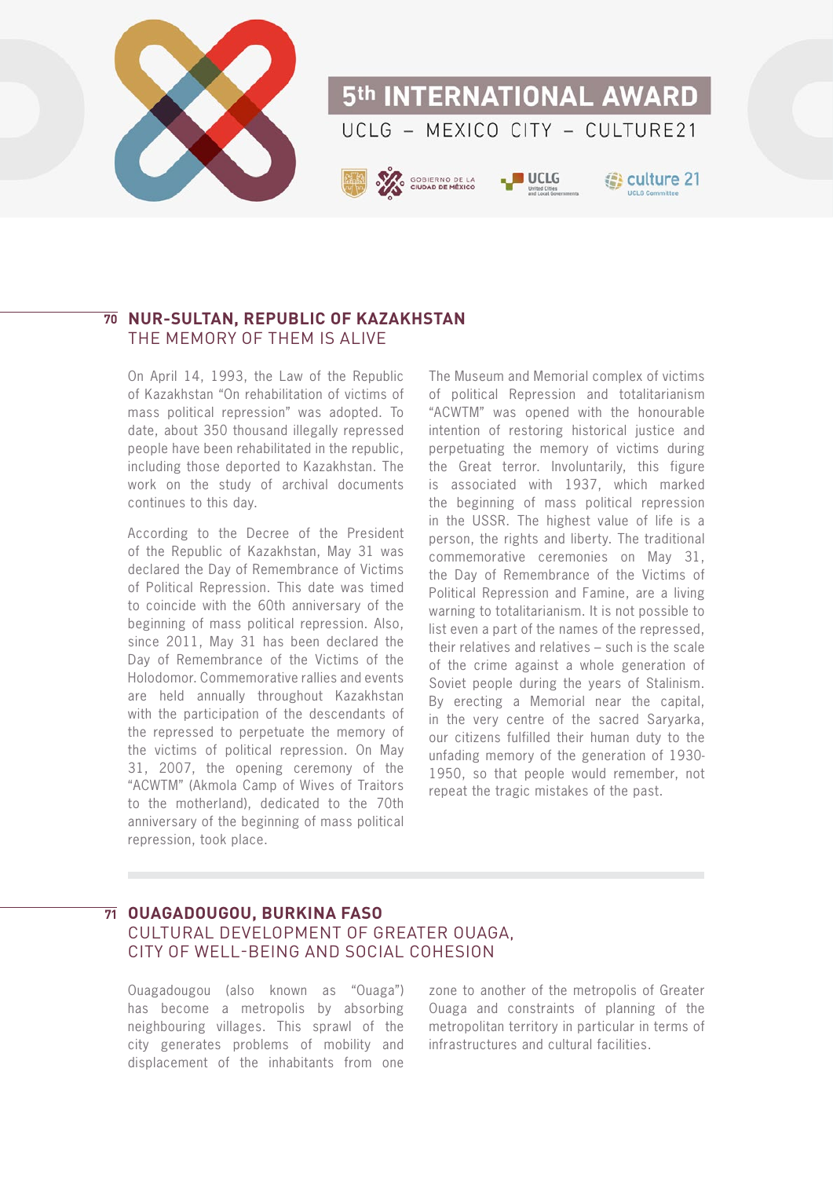## 70 NUR-SULTAN, REPUBLIC OF KAZAKHSTAN
### THE MEMORY OF THEM IS ALIVE

On April 14, 1993, the Law of the Republic of Kazakhstan "On rehabilitation of victims of mass political repression" was adopted. To date, about 350 thousand illegally repressed people have been rehabilitated in the republic, including those deported to Kazakhstan. The work on the study of archival documents continues to this day.

According to the Decree of the President of the Republic of Kazakhstan, May 31 was declared the Day of Remembrance of Victims of Political Repression. This date was timed to coincide with the 60th anniversary of the beginning of mass political repression. Also, since 2011, May 31 has been declared the Day of Remembrance of the Victims of the Holodomor. Commemorative rallies and events are held annually throughout Kazakhstan with the participation of the descendants of the repressed to perpetuate the memory of the victims of political repression. On May 31, 2007, the opening ceremony of the "ACWTM" (Akmola Camp of Wives of Traitors to the motherland), dedicated to the 70th anniversary of the beginning of mass political repression, took place.

The Museum and Memorial complex of victims of political Repression and totalitarianism "ACWTM" was opened with the honourable intention of restoring historical justice and perpetuating the memory of victims during the Great terror. Involuntarily, this figure is associated with 1937, which marked the beginning of mass political repression in the USSR. The highest value of life is a person, the rights and liberty. The traditional commemorative ceremonies on May 31, the Day of Remembrance of the Victims of Political Repression and Famine, are a living warning to totalitarianism. It is not possible to list even a part of the names of the repressed, their relatives and relatives – such is the scale of the crime against a whole generation of Soviet people during the years of Stalinism. By erecting a Memorial near the capital, in the very centre of the sacred Saryarka, our citizens fulfilled their human duty to the unfading memory of the generation of 1930-1950, so that people would remember, not repeat the tragic mistakes of the past.

## 71 OUAGADOUGOU, BURKINA FASO
### CULTURAL DEVELOPMENT OF GREATER OUAGA, CITY OF WELL-BEING AND SOCIAL COHESION

Ouagadougou (also known as "Ouaga") has become a metropolis by absorbing neighbouring villages. This sprawl of the city generates problems of mobility and displacement of the inhabitants from one zone to another of the metropolis of Greater Ouaga and constraints of planning of the metropolitan territory in particular in terms of infrastructures and cultural facilities.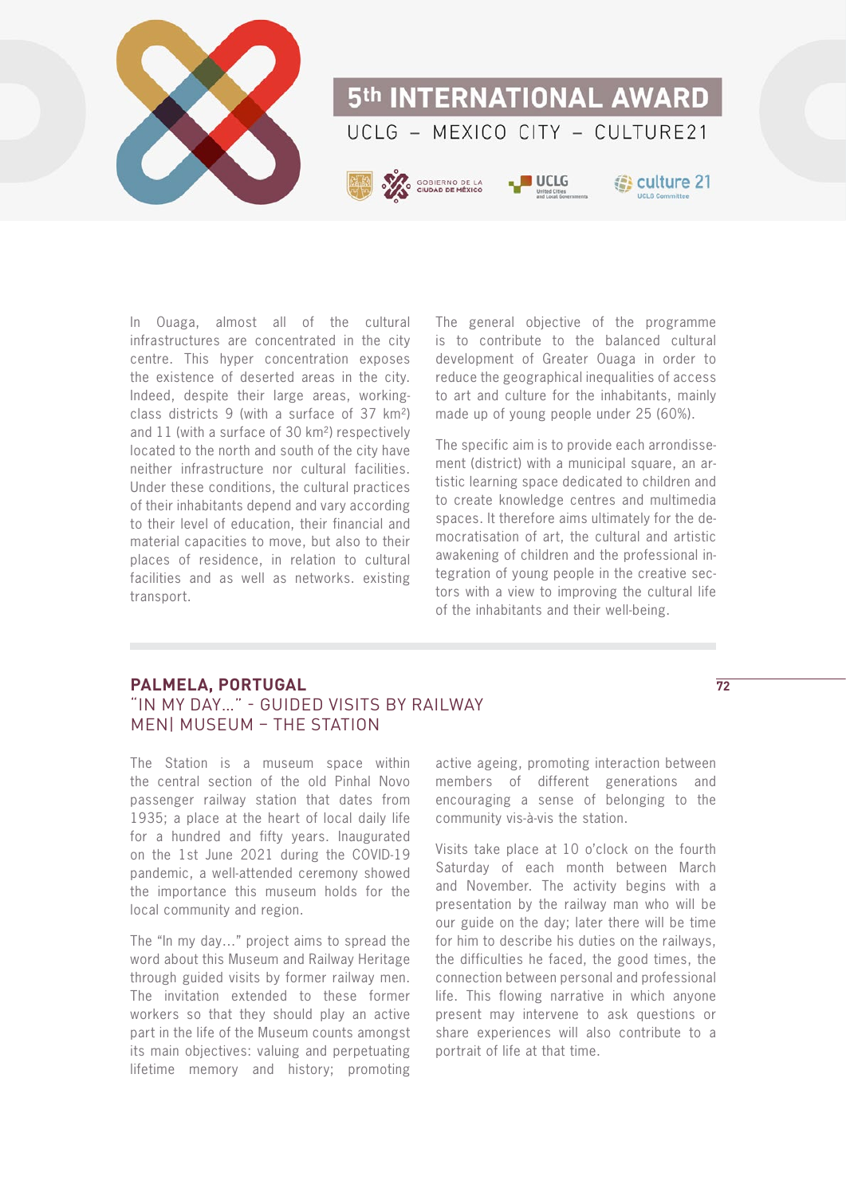In Ouaga, almost all of the cultural infrastructures are concentrated in the city centre. This hyper concentration exposes the existence of deserted areas in the city. Indeed, despite their large areas, working-class districts 9 (with a surface of 37 km²) and 11 (with a surface of 30 km²) respectively located to the north and south of the city have neither infrastructure nor cultural facilities. Under these conditions, the cultural practices of their inhabitants depend and vary according to their level of education, their financial and material capacities to move, but also to their places of residence, in relation to cultural facilities and as well as networks. existing transport.

The general objective of the programme is to contribute to the balanced cultural development of Greater Ouaga in order to reduce the geographical inequalities of access to art and culture for the inhabitants, mainly made up of young people under 25 (60%).

The specific aim is to provide each arrondissement (district) with a municipal square, an artistic learning space dedicated to children and to create knowledge centres and multimedia spaces. It therefore aims ultimately for the democratisation of art, the cultural and artistic awakening of children and the professional integration of young people in the creative sectors with a view to improving the cultural life of the inhabitants and their well-being.

## PALMELA, PORTUGAL
### "IN MY DAY…" - GUIDED VISITS BY RAILWAY MEN| MUSEUM – THE STATION

The Station is a museum space within the central section of the old Pinhal Novo passenger railway station that dates from 1935; a place at the heart of local daily life for a hundred and fifty years. Inaugurated on the 1st June 2021 during the COVID-19 pandemic, a well-attended ceremony showed the importance this museum holds for the local community and region.

The "In my day…" project aims to spread the word about this Museum and Railway Heritage through guided visits by former railway men. The invitation extended to these former workers so that they should play an active part in the life of the Museum counts amongst its main objectives: valuing and perpetuating lifetime memory and history; promoting active ageing, promoting interaction between members of different generations and encouraging a sense of belonging to the community vis-à-vis the station.

Visits take place at 10 o'clock on the fourth Saturday of each month between March and November. The activity begins with a presentation by the railway man who will be our guide on the day; later there will be time for him to describe his duties on the railways, the difficulties he faced, the good times, the connection between personal and professional life. This flowing narrative in which anyone present may intervene to ask questions or share experiences will also contribute to a portrait of life at that time.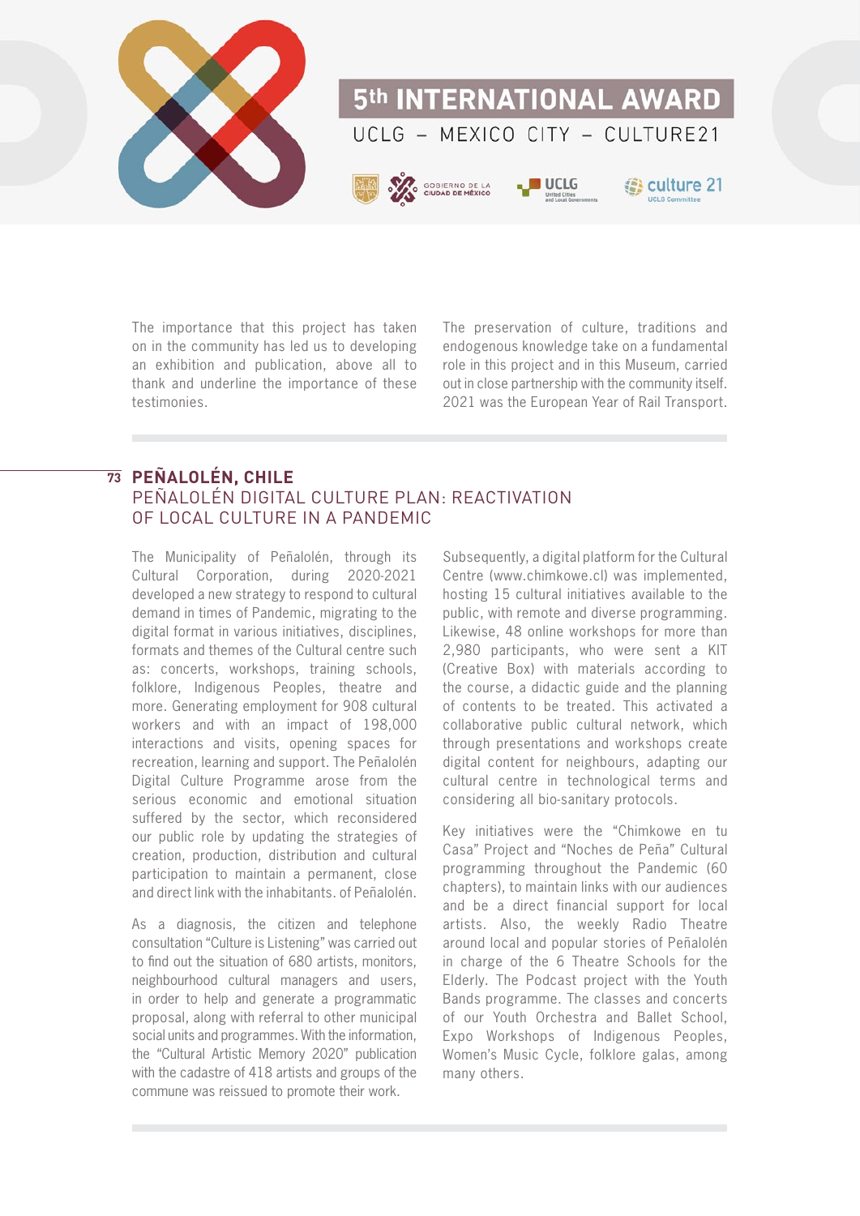The importance that this project has taken on in the community has led us to developing an exhibition and publication, above all to thank and underline the importance of these testimonies.

The preservation of culture, traditions and endogenous knowledge take on a fundamental role in this project and in this Museum, carried out in close partnership with the community itself. 2021 was the European Year of Rail Transport.

## 73 PEÑALOLÉN, CHILE

### PEÑALOLÉN DIGITAL CULTURE PLAN: REACTIVATION OF LOCAL CULTURE IN A PANDEMIC

The Municipality of Peñalolén, through its Cultural Corporation, during 2020-2021 developed a new strategy to respond to cultural demand in times of Pandemic, migrating to the digital format in various initiatives, disciplines, formats and themes of the Cultural centre such as: concerts, workshops, training schools, folklore, Indigenous Peoples, theatre and more. Generating employment for 908 cultural workers and with an impact of 198,000 interactions and visits, opening spaces for recreation, learning and support. The Peñalolén Digital Culture Programme arose from the serious economic and emotional situation suffered by the sector, which reconsidered our public role by updating the strategies of creation, production, distribution and cultural participation to maintain a permanent, close and direct link with the inhabitants. of Peñalolén.

As a diagnosis, the citizen and telephone consultation "Culture is Listening" was carried out to find out the situation of 680 artists, monitors, neighbourhood cultural managers and users, in order to help and generate a programmatic proposal, along with referral to other municipal social units and programmes. With the information, the "Cultural Artistic Memory 2020" publication with the cadastre of 418 artists and groups of the commune was reissued to promote their work.

Subsequently, a digital platform for the Cultural Centre (www.chimkowe.cl) was implemented, hosting 15 cultural initiatives available to the public, with remote and diverse programming. Likewise, 48 online workshops for more than 2,980 participants, who were sent a KIT (Creative Box) with materials according to the course, a didactic guide and the planning of contents to be treated. This activated a collaborative public cultural network, which through presentations and workshops create digital content for neighbours, adapting our cultural centre in technological terms and considering all bio-sanitary protocols.

Key initiatives were the "Chimkowe en tu Casa" Project and "Noches de Peña" Cultural programming throughout the Pandemic (60 chapters), to maintain links with our audiences and be a direct financial support for local artists. Also, the weekly Radio Theatre around local and popular stories of Peñalolén in charge of the 6 Theatre Schools for the Elderly. The Podcast project with the Youth Bands programme. The classes and concerts of our Youth Orchestra and Ballet School, Expo Workshops of Indigenous Peoples, Women's Music Cycle, folklore galas, among many others.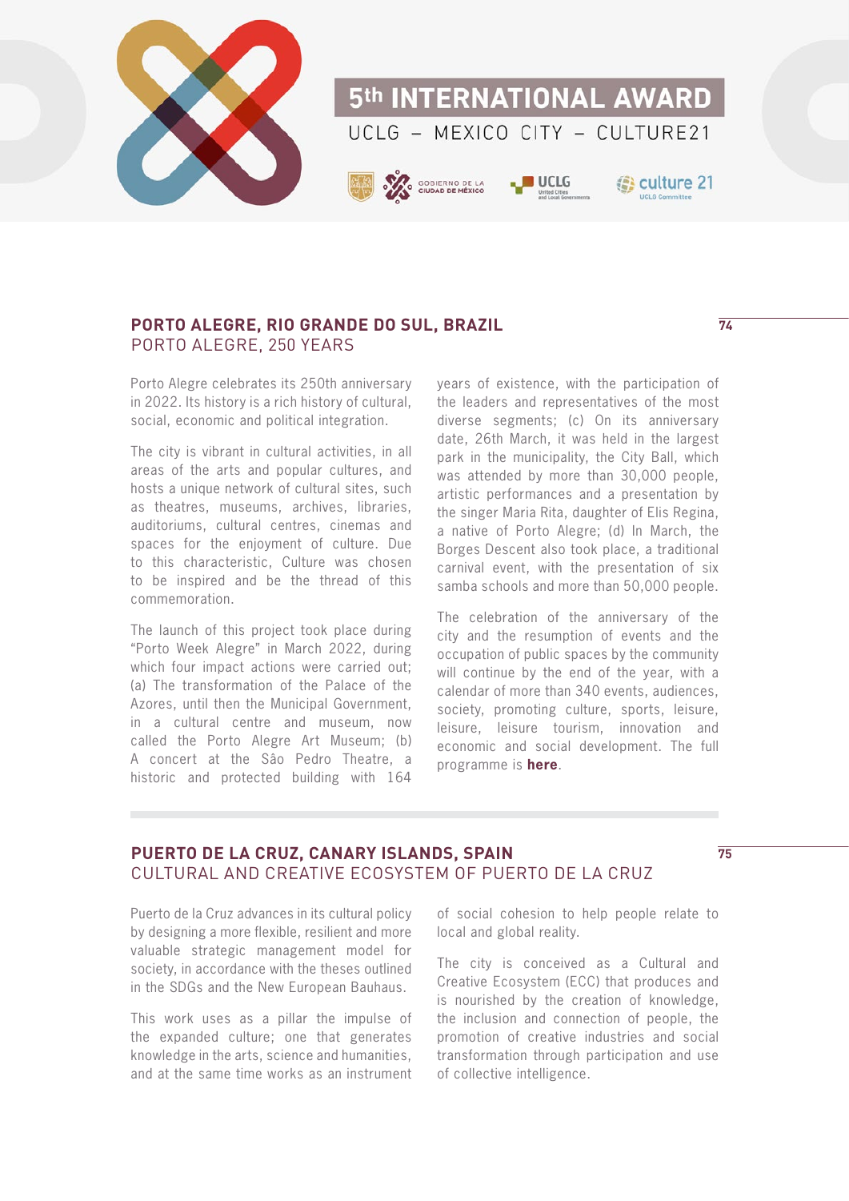## PORTO ALEGRE, RIO GRANDE DO SUL, BRAZIL
PORTO ALEGRE, 250 YEARS

Porto Alegre celebrates its 250th anniversary in 2022. Its history is a rich history of cultural, social, economic and political integration.

The city is vibrant in cultural activities, in all areas of the arts and popular cultures, and hosts a unique network of cultural sites, such as theatres, museums, archives, libraries, auditoriums, cultural centres, cinemas and spaces for the enjoyment of culture. Due to this characteristic, Culture was chosen to be inspired and be the thread of this commemoration.

The launch of this project took place during "Porto Week Alegre" in March 2022, during which four impact actions were carried out; (a) The transformation of the Palace of the Azores, until then the Municipal Government, in a cultural centre and museum, now called the Porto Alegre Art Museum; (b) A concert at the São Pedro Theatre, a historic and protected building with 164 years of existence, with the participation of the leaders and representatives of the most diverse segments; (c) On its anniversary date, 26th March, it was held in the largest park in the municipality, the City Ball, which was attended by more than 30,000 people, artistic performances and a presentation by the singer Maria Rita, daughter of Elis Regina, a native of Porto Alegre; (d) In March, the Borges Descent also took place, a traditional carnival event, with the presentation of six samba schools and more than 50,000 people.

The celebration of the anniversary of the city and the resumption of events and the occupation of public spaces by the community will continue by the end of the year, with a calendar of more than 340 events, audiences, society, promoting culture, sports, leisure, leisure, leisure tourism, innovation and economic and social development. The full programme is **here**.

## PUERTO DE LA CRUZ, CANARY ISLANDS, SPAIN
CULTURAL AND CREATIVE ECOSYSTEM OF PUERTO DE LA CRUZ

Puerto de la Cruz advances in its cultural policy by designing a more flexible, resilient and more valuable strategic management model for society, in accordance with the theses outlined in the SDGs and the New European Bauhaus.

This work uses as a pillar the impulse of the expanded culture; one that generates knowledge in the arts, science and humanities, and at the same time works as an instrument of social cohesion to help people relate to local and global reality.

The city is conceived as a Cultural and Creative Ecosystem (ECC) that produces and is nourished by the creation of knowledge, the inclusion and connection of people, the promotion of creative industries and social transformation through participation and use of collective intelligence.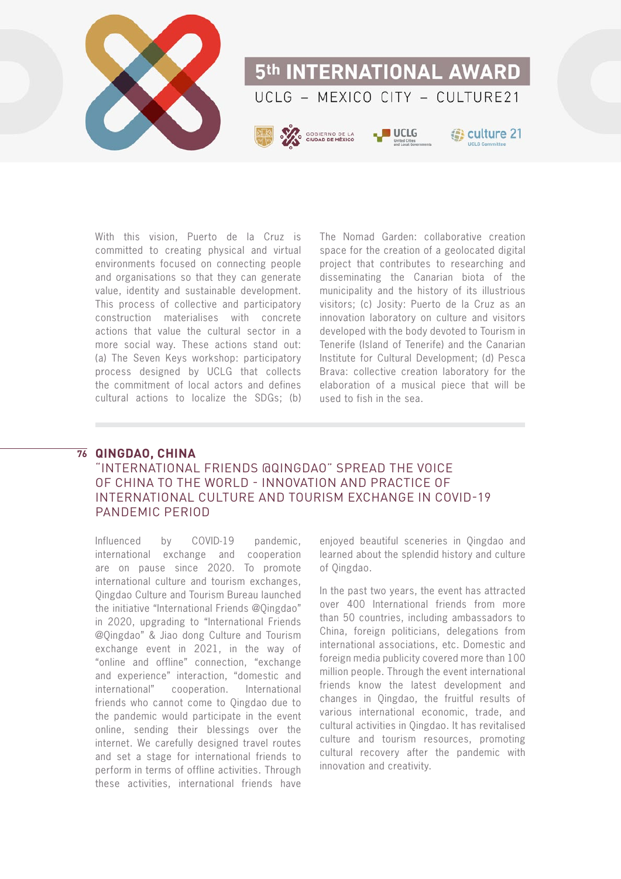With this vision, Puerto de la Cruz is committed to creating physical and virtual environments focused on connecting people and organisations so that they can generate value, identity and sustainable development. This process of collective and participatory construction materialises with concrete actions that value the cultural sector in a more social way. These actions stand out: (a) The Seven Keys workshop: participatory process designed by UCLG that collects the commitment of local actors and defines cultural actions to localize the SDGs; (b) The Nomad Garden: collaborative creation space for the creation of a geolocated digital project that contributes to researching and disseminating the Canarian biota of the municipality and the history of its illustrious visitors; (c) Josity: Puerto de la Cruz as an innovation laboratory on culture and visitors developed with the body devoted to Tourism in Tenerife (Island of Tenerife) and the Canarian Institute for Cultural Development; (d) Pesca Brava: collective creation laboratory for the elaboration of a musical piece that will be used to fish in the sea.

## 76 QINGDAO, CHINA

### "INTERNATIONAL FRIENDS @QINGDAO" SPREAD THE VOICE OF CHINA TO THE WORLD - INNOVATION AND PRACTICE OF INTERNATIONAL CULTURE AND TOURISM EXCHANGE IN COVID-19 PANDEMIC PERIOD

Influenced by COVID-19 pandemic, international exchange and cooperation are on pause since 2020. To promote international culture and tourism exchanges, Qingdao Culture and Tourism Bureau launched the initiative "International Friends @Qingdao" in 2020, upgrading to "International Friends @Qingdao" & Jiao dong Culture and Tourism exchange event in 2021, in the way of "online and offline" connection, "exchange and experience" interaction, "domestic and international" cooperation. International friends who cannot come to Qingdao due to the pandemic would participate in the event online, sending their blessings over the internet. We carefully designed travel routes and set a stage for international friends to perform in terms of offline activities. Through these activities, international friends have enjoyed beautiful sceneries in Qingdao and learned about the splendid history and culture of Qingdao.

In the past two years, the event has attracted over 400 International friends from more than 50 countries, including ambassadors to China, foreign politicians, delegations from international associations, etc. Domestic and foreign media publicity covered more than 100 million people. Through the event international friends know the latest development and changes in Qingdao, the fruitful results of various international economic, trade, and cultural activities in Qingdao. It has revitalised culture and tourism resources, promoting cultural recovery after the pandemic with innovation and creativity.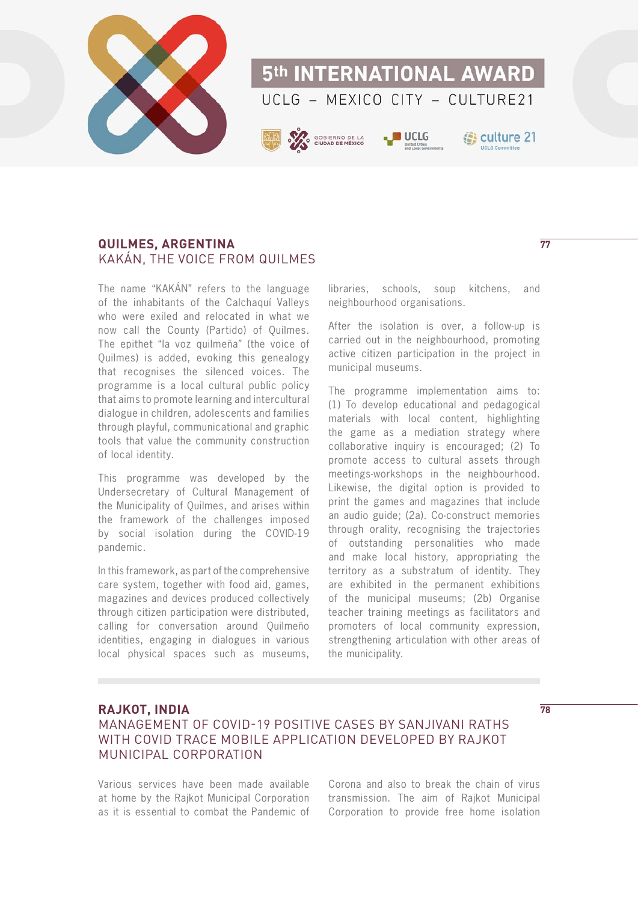## QUILMES, ARGENTINA
### KAKÁN, THE VOICE FROM QUILMES

The name "KAKÁN" refers to the language of the inhabitants of the Calchaquí Valleys who were exiled and relocated in what we now call the County (Partido) of Quilmes. The epithet "la voz quilmeña" (the voice of Quilmes) is added, evoking this genealogy that recognises the silenced voices. The programme is a local cultural public policy that aims to promote learning and intercultural dialogue in children, adolescents and families through playful, communicational and graphic tools that value the community construction of local identity.

This programme was developed by the Undersecretary of Cultural Management of the Municipality of Quilmes, and arises within the framework of the challenges imposed by social isolation during the COVID-19 pandemic.

In this framework, as part of the comprehensive care system, together with food aid, games, magazines and devices produced collectively through citizen participation were distributed, calling for conversation around Quilmeño identities, engaging in dialogues in various local physical spaces such as museums, libraries, schools, soup kitchens, and neighbourhood organisations.

After the isolation is over, a follow-up is carried out in the neighbourhood, promoting active citizen participation in the project in municipal museums.

The programme implementation aims to: (1) To develop educational and pedagogical materials with local content, highlighting the game as a mediation strategy where collaborative inquiry is encouraged; (2) To promote access to cultural assets through meetings-workshops in the neighbourhood. Likewise, the digital option is provided to print the games and magazines that include an audio guide; (2a). Co-construct memories through orality, recognising the trajectories of outstanding personalities who made and make local history, appropriating the territory as a substratum of identity. They are exhibited in the permanent exhibitions of the municipal museums; (2b) Organise teacher training meetings as facilitators and promoters of local community expression, strengthening articulation with other areas of the municipality.

## RAJKOT, INDIA
### MANAGEMENT OF COVID-19 POSITIVE CASES BY SANJIVANI RATHS WITH COVID TRACE MOBILE APPLICATION DEVELOPED BY RAJKOT MUNICIPAL CORPORATION

Various services have been made available at home by the Rajkot Municipal Corporation as it is essential to combat the Pandemic of Corona and also to break the chain of virus transmission. The aim of Rajkot Municipal Corporation to provide free home isolation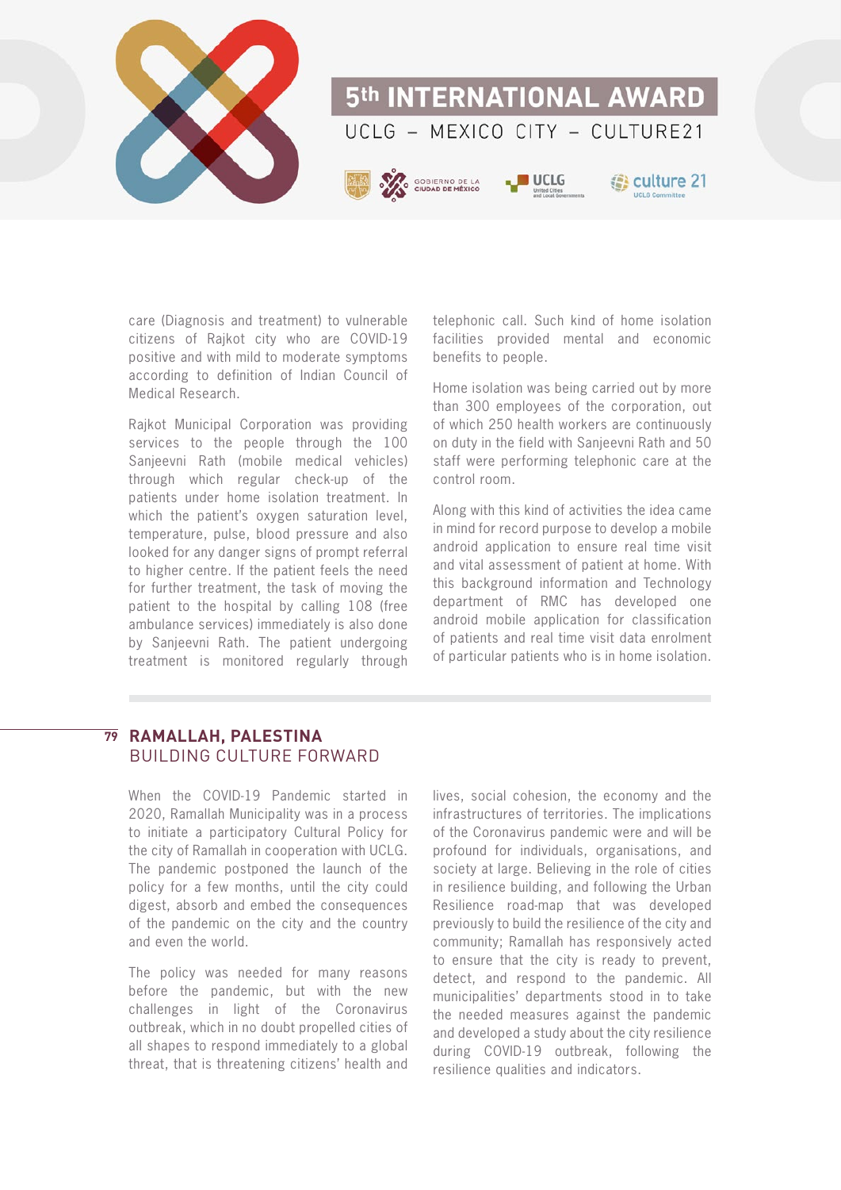care (Diagnosis and treatment) to vulnerable citizens of Rajkot city who are COVID-19 positive and with mild to moderate symptoms according to definition of Indian Council of Medical Research.

Rajkot Municipal Corporation was providing services to the people through the 100 Sanjeevni Rath (mobile medical vehicles) through which regular check-up of the patients under home isolation treatment. In which the patient's oxygen saturation level, temperature, pulse, blood pressure and also looked for any danger signs of prompt referral to higher centre. If the patient feels the need for further treatment, the task of moving the patient to the hospital by calling 108 (free ambulance services) immediately is also done by Sanjeevni Rath. The patient undergoing treatment is monitored regularly through telephonic call. Such kind of home isolation facilities provided mental and economic benefits to people.

Home isolation was being carried out by more than 300 employees of the corporation, out of which 250 health workers are continuously on duty in the field with Sanjeevni Rath and 50 staff were performing telephonic care at the control room.

Along with this kind of activities the idea came in mind for record purpose to develop a mobile android application to ensure real time visit and vital assessment of patient at home. With this background information and Technology department of RMC has developed one android mobile application for classification of patients and real time visit data enrolment of particular patients who is in home isolation.

## 79 RAMALLAH, PALESTINA
### BUILDING CULTURE FORWARD

When the COVID-19 Pandemic started in 2020, Ramallah Municipality was in a process to initiate a participatory Cultural Policy for the city of Ramallah in cooperation with UCLG. The pandemic postponed the launch of the policy for a few months, until the city could digest, absorb and embed the consequences of the pandemic on the city and the country and even the world.

The policy was needed for many reasons before the pandemic, but with the new challenges in light of the Coronavirus outbreak, which in no doubt propelled cities of all shapes to respond immediately to a global threat, that is threatening citizens' health and lives, social cohesion, the economy and the infrastructures of territories. The implications of the Coronavirus pandemic were and will be profound for individuals, organisations, and society at large. Believing in the role of cities in resilience building, and following the Urban Resilience road-map that was developed previously to build the resilience of the city and community; Ramallah has responsively acted to ensure that the city is ready to prevent, detect, and respond to the pandemic. All municipalities' departments stood in to take the needed measures against the pandemic and developed a study about the city resilience during COVID-19 outbreak, following the resilience qualities and indicators.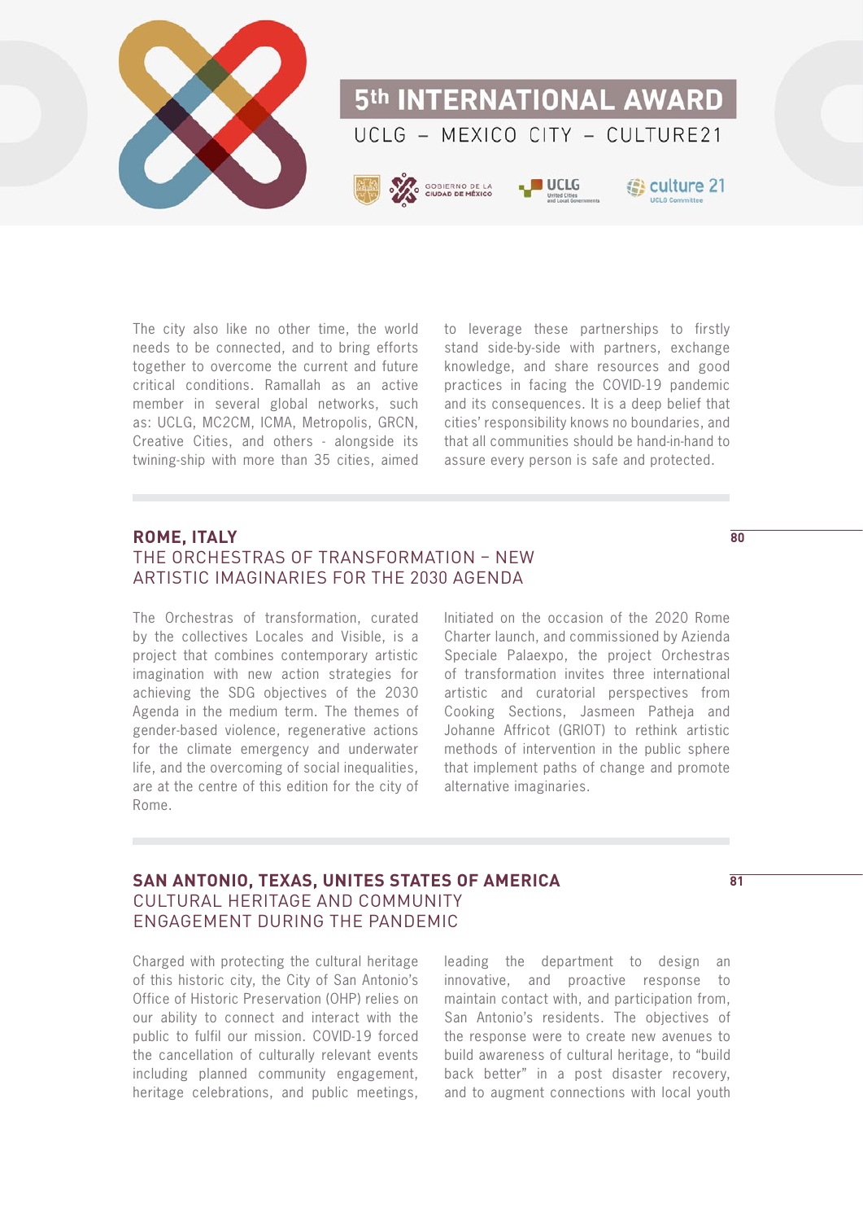The city also like no other time, the world needs to be connected, and to bring efforts together to overcome the current and future critical conditions. Ramallah as an active member in several global networks, such as: UCLG, MC2CM, ICMA, Metropolis, GRCN, Creative Cities, and others - alongside its twining-ship with more than 35 cities, aimed to leverage these partnerships to firstly stand side-by-side with partners, exchange knowledge, and share resources and good practices in facing the COVID-19 pandemic and its consequences. It is a deep belief that cities' responsibility knows no boundaries, and that all communities should be hand-in-hand to assure every person is safe and protected.

## ROME, ITALY

80

### THE ORCHESTRAS OF TRANSFORMATION – NEW ARTISTIC IMAGINARIES FOR THE 2030 AGENDA

The Orchestras of transformation, curated by the collectives Locales and Visible, is a project that combines contemporary artistic imagination with new action strategies for achieving the SDG objectives of the 2030 Agenda in the medium term. The themes of gender-based violence, regenerative actions for the climate emergency and underwater life, and the overcoming of social inequalities, are at the centre of this edition for the city of Rome.

Initiated on the occasion of the 2020 Rome Charter launch, and commissioned by Azienda Speciale Palaexpo, the project Orchestras of transformation invites three international artistic and curatorial perspectives from Cooking Sections, Jasmeen Patheja and Johanne Affricot (GRIOT) to rethink artistic methods of intervention in the public sphere that implement paths of change and promote alternative imaginaries.

## SAN ANTONIO, TEXAS, UNITES STATES OF AMERICA

81

### CULTURAL HERITAGE AND COMMUNITY ENGAGEMENT DURING THE PANDEMIC

Charged with protecting the cultural heritage of this historic city, the City of San Antonio's Office of Historic Preservation (OHP) relies on our ability to connect and interact with the public to fulfil our mission. COVID-19 forced the cancellation of culturally relevant events including planned community engagement, heritage celebrations, and public meetings, leading the department to design an innovative, and proactive response to maintain contact with, and participation from, San Antonio's residents. The objectives of the response were to create new avenues to build awareness of cultural heritage, to "build back better" in a post disaster recovery, and to augment connections with local youth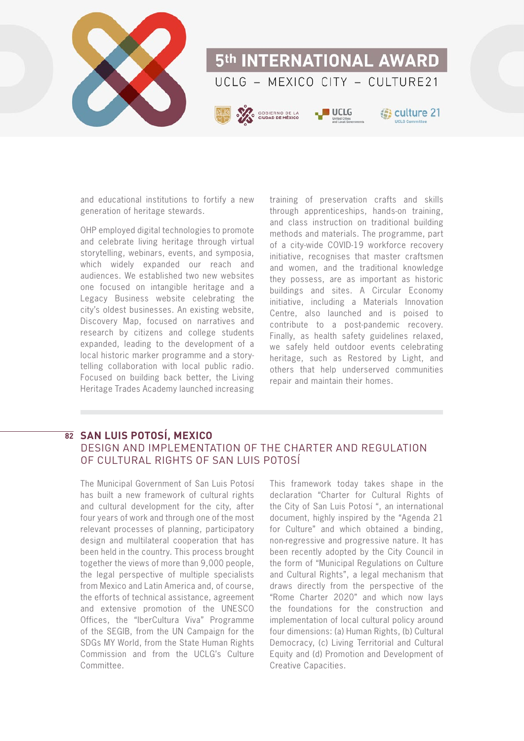and educational institutions to fortify a new generation of heritage stewards.

OHP employed digital technologies to promote and celebrate living heritage through virtual storytelling, webinars, events, and symposia, which widely expanded our reach and audiences. We established two new websites one focused on intangible heritage and a Legacy Business website celebrating the city's oldest businesses. An existing website, Discovery Map, focused on narratives and research by citizens and college students expanded, leading to the development of a local historic marker programme and a story-telling collaboration with local public radio. Focused on building back better, the Living Heritage Trades Academy launched increasing training of preservation crafts and skills through apprenticeships, hands-on training, and class instruction on traditional building methods and materials. The programme, part of a city-wide COVID-19 workforce recovery initiative, recognises that master craftsmen and women, and the traditional knowledge they possess, are as important as historic buildings and sites. A Circular Economy initiative, including a Materials Innovation Centre, also launched and is poised to contribute to a post-pandemic recovery. Finally, as health safety guidelines relaxed, we safely held outdoor events celebrating heritage, such as Restored by Light, and others that help underserved communities repair and maintain their homes.

## SAN LUIS POTOSÍ, MEXICO

### DESIGN AND IMPLEMENTATION OF THE CHARTER AND REGULATION OF CULTURAL RIGHTS OF SAN LUIS POTOSÍ

The Municipal Government of San Luis Potosí has built a new framework of cultural rights and cultural development for the city, after four years of work and through one of the most relevant processes of planning, participatory design and multilateral cooperation that has been held in the country. This process brought together the views of more than 9,000 people, the legal perspective of multiple specialists from Mexico and Latin America and, of course, the efforts of technical assistance, agreement and extensive promotion of the UNESCO Offices, the "IberCultura Viva" Programme of the SEGIB, from the UN Campaign for the SDGs MY World, from the State Human Rights Commission and from the UCLG's Culture Committee.

This framework today takes shape in the declaration "Charter for Cultural Rights of the City of San Luis Potosí ", an international document, highly inspired by the "Agenda 21 for Culture" and which obtained a binding, non-regressive and progressive nature. It has been recently adopted by the City Council in the form of "Municipal Regulations on Culture and Cultural Rights", a legal mechanism that draws directly from the perspective of the "Rome Charter 2020" and which now lays the foundations for the construction and implementation of local cultural policy around four dimensions: (a) Human Rights, (b) Cultural Democracy, (c) Living Territorial and Cultural Equity and (d) Promotion and Development of Creative Capacities.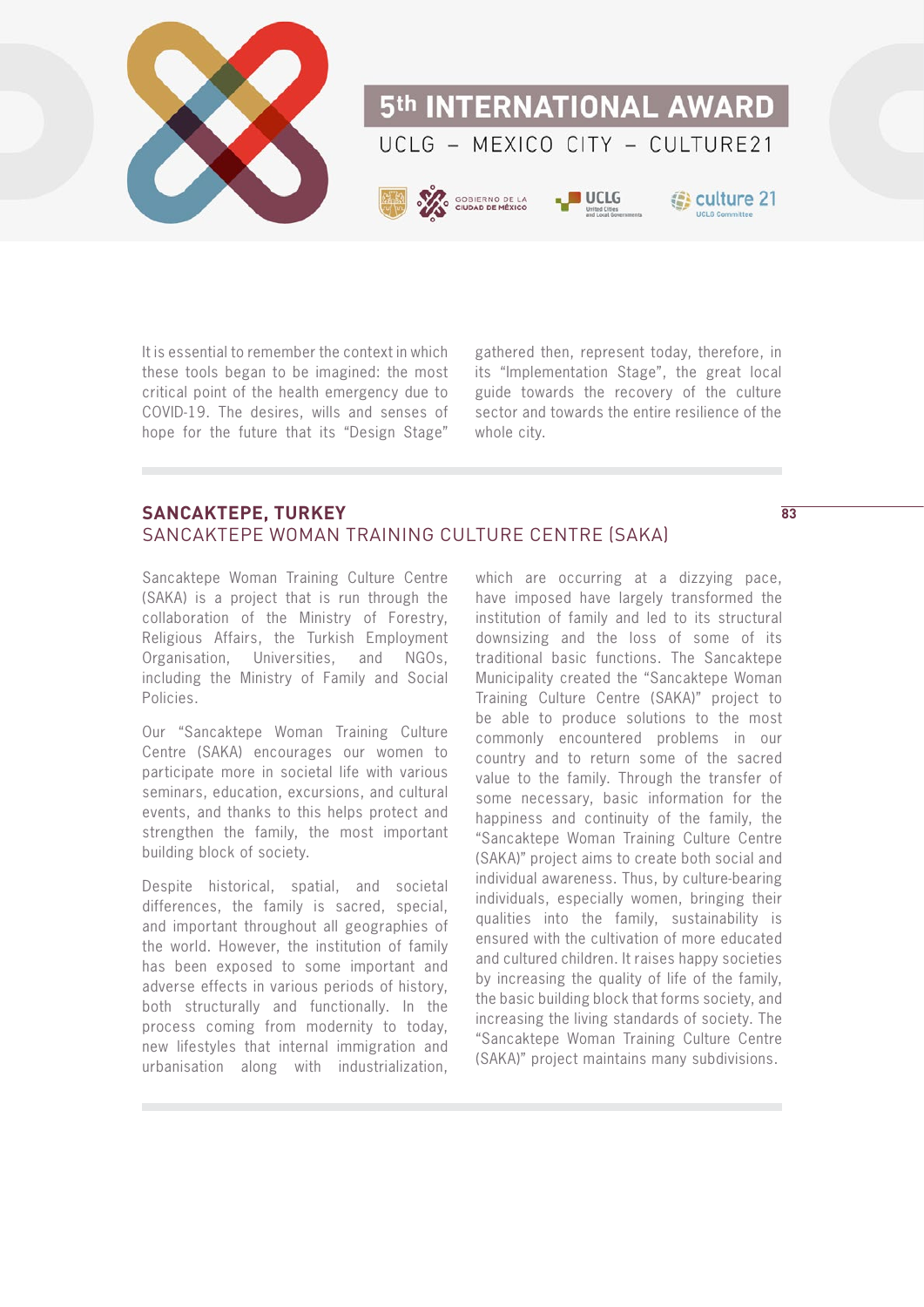It is essential to remember the context in which these tools began to be imagined: the most critical point of the health emergency due to COVID-19. The desires, wills and senses of hope for the future that its "Design Stage" gathered then, represent today, therefore, in its "Implementation Stage", the great local guide towards the recovery of the culture sector and towards the entire resilience of the whole city.

## SANCAKTEPE, TURKEY
### SANCAKTEPE WOMAN TRAINING CULTURE CENTRE (SAKA)

Sancaktepe Woman Training Culture Centre (SAKA) is a project that is run through the collaboration of the Ministry of Forestry, Religious Affairs, the Turkish Employment Organisation, Universities, and NGOs, including the Ministry of Family and Social Policies.

Our "Sancaktepe Woman Training Culture Centre (SAKA) encourages our women to participate more in societal life with various seminars, education, excursions, and cultural events, and thanks to this helps protect and strengthen the family, the most important building block of society.

Despite historical, spatial, and societal differences, the family is sacred, special, and important throughout all geographies of the world. However, the institution of family has been exposed to some important and adverse effects in various periods of history, both structurally and functionally. In the process coming from modernity to today, new lifestyles that internal immigration and urbanisation along with industrialization, which are occurring at a dizzying pace, have imposed have largely transformed the institution of family and led to its structural downsizing and the loss of some of its traditional basic functions. The Sancaktepe Municipality created the "Sancaktepe Woman Training Culture Centre (SAKA)" project to be able to produce solutions to the most commonly encountered problems in our country and to return some of the sacred value to the family. Through the transfer of some necessary, basic information for the happiness and continuity of the family, the "Sancaktepe Woman Training Culture Centre (SAKA)" project aims to create both social and individual awareness. Thus, by culture-bearing individuals, especially women, bringing their qualities into the family, sustainability is ensured with the cultivation of more educated and cultured children. It raises happy societies by increasing the quality of life of the family, the basic building block that forms society, and increasing the living standards of society. The "Sancaktepe Woman Training Culture Centre (SAKA)" project maintains many subdivisions.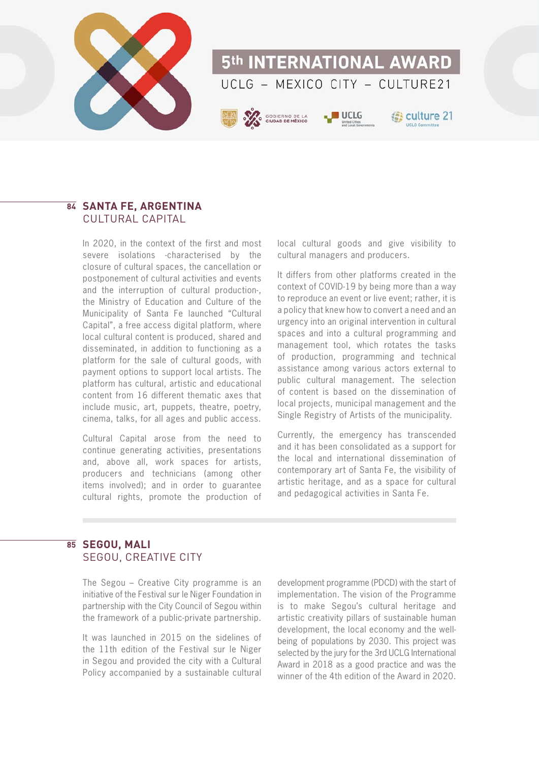## 84 SANTA FE, ARGENTINA
CULTURAL CAPITAL

In 2020, in the context of the first and most severe isolations -characterised by the closure of cultural spaces, the cancellation or postponement of cultural activities and events and the interruption of cultural production-, the Ministry of Education and Culture of the Municipality of Santa Fe launched “Cultural Capital”, a free access digital platform, where local cultural content is produced, shared and disseminated, in addition to functioning as a platform for the sale of cultural goods, with payment options to support local artists. The platform has cultural, artistic and educational content from 16 different thematic axes that include music, art, puppets, theatre, poetry, cinema, talks, for all ages and public access.

Cultural Capital arose from the need to continue generating activities, presentations and, above all, work spaces for artists, producers and technicians (among other items involved); and in order to guarantee cultural rights, promote the production of local cultural goods and give visibility to cultural managers and producers.

It differs from other platforms created in the context of COVID-19 by being more than a way to reproduce an event or live event; rather, it is a policy that knew how to convert a need and an urgency into an original intervention in cultural spaces and into a cultural programming and management tool, which rotates the tasks of production, programming and technical assistance among various actors external to public cultural management. The selection of content is based on the dissemination of local projects, municipal management and the Single Registry of Artists of the municipality.

Currently, the emergency has transcended and it has been consolidated as a support for the local and international dissemination of contemporary art of Santa Fe, the visibility of artistic heritage, and as a space for cultural and pedagogical activities in Santa Fe.

## 85 SEGOU, MALI
SEGOU, CREATIVE CITY

The Segou – Creative City programme is an initiative of the Festival sur le Niger Foundation in partnership with the City Council of Segou within the framework of a public-private partnership.

It was launched in 2015 on the sidelines of the 11th edition of the Festival sur le Niger in Segou and provided the city with a Cultural Policy accompanied by a sustainable cultural development programme (PDCD) with the start of implementation. The vision of the Programme is to make Segou's cultural heritage and artistic creativity pillars of sustainable human development, the local economy and the well-being of populations by 2030. This project was selected by the jury for the 3rd UCLG International Award in 2018 as a good practice and was the winner of the 4th edition of the Award in 2020.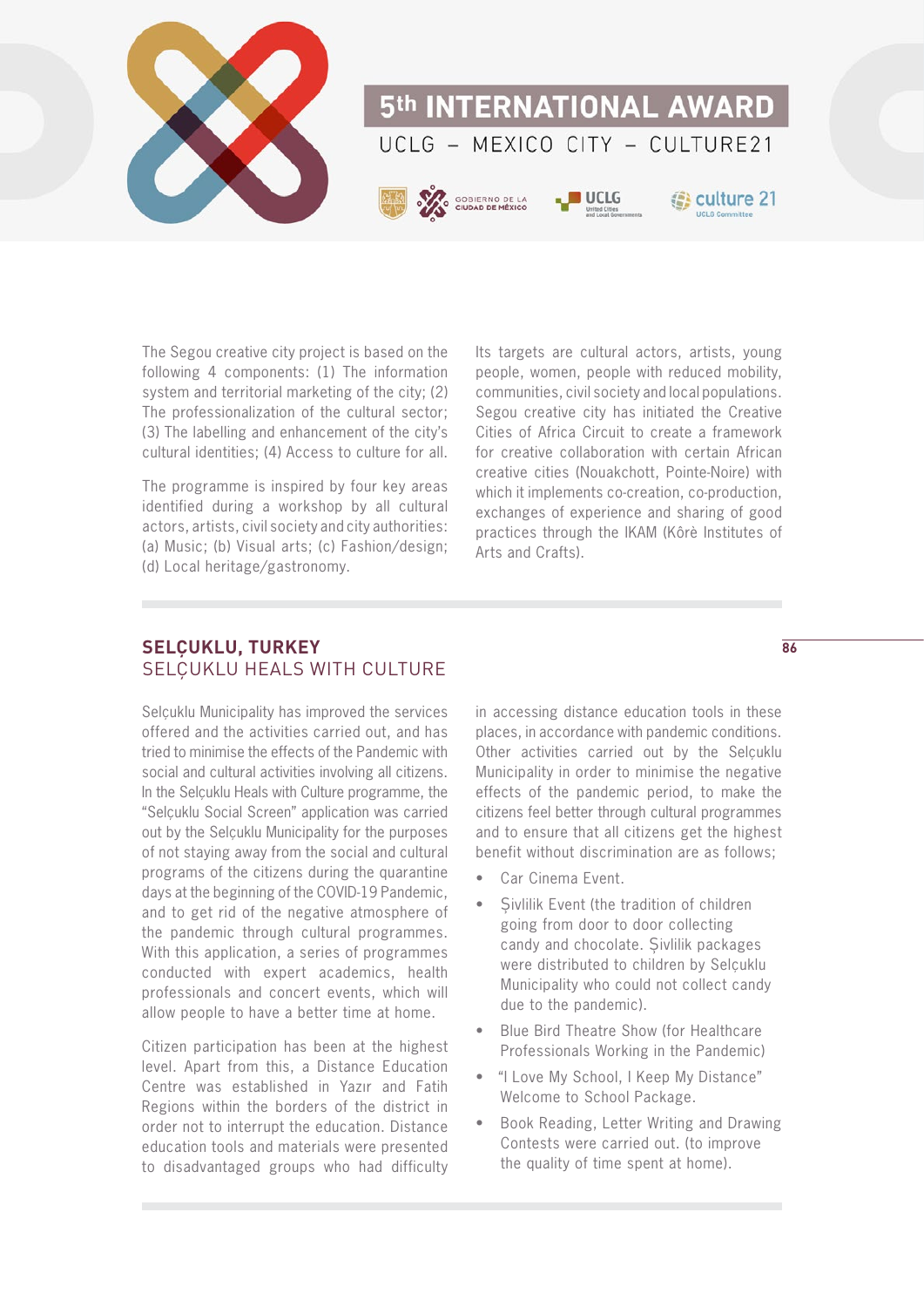The Segou creative city project is based on the following 4 components: (1) The information system and territorial marketing of the city; (2) The professionalization of the cultural sector; (3) The labelling and enhancement of the city's cultural identities; (4) Access to culture for all.

The programme is inspired by four key areas identified during a workshop by all cultural actors, artists, civil society and city authorities: (a) Music; (b) Visual arts; (c) Fashion/design; (d) Local heritage/gastronomy.

Its targets are cultural actors, artists, young people, women, people with reduced mobility, communities, civil society and local populations. Segou creative city has initiated the Creative Cities of Africa Circuit to create a framework for creative collaboration with certain African creative cities (Nouakchott, Pointe-Noire) with which it implements co-creation, co-production, exchanges of experience and sharing of good practices through the IKAM (Kôrè Institutes of Arts and Crafts).

## SELÇUKLU, TURKEY
### SELÇUKLU HEALS WITH CULTURE

Selçuklu Municipality has improved the services offered and the activities carried out, and has tried to minimise the effects of the Pandemic with social and cultural activities involving all citizens. In the Selçuklu Heals with Culture programme, the "Selçuklu Social Screen" application was carried out by the Selçuklu Municipality for the purposes of not staying away from the social and cultural programs of the citizens during the quarantine days at the beginning of the COVID-19 Pandemic, and to get rid of the negative atmosphere of the pandemic through cultural programmes. With this application, a series of programmes conducted with expert academics, health professionals and concert events, which will allow people to have a better time at home.

Citizen participation has been at the highest level. Apart from this, a Distance Education Centre was established in Yazır and Fatih Regions within the borders of the district in order not to interrupt the education. Distance education tools and materials were presented to disadvantaged groups who had difficulty in accessing distance education tools in these places, in accordance with pandemic conditions. Other activities carried out by the Selçuklu Municipality in order to minimise the negative effects of the pandemic period, to make the citizens feel better through cultural programmes and to ensure that all citizens get the highest benefit without discrimination are as follows;

- Car Cinema Event.
- Şivlilik Event (the tradition of children going from door to door collecting candy and chocolate. Şivlilik packages were distributed to children by Selçuklu Municipality who could not collect candy due to the pandemic).
- Blue Bird Theatre Show (for Healthcare Professionals Working in the Pandemic)
- "I Love My School, I Keep My Distance" Welcome to School Package.
- Book Reading, Letter Writing and Drawing Contests were carried out. (to improve the quality of time spent at home).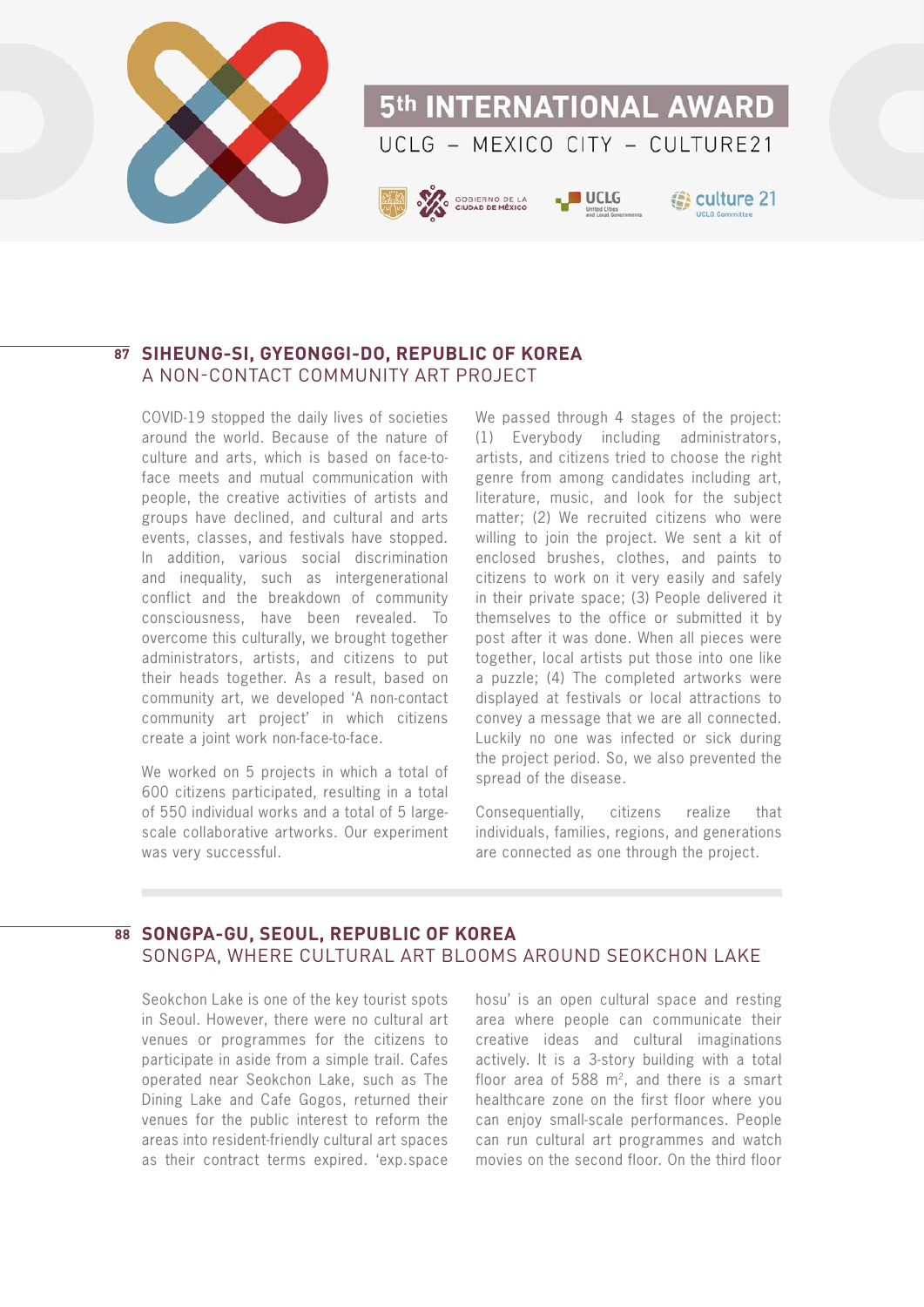## 87 SIHEUNG-SI, GYEONGGI-DO, REPUBLIC OF KOREA
### A NON-CONTACT COMMUNITY ART PROJECT

COVID-19 stopped the daily lives of societies around the world. Because of the nature of culture and arts, which is based on face-to-face meets and mutual communication with people, the creative activities of artists and groups have declined, and cultural and arts events, classes, and festivals have stopped. In addition, various social discrimination and inequality, such as intergenerational conflict and the breakdown of community consciousness, have been revealed. To overcome this culturally, we brought together administrators, artists, and citizens to put their heads together. As a result, based on community art, we developed 'A non-contact community art project' in which citizens create a joint work non-face-to-face.

We worked on 5 projects in which a total of 600 citizens participated, resulting in a total of 550 individual works and a total of 5 large-scale collaborative artworks. Our experiment was very successful.

We passed through 4 stages of the project: (1) Everybody including administrators, artists, and citizens tried to choose the right genre from among candidates including art, literature, music, and look for the subject matter; (2) We recruited citizens who were willing to join the project. We sent a kit of enclosed brushes, clothes, and paints to citizens to work on it very easily and safely in their private space; (3) People delivered it themselves to the office or submitted it by post after it was done. When all pieces were together, local artists put those into one like a puzzle; (4) The completed artworks were displayed at festivals or local attractions to convey a message that we are all connected. Luckily no one was infected or sick during the project period. So, we also prevented the spread of the disease.

Consequentially, citizens realize that individuals, families, regions, and generations are connected as one through the project.

## 88 SONGPA-GU, SEOUL, REPUBLIC OF KOREA
### SONGPA, WHERE CULTURAL ART BLOOMS AROUND SEOKCHON LAKE

Seokchon Lake is one of the key tourist spots in Seoul. However, there were no cultural art venues or programmes for the citizens to participate in aside from a simple trail. Cafes operated near Seokchon Lake, such as The Dining Lake and Cafe Gogos, returned their venues for the public interest to reform the areas into resident-friendly cultural art spaces as their contract terms expired. 'exp.space hosu' is an open cultural space and resting area where people can communicate their creative ideas and cultural imaginations actively. It is a 3-story building with a total floor area of 588 m², and there is a smart healthcare zone on the first floor where you can enjoy small-scale performances. People can run cultural art programmes and watch movies on the second floor. On the third floor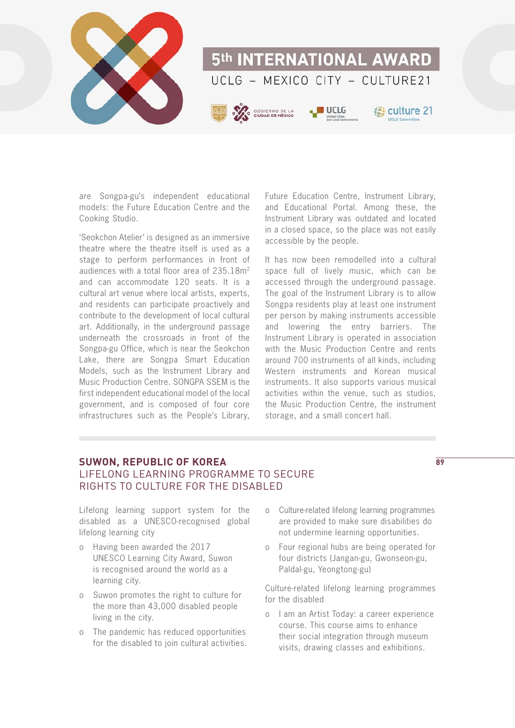are Songpa-gu's independent educational models: the Future Education Centre and the Cooking Studio.

'Seokchon Atelier' is designed as an immersive theatre where the theatre itself is used as a stage to perform performances in front of audiences with a total floor area of 235.18m$^2$ and can accommodate 120 seats. It is a cultural art venue where local artists, experts, and residents can participate proactively and contribute to the development of local cultural art. Additionally, in the underground passage underneath the crossroads in front of the Songpa-gu Office, which is near the Seokchon Lake, there are Songpa Smart Education Models, such as the Instrument Library and Music Production Centre. SONGPA SSEM is the first independent educational model of the local government, and is composed of four core infrastructures such as the People's Library, Future Education Centre, Instrument Library, and Educational Portal. Among these, the Instrument Library was outdated and located in a closed space, so the place was not easily accessible by the people.

It has now been remodelled into a cultural space full of lively music, which can be accessed through the underground passage. The goal of the Instrument Library is to allow Songpa residents play at least one instrument per person by making instruments accessible and lowering the entry barriers. The Instrument Library is operated in association with the Music Production Centre and rents around 700 instruments of all kinds, including Western instruments and Korean musical instruments. It also supports various musical activities within the venue, such as studios, the Music Production Centre, the instrument storage, and a small concert hall.

## SUWON, REPUBLIC OF KOREA
## LIFELONG LEARNING PROGRAMME TO SECURE RIGHTS TO CULTURE FOR THE DISABLED

Lifelong learning support system for the disabled as a UNESCO-recognised global lifelong learning city

- Having been awarded the 2017 UNESCO Learning City Award, Suwon is recognised around the world as a learning city.
- Suwon promotes the right to culture for the more than 43,000 disabled people living in the city.
- The pandemic has reduced opportunities for the disabled to join cultural activities.
- Culture-related lifelong learning programmes are provided to make sure disabilities do not undermine learning opportunities.
- Four regional hubs are being operated for four districts (Jangan-gu, Gwonseon-gu, Paldal-gu, Yeongtong-gu)

Culture-related lifelong learning programmes for the disabled

- I am an Artist Today: a career experience course. This course aims to enhance their social integration through museum visits, drawing classes and exhibitions.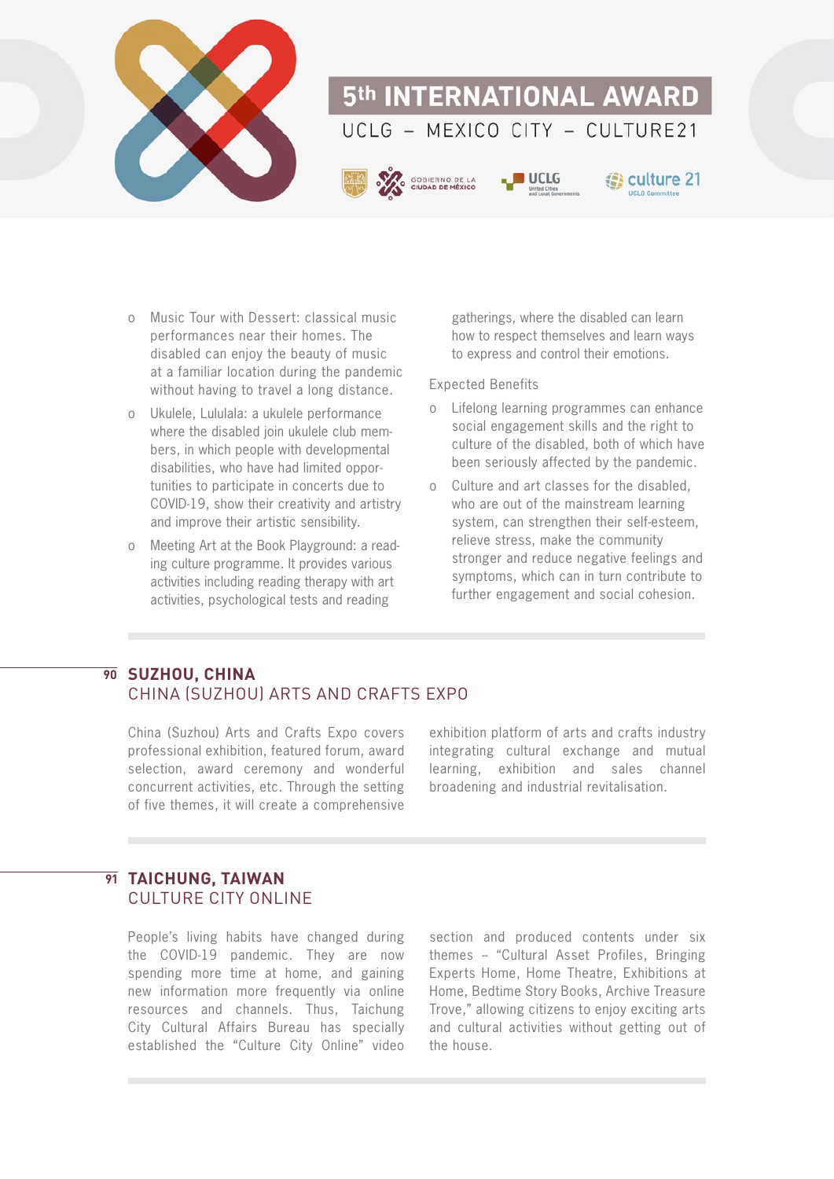- Music Tour with Dessert: classical music performances near their homes. The disabled can enjoy the beauty of music at a familiar location during the pandemic without having to travel a long distance.
- Ukulele, Lululala: a ukulele performance where the disabled join ukulele club members, in which people with developmental disabilities, who have had limited opportunities to participate in concerts due to COVID-19, show their creativity and artistry and improve their artistic sensibility.
- Meeting Art at the Book Playground: a reading culture programme. It provides various activities including reading therapy with art activities, psychological tests and reading gatherings, where the disabled can learn how to respect themselves and learn ways to express and control their emotions.

Expected Benefits

- Lifelong learning programmes can enhance social engagement skills and the right to culture of the disabled, both of which have been seriously affected by the pandemic.
- Culture and art classes for the disabled, who are out of the mainstream learning system, can strengthen their self-esteem, relieve stress, make the community stronger and reduce negative feelings and symptoms, which can in turn contribute to further engagement and social cohesion.

## 90 SUZHOU, CHINA
### CHINA (SUZHOU) ARTS AND CRAFTS EXPO

China (Suzhou) Arts and Crafts Expo covers professional exhibition, featured forum, award selection, award ceremony and wonderful concurrent activities, etc. Through the setting of five themes, it will create a comprehensive exhibition platform of arts and crafts industry integrating cultural exchange and mutual learning, exhibition and sales channel broadening and industrial revitalisation.

## 91 TAICHUNG, TAIWAN
### CULTURE CITY ONLINE

People's living habits have changed during the COVID-19 pandemic. They are now spending more time at home, and gaining new information more frequently via online resources and channels. Thus, Taichung City Cultural Affairs Bureau has specially established the "Culture City Online" video section and produced contents under six themes – "Cultural Asset Profiles, Bringing Experts Home, Home Theatre, Exhibitions at Home, Bedtime Story Books, Archive Treasure Trove," allowing citizens to enjoy exciting arts and cultural activities without getting out of the house.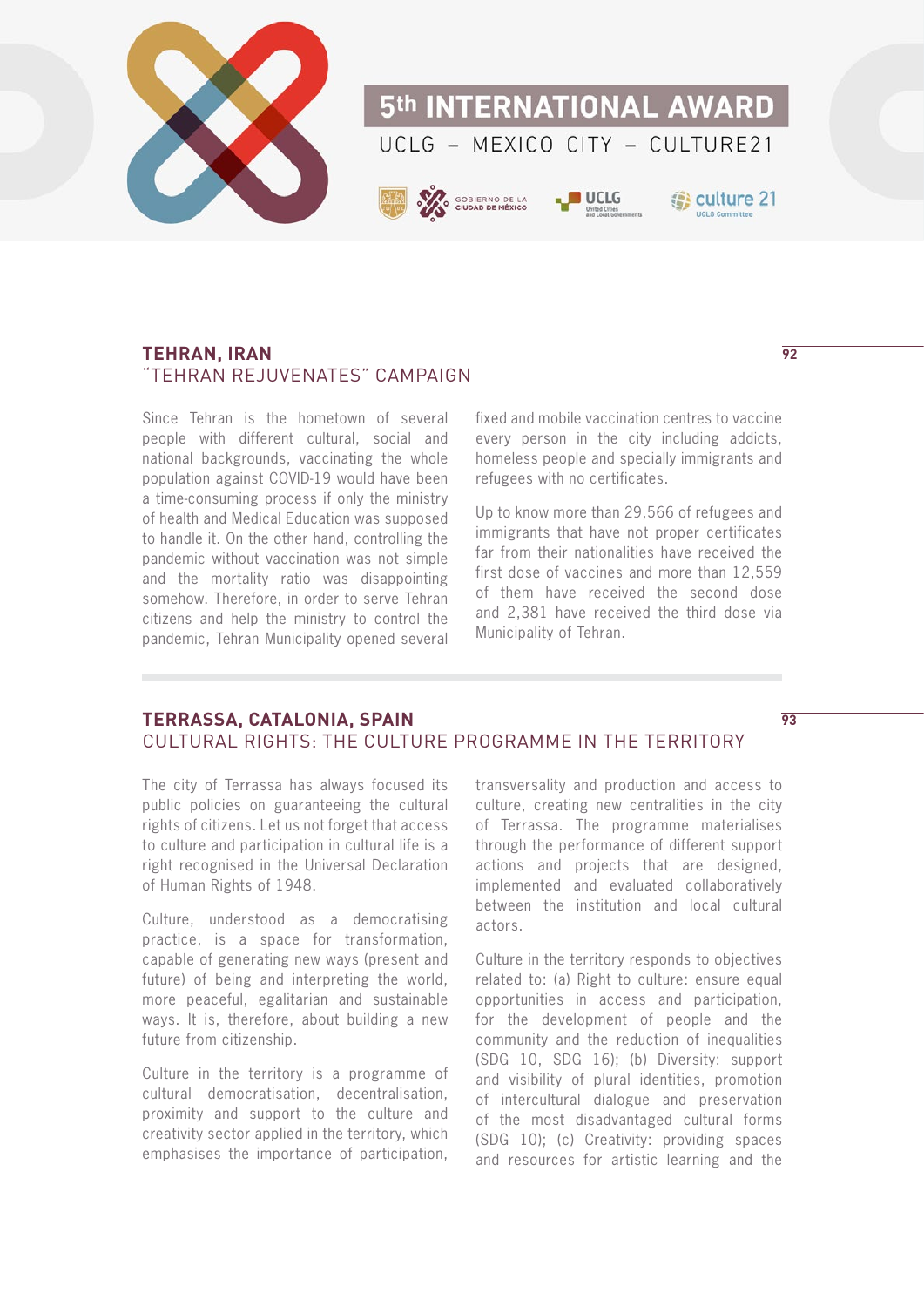## TEHRAN, IRAN
### "TEHRAN REJUVENATES" CAMPAIGN

92

Since Tehran is the hometown of several people with different cultural, social and national backgrounds, vaccinating the whole population against COVID-19 would have been a time-consuming process if only the ministry of health and Medical Education was supposed to handle it. On the other hand, controlling the pandemic without vaccination was not simple and the mortality ratio was disappointing somehow. Therefore, in order to serve Tehran citizens and help the ministry to control the pandemic, Tehran Municipality opened several fixed and mobile vaccination centres to vaccine every person in the city including addicts, homeless people and specially immigrants and refugees with no certificates.

Up to know more than 29,566 of refugees and immigrants that have not proper certificates far from their nationalities have received the first dose of vaccines and more than 12,559 of them have received the second dose and 2,381 have received the third dose via Municipality of Tehran.

## TERRASSA, CATALONIA, SPAIN
### CULTURAL RIGHTS: THE CULTURE PROGRAMME IN THE TERRITORY

93

The city of Terrassa has always focused its public policies on guaranteeing the cultural rights of citizens. Let us not forget that access to culture and participation in cultural life is a right recognised in the Universal Declaration of Human Rights of 1948.

Culture, understood as a democratising practice, is a space for transformation, capable of generating new ways (present and future) of being and interpreting the world, more peaceful, egalitarian and sustainable ways. It is, therefore, about building a new future from citizenship.

Culture in the territory is a programme of cultural democratisation, decentralisation, proximity and support to the culture and creativity sector applied in the territory, which emphasises the importance of participation, transversality and production and access to culture, creating new centralities in the city of Terrassa. The programme materialises through the performance of different support actions and projects that are designed, implemented and evaluated collaboratively between the institution and local cultural actors.

Culture in the territory responds to objectives related to: (a) Right to culture: ensure equal opportunities in access and participation, for the development of people and the community and the reduction of inequalities (SDG 10, SDG 16); (b) Diversity: support and visibility of plural identities, promotion of intercultural dialogue and preservation of the most disadvantaged cultural forms (SDG 10); (c) Creativity: providing spaces and resources for artistic learning and the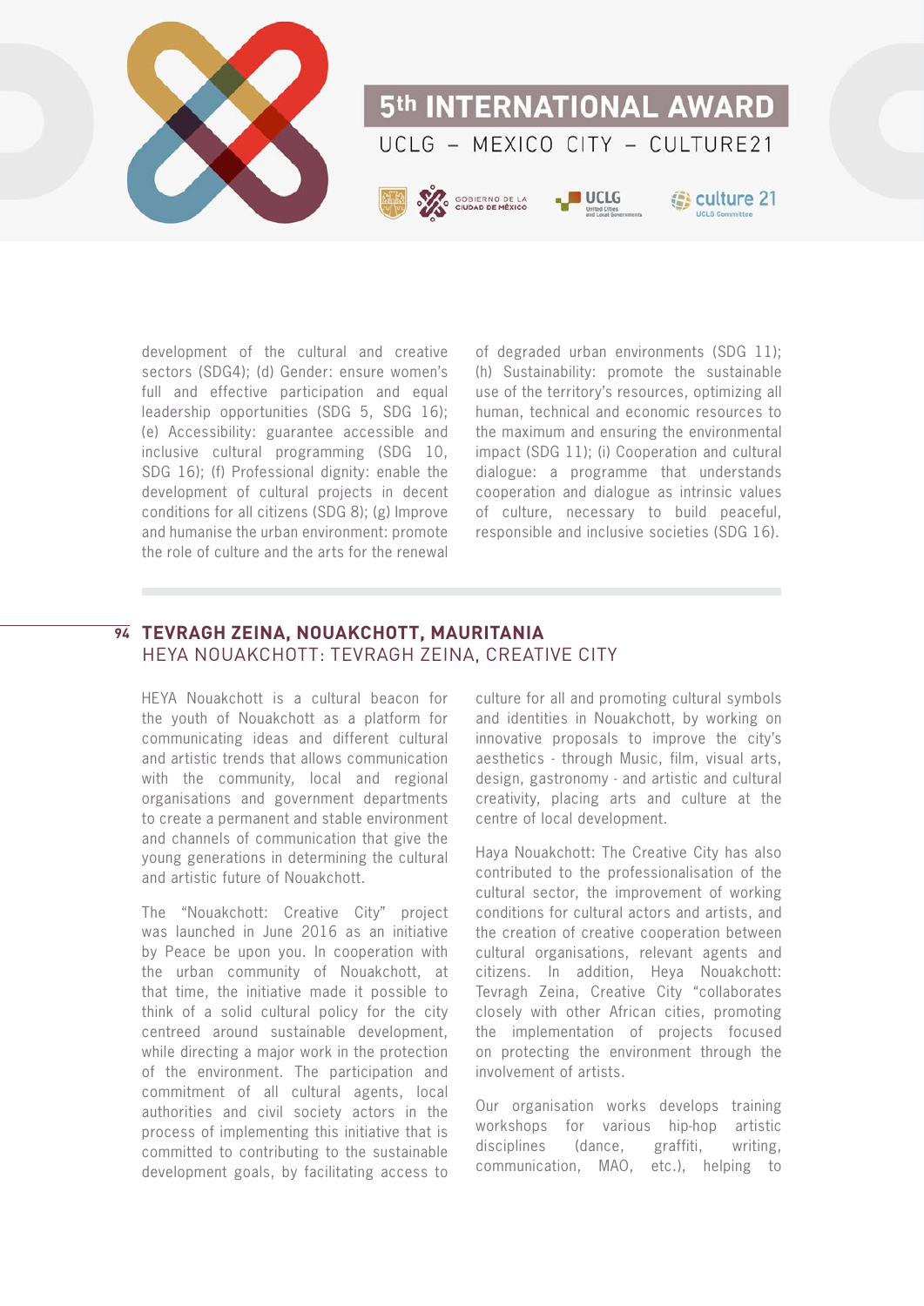development of the cultural and creative sectors (SDG4); (d) Gender: ensure women's full and effective participation and equal leadership opportunities (SDG 5, SDG 16); (e) Accessibility: guarantee accessible and inclusive cultural programming (SDG 10, SDG 16); (f) Professional dignity: enable the development of cultural projects in decent conditions for all citizens (SDG 8); (g) Improve and humanise the urban environment: promote the role of culture and the arts for the renewal of degraded urban environments (SDG 11); (h) Sustainability: promote the sustainable use of the territory's resources, optimizing all human, technical and economic resources to the maximum and ensuring the environmental impact (SDG 11); (i) Cooperation and cultural dialogue: a programme that understands cooperation and dialogue as intrinsic values of culture, necessary to build peaceful, responsible and inclusive societies (SDG 16).

## 94 TEVRAGH ZEINA, NOUAKCHOTT, MAURITANIA
### HEYA NOUAKCHOTT: TEVRAGH ZEINA, CREATIVE CITY

HEYA Nouakchott is a cultural beacon for the youth of Nouakchott as a platform for communicating ideas and different cultural and artistic trends that allows communication with the community, local and regional organisations and government departments to create a permanent and stable environment and channels of communication that give the young generations in determining the cultural and artistic future of Nouakchott.

The "Nouakchott: Creative City" project was launched in June 2016 as an initiative by Peace be upon you. In cooperation with the urban community of Nouakchott, at that time, the initiative made it possible to think of a solid cultural policy for the city centreed around sustainable development, while directing a major work in the protection of the environment. The participation and commitment of all cultural agents, local authorities and civil society actors in the process of implementing this initiative that is committed to contributing to the sustainable development goals, by facilitating access to culture for all and promoting cultural symbols and identities in Nouakchott, by working on innovative proposals to improve the city's aesthetics - through Music, film, visual arts, design, gastronomy - and artistic and cultural creativity, placing arts and culture at the centre of local development.

Haya Nouakchott: The Creative City has also contributed to the professionalisation of the cultural sector, the improvement of working conditions for cultural actors and artists, and the creation of creative cooperation between cultural organisations, relevant agents and citizens. In addition, Heya Nouakchott: Tevragh Zeina, Creative City "collaborates closely with other African cities, promoting the implementation of projects focused on protecting the environment through the involvement of artists.

Our organisation works develops training workshops for various hip-hop artistic disciplines (dance, graffiti, writing, communication, MAO, etc.), helping to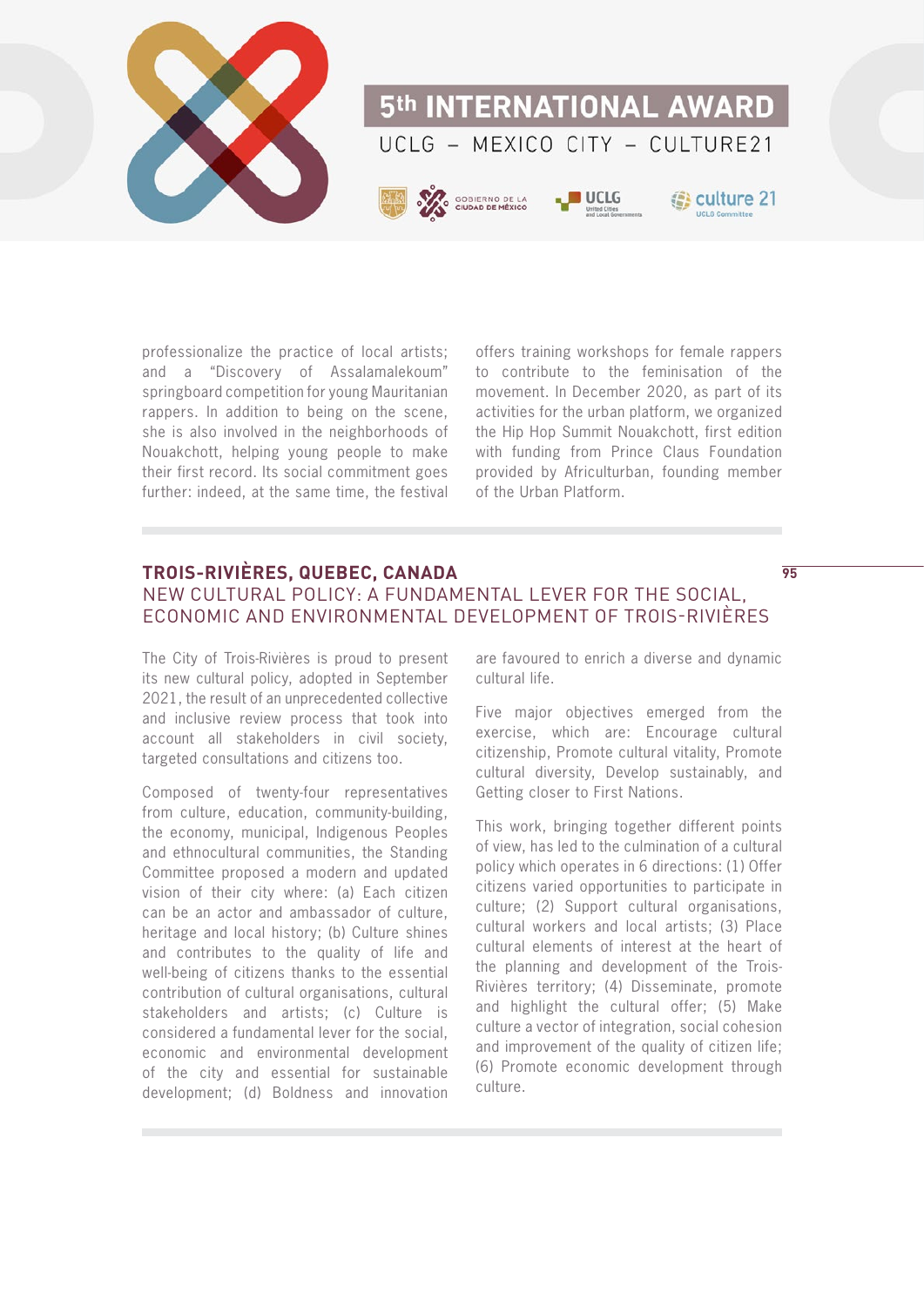professionalize the practice of local artists; and a "Discovery of Assalamalekoum" springboard competition for young Mauritanian rappers. In addition to being on the scene, she is also involved in the neighborhoods of Nouakchott, helping young people to make their first record. Its social commitment goes further: indeed, at the same time, the festival offers training workshops for female rappers to contribute to the feminisation of the movement. In December 2020, as part of its activities for the urban platform, we organized the Hip Hop Summit Nouakchott, first edition with funding from Prince Claus Foundation provided by Africulturban, founding member of the Urban Platform.

## TROIS-RIVIÈRES, QUEBEC, CANADA

### NEW CULTURAL POLICY: A FUNDAMENTAL LEVER FOR THE SOCIAL, ECONOMIC AND ENVIRONMENTAL DEVELOPMENT OF TROIS-RIVIÈRES

The City of Trois-Rivières is proud to present its new cultural policy, adopted in September 2021, the result of an unprecedented collective and inclusive review process that took into account all stakeholders in civil society, targeted consultations and citizens too.

Composed of twenty-four representatives from culture, education, community-building, the economy, municipal, Indigenous Peoples and ethnocultural communities, the Standing Committee proposed a modern and updated vision of their city where: (a) Each citizen can be an actor and ambassador of culture, heritage and local history; (b) Culture shines and contributes to the quality of life and well-being of citizens thanks to the essential contribution of cultural organisations, cultural stakeholders and artists; (c) Culture is considered a fundamental lever for the social, economic and environmental development of the city and essential for sustainable development; (d) Boldness and innovation are favoured to enrich a diverse and dynamic cultural life.

Five major objectives emerged from the exercise, which are: Encourage cultural citizenship, Promote cultural vitality, Promote cultural diversity, Develop sustainably, and Getting closer to First Nations.

This work, bringing together different points of view, has led to the culmination of a cultural policy which operates in 6 directions: (1) Offer citizens varied opportunities to participate in culture; (2) Support cultural organisations, cultural workers and local artists; (3) Place cultural elements of interest at the heart of the planning and development of the Trois-Rivières territory; (4) Disseminate, promote and highlight the cultural offer; (5) Make culture a vector of integration, social cohesion and improvement of the quality of citizen life; (6) Promote economic development through culture.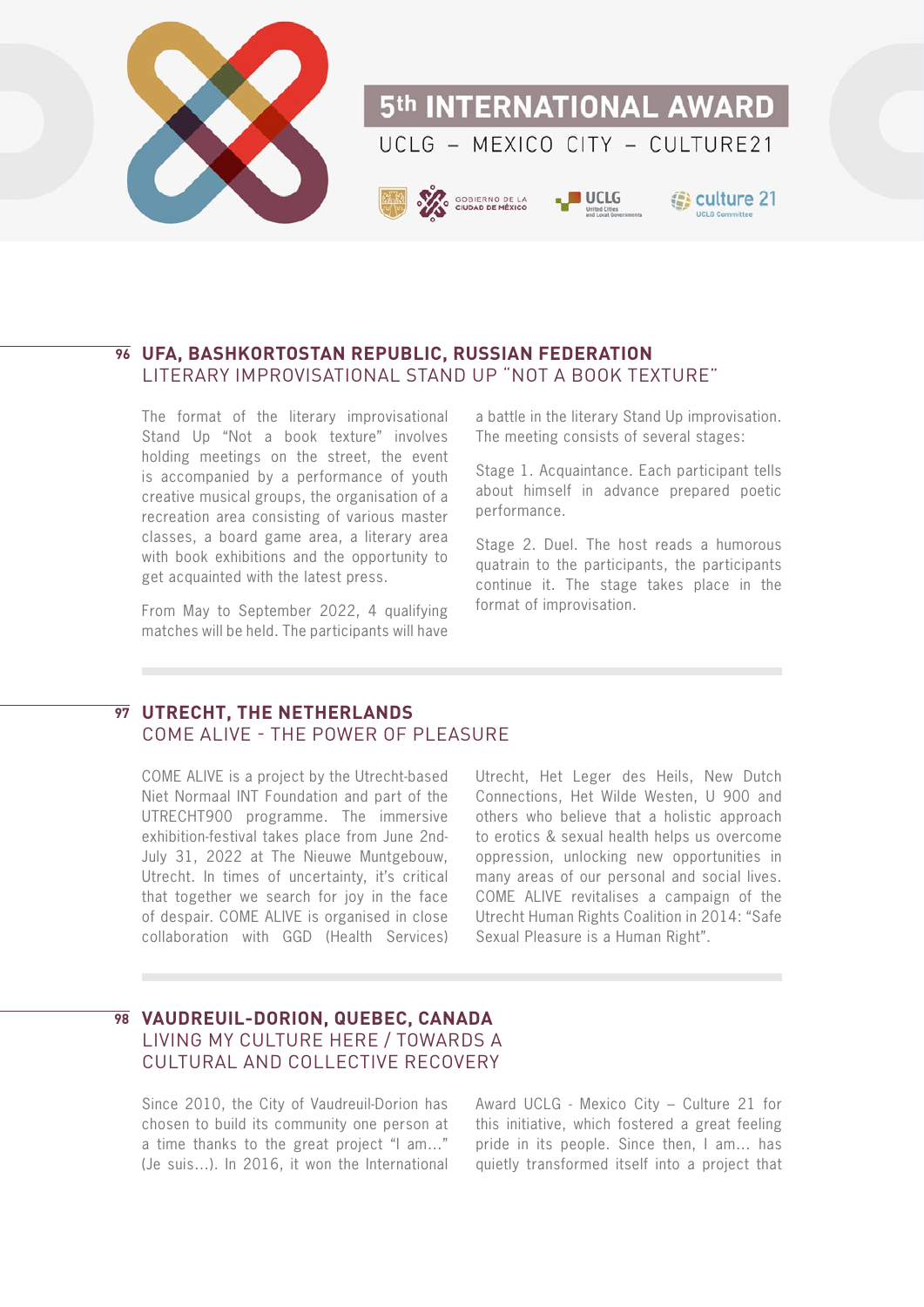## 96 UFA, BASHKORTOSTAN REPUBLIC, RUSSIAN FEDERATION
### LITERARY IMPROVISATIONAL STAND UP "NOT A BOOK TEXTURE"

The format of the literary improvisational Stand Up "Not a book texture" involves holding meetings on the street, the event is accompanied by a performance of youth creative musical groups, the organisation of a recreation area consisting of various master classes, a board game area, a literary area with book exhibitions and the opportunity to get acquainted with the latest press.

From May to September 2022, 4 qualifying matches will be held. The participants will have a battle in the literary Stand Up improvisation. The meeting consists of several stages:

Stage 1. Acquaintance. Each participant tells about himself in advance prepared poetic performance.

Stage 2. Duel. The host reads a humorous quatrain to the participants, the participants continue it. The stage takes place in the format of improvisation.

## 97 UTRECHT, THE NETHERLANDS
### COME ALIVE - THE POWER OF PLEASURE

COME ALIVE is a project by the Utrecht-based Niet Normaal INT Foundation and part of the UTRECHT900 programme. The immersive exhibition-festival takes place from June 2nd-July 31, 2022 at The Nieuwe Muntgebouw, Utrecht. In times of uncertainty, it's critical that together we search for joy in the face of despair. COME ALIVE is organised in close collaboration with GGD (Health Services) Utrecht, Het Leger des Heils, New Dutch Connections, Het Wilde Westen, U 900 and others who believe that a holistic approach to erotics & sexual health helps us overcome oppression, unlocking new opportunities in many areas of our personal and social lives. COME ALIVE revitalises a campaign of the Utrecht Human Rights Coalition in 2014: "Safe Sexual Pleasure is a Human Right".

## 98 VAUDREUIL-DORION, QUEBEC, CANADA
### LIVING MY CULTURE HERE / TOWARDS A CULTURAL AND COLLECTIVE RECOVERY

Since 2010, the City of Vaudreuil-Dorion has chosen to build its community one person at a time thanks to the great project "I am..." (Je suis...). In 2016, it won the International Award UCLG - Mexico City – Culture 21 for this initiative, which fostered a great feeling pride in its people. Since then, I am... has quietly transformed itself into a project that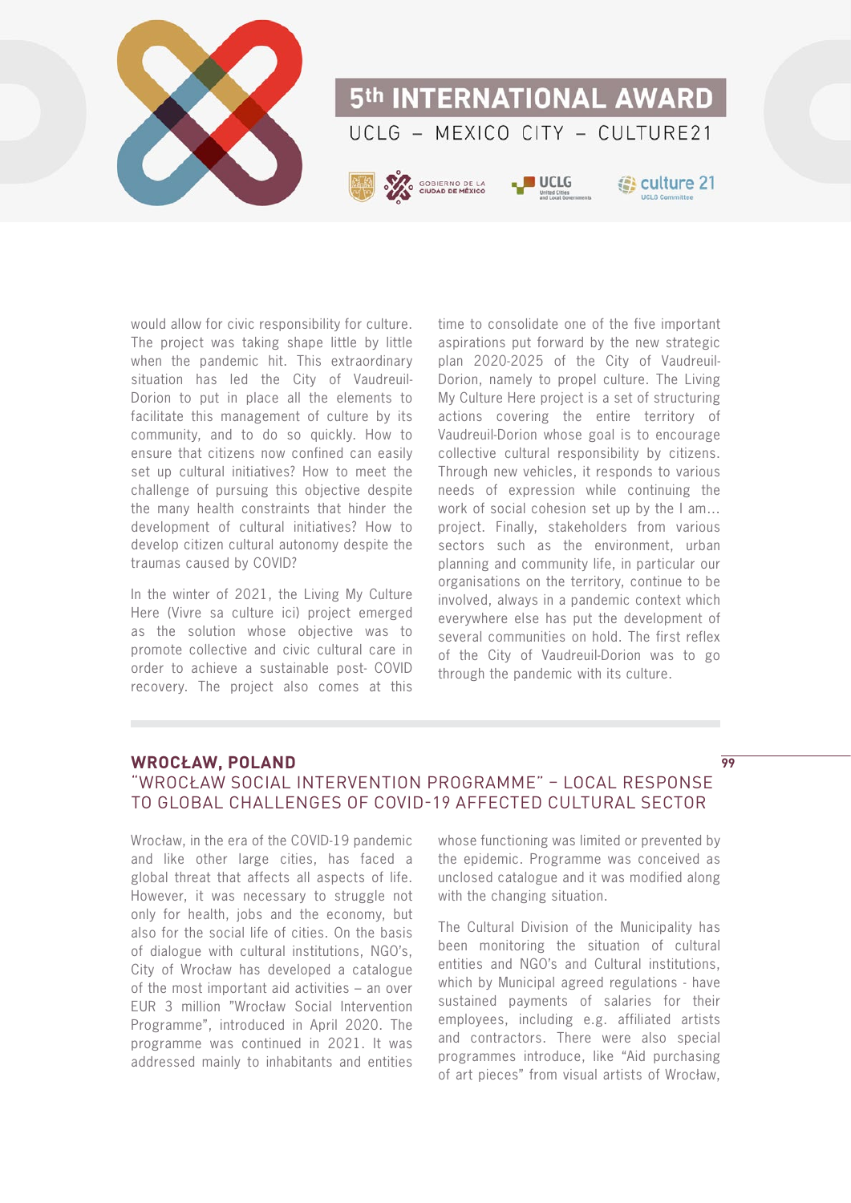would allow for civic responsibility for culture. The project was taking shape little by little when the pandemic hit. This extraordinary situation has led the City of Vaudreuil-Dorion to put in place all the elements to facilitate this management of culture by its community, and to do so quickly. How to ensure that citizens now confined can easily set up cultural initiatives? How to meet the challenge of pursuing this objective despite the many health constraints that hinder the development of cultural initiatives? How to develop citizen cultural autonomy despite the traumas caused by COVID?

In the winter of 2021, the Living My Culture Here (Vivre sa culture ici) project emerged as the solution whose objective was to promote collective and civic cultural care in order to achieve a sustainable post- COVID recovery. The project also comes at this time to consolidate one of the five important aspirations put forward by the new strategic plan 2020-2025 of the City of Vaudreuil-Dorion, namely to propel culture. The Living My Culture Here project is a set of structuring actions covering the entire territory of Vaudreuil-Dorion whose goal is to encourage collective cultural responsibility by citizens. Through new vehicles, it responds to various needs of expression while continuing the work of social cohesion set up by the I am... project. Finally, stakeholders from various sectors such as the environment, urban planning and community life, in particular our organisations on the territory, continue to be involved, always in a pandemic context which everywhere else has put the development of several communities on hold. The first reflex of the City of Vaudreuil-Dorion was to go through the pandemic with its culture.

## WROCŁAW, POLAND

### "WROCŁAW SOCIAL INTERVENTION PROGRAMME" – LOCAL RESPONSE TO GLOBAL CHALLENGES OF COVID-19 AFFECTED CULTURAL SECTOR

Wrocław, in the era of the COVID-19 pandemic and like other large cities, has faced a global threat that affects all aspects of life. However, it was necessary to struggle not only for health, jobs and the economy, but also for the social life of cities. On the basis of dialogue with cultural institutions, NGO's, City of Wrocław has developed a catalogue of the most important aid activities – an over EUR 3 million "Wrocław Social Intervention Programme", introduced in April 2020. The programme was continued in 2021. It was addressed mainly to inhabitants and entities whose functioning was limited or prevented by the epidemic. Programme was conceived as unclosed catalogue and it was modified along with the changing situation.

The Cultural Division of the Municipality has been monitoring the situation of cultural entities and NGO's and Cultural institutions, which by Municipal agreed regulations - have sustained payments of salaries for their employees, including e.g. affiliated artists and contractors. There were also special programmes introduce, like "Aid purchasing of art pieces" from visual artists of Wrocław,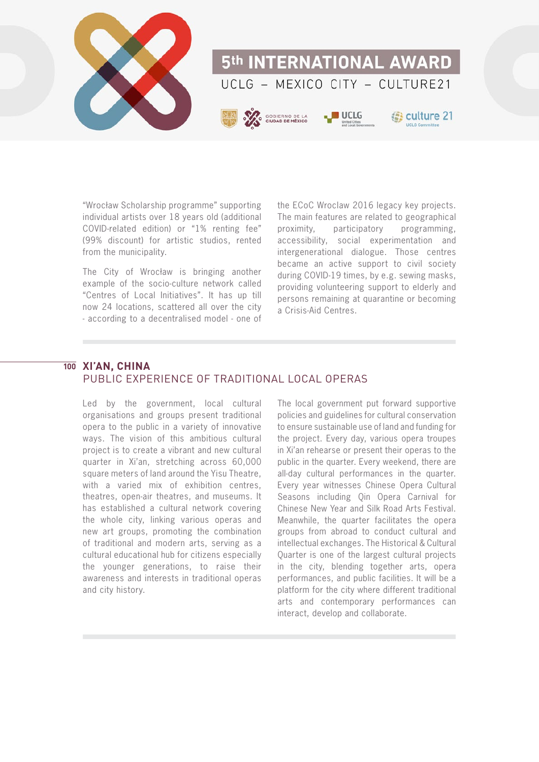"Wrocław Scholarship programme" supporting individual artists over 18 years old (additional COVID-related edition) or "1% renting fee" (99% discount) for artistic studios, rented from the municipality.

The City of Wrocław is bringing another example of the socio-culture network called "Centres of Local Initiatives". It has up till now 24 locations, scattered all over the city - according to a decentralised model - one of the ECoC Wroclaw 2016 legacy key projects. The main features are related to geographical proximity, participatory programming, accessibility, social experimentation and intergenerational dialogue. Those centres became an active support to civil society during COVID-19 times, by e.g. sewing masks, providing volunteering support to elderly and persons remaining at quarantine or becoming a Crisis-Aid Centres.

## 100 XI'AN, CHINA

### PUBLIC EXPERIENCE OF TRADITIONAL LOCAL OPERAS

Led by the government, local cultural organisations and groups present traditional opera to the public in a variety of innovative ways. The vision of this ambitious cultural project is to create a vibrant and new cultural quarter in Xi'an, stretching across 60,000 square meters of land around the Yisu Theatre, with a varied mix of exhibition centres, theatres, open-air theatres, and museums. It has established a cultural network covering the whole city, linking various operas and new art groups, promoting the combination of traditional and modern arts, serving as a cultural educational hub for citizens especially the younger generations, to raise their awareness and interests in traditional operas and city history.

The local government put forward supportive policies and guidelines for cultural conservation to ensure sustainable use of land and funding for the project. Every day, various opera troupes in Xi'an rehearse or present their operas to the public in the quarter. Every weekend, there are all-day cultural performances in the quarter. Every year witnesses Chinese Opera Cultural Seasons including Qin Opera Carnival for Chinese New Year and Silk Road Arts Festival. Meanwhile, the quarter facilitates the opera groups from abroad to conduct cultural and intellectual exchanges. The Historical & Cultural Quarter is one of the largest cultural projects in the city, blending together arts, opera performances, and public facilities. It will be a platform for the city where different traditional arts and contemporary performances can interact, develop and collaborate.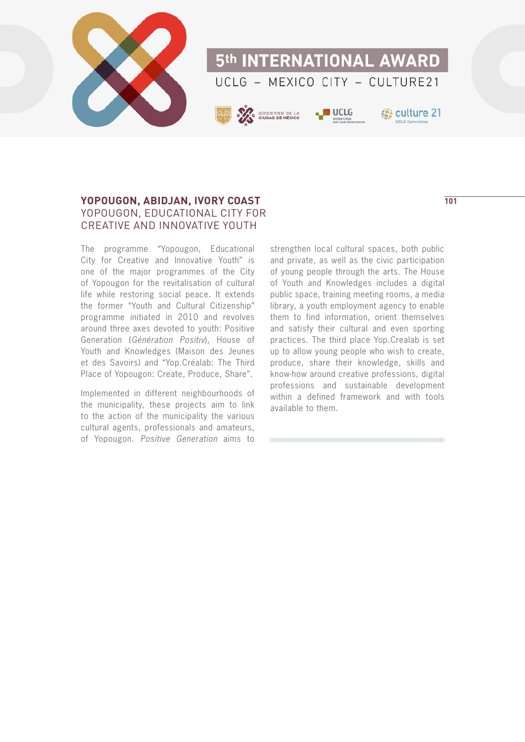## YOPOUGON, ABIDJAN, IVORY COAST

### YOPOUGON, EDUCATIONAL CITY FOR CREATIVE AND INNOVATIVE YOUTH

The programme "Yopougon, Educational City for Creative and Innovative Youth" is one of the major programmes of the City of Yopougon for the revitalisation of cultural life while restoring social peace. It extends the former "Youth and Cultural Citizenship" programme initiated in 2010 and revolves around three axes devoted to youth: Positive Generation (*Génération Positiv*), House of Youth and Knowledges (Maison des Jeunes et des Savoirs) and "Yop.Créalab: The Third Place of Yopougon: Create, Produce, Share".

Implemented in different neighbourhoods of the municipality, these projects aim to link to the action of the municipality the various cultural agents, professionals and amateurs, of Yopougon. *Positive Generation* aims to strengthen local cultural spaces, both public and private, as well as the civic participation of young people through the arts. The House of Youth and Knowledges includes a digital public space, training meeting rooms, a media library, a youth employment agency to enable them to find information, orient themselves and satisfy their cultural and even sporting practices. The third place Yop.Crealab is set up to allow young people who wish to create, produce, share their knowledge, skills and know-how around creative professions, digital professions and sustainable development within a defined framework and with tools available to them.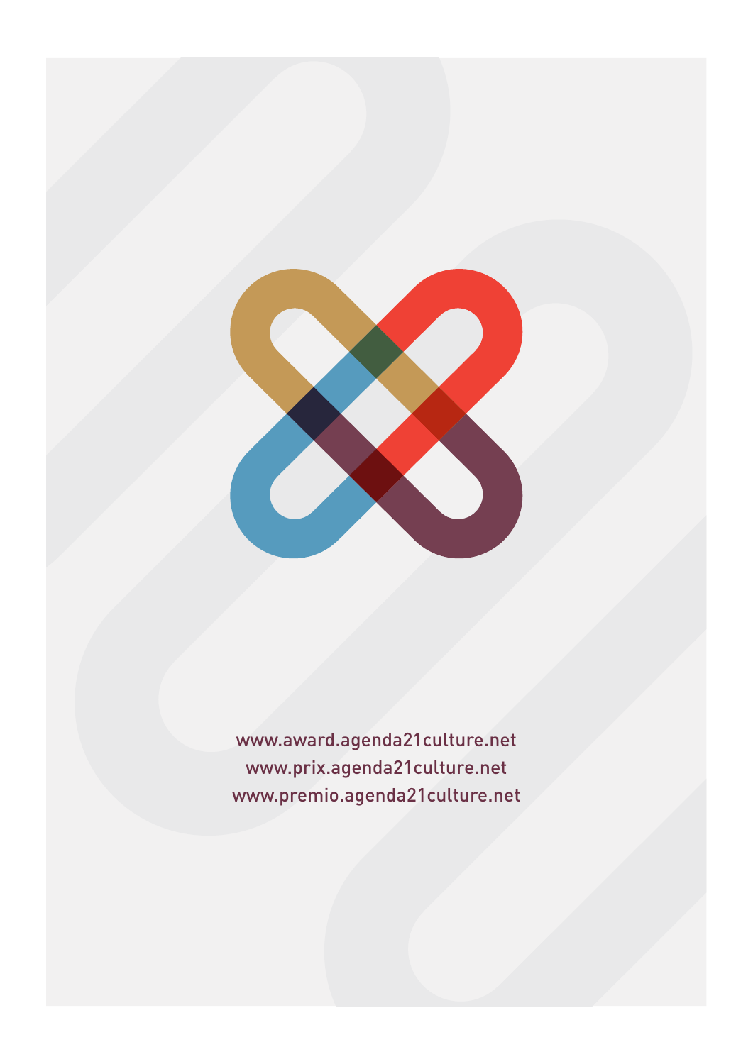www.award.agenda21culture.net
www.prix.agenda21culture.net
www.premio.agenda21culture.net